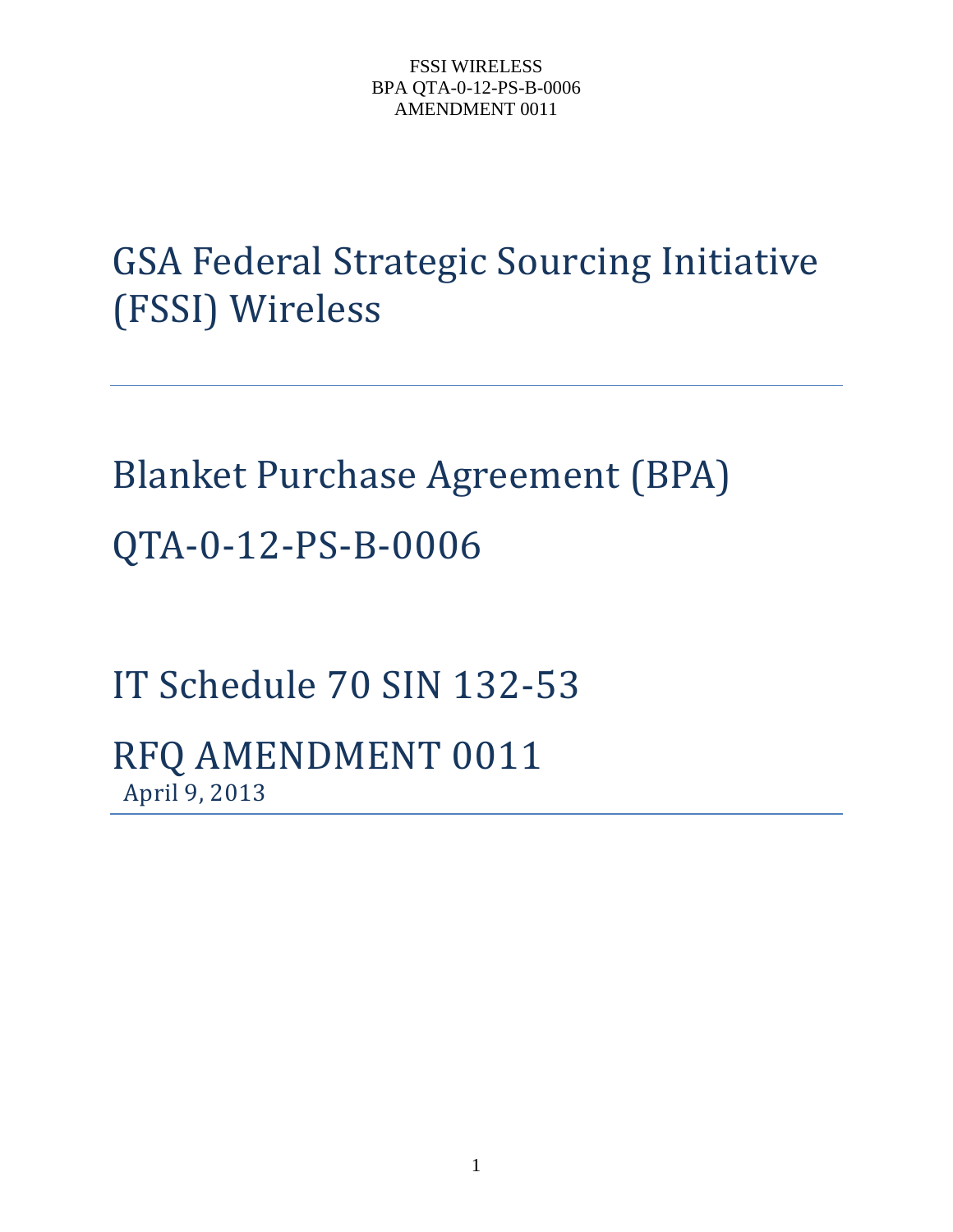# GSA Federal Strategic Sourcing Initiative (FSSI) Wireless

---

# Blanket Purchase Agreement (BPA)

# QTA-0-12-PS-B-0006

# IT Schedule 70 SIN 132-53

# RFQ AMENDMENT 0011

April 9, 2013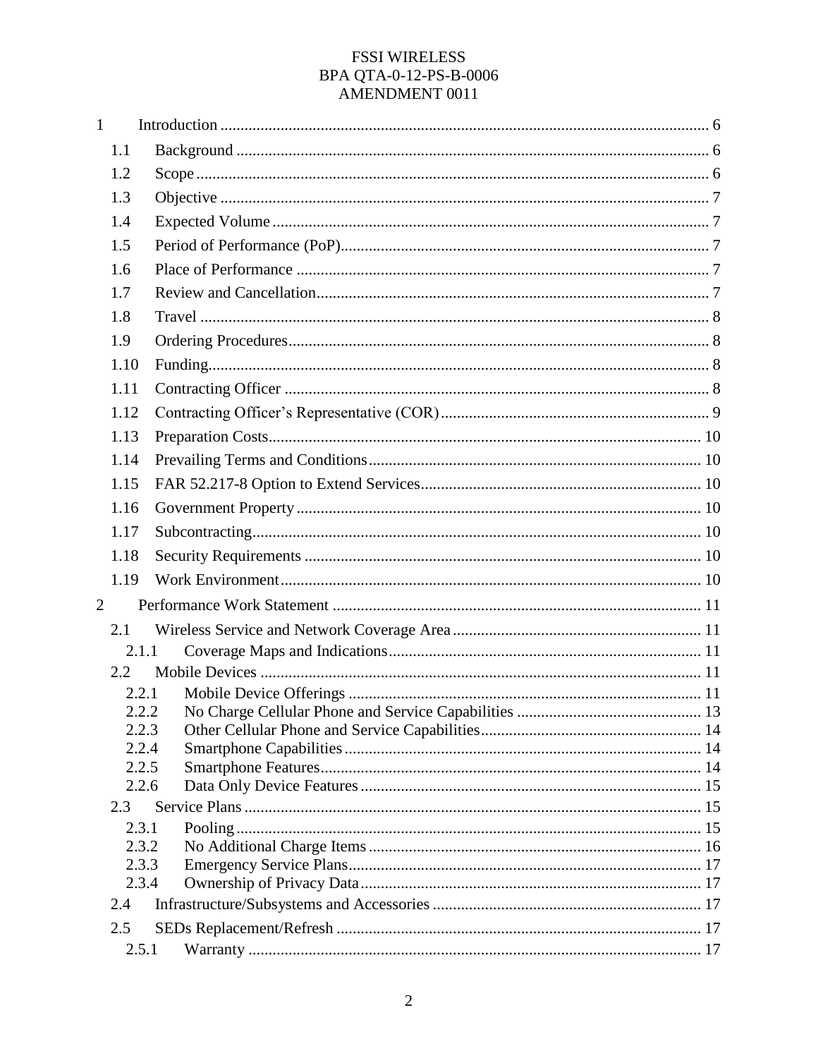FSSI WIRELESS
BPA QTA-0-12-PS-B-0006
AMENDMENT 0011

1 Introduction ........................................................ 6

- 1.1 Background ........................................................ 6
- 1.2 Scope ........................................................ 6
- 1.3 Objective ........................................................ 7
- 1.4 Expected Volume ........................................................ 7
- 1.5 Period of Performance (PoP) ........................................................ 7
- 1.6 Place of Performance ........................................................ 7
- 1.7 Review and Cancellation ........................................................ 7
- 1.8 Travel ........................................................ 8
- 1.9 Ordering Procedures ........................................................ 8
- 1.10 Funding ........................................................ 8
- 1.11 Contracting Officer ........................................................ 8
- 1.12 Contracting Officer's Representative (COR) ........................................................ 9
- 1.13 Preparation Costs ........................................................ 10
- 1.14 Prevailing Terms and Conditions ........................................................ 10
- 1.15 FAR 52.217-8 Option to Extend Services ........................................................ 10
- 1.16 Government Property ........................................................ 10
- 1.17 Subcontracting ........................................................ 10
- 1.18 Security Requirements ........................................................ 10
- 1.19 Work Environment ........................................................ 10

2 Performance Work Statement ........................................................ 11

- 2.1 Wireless Service and Network Coverage Area ........................................................ 11
  - 2.1.1 Coverage Maps and Indications ........................................................ 11
- 2.2 Mobile Devices ........................................................ 11
  - 2.2.1 Mobile Device Offerings ........................................................ 11
  - 2.2.2 No Charge Cellular Phone and Service Capabilities ........................................................ 13
  - 2.2.3 Other Cellular Phone and Service Capabilities ........................................................ 14
  - 2.2.4 Smartphone Capabilities ........................................................ 14
  - 2.2.5 Smartphone Features ........................................................ 14
  - 2.2.6 Data Only Device Features ........................................................ 15
- 2.3 Service Plans ........................................................ 15
  - 2.3.1 Pooling ........................................................ 15
  - 2.3.2 No Additional Charge Items ........................................................ 16
  - 2.3.3 Emergency Service Plans ........................................................ 17
  - 2.3.4 Ownership of Privacy Data ........................................................ 17
- 2.4 Infrastructure/Subsystems and Accessories ........................................................ 17
- 2.5 SEDs Replacement/Refresh ........................................................ 17
  - 2.5.1 Warranty ........................................................ 17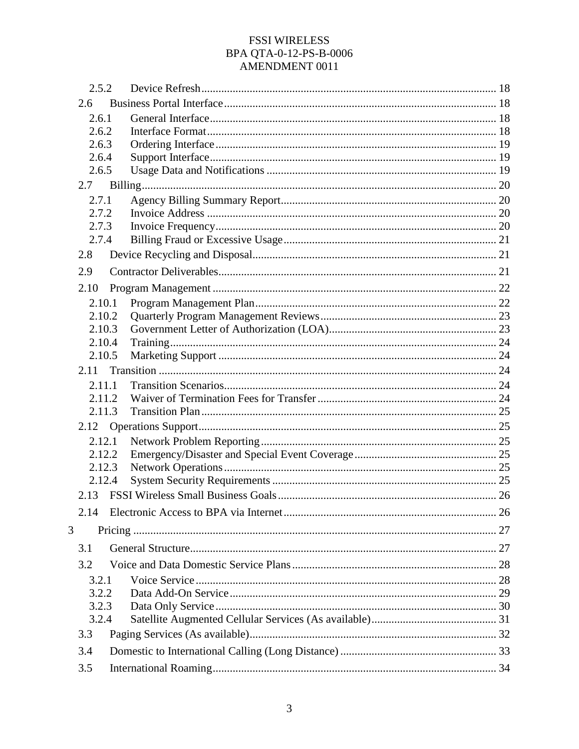2.5.2 Device Refresh ........ 18

2.6 Business Portal Interface ........ 18

2.6.1 General Interface ........ 18

2.6.2 Interface Format ........ 18

2.6.3 Ordering Interface ........ 19

2.6.4 Support Interface ........ 19

2.6.5 Usage Data and Notifications ........ 19

2.7 Billing ........ 20

2.7.1 Agency Billing Summary Report ........ 20

2.7.2 Invoice Address ........ 20

2.7.3 Invoice Frequency ........ 20

2.7.4 Billing Fraud or Excessive Usage ........ 21

2.8 Device Recycling and Disposal ........ 21

2.9 Contractor Deliverables ........ 21

2.10 Program Management ........ 22

2.10.1 Program Management Plan ........ 22

2.10.2 Quarterly Program Management Reviews ........ 23

2.10.3 Government Letter of Authorization (LOA) ........ 23

2.10.4 Training ........ 24

2.10.5 Marketing Support ........ 24

2.11 Transition ........ 24

2.11.1 Transition Scenarios ........ 24

2.11.2 Waiver of Termination Fees for Transfer ........ 24

2.11.3 Transition Plan ........ 25

2.12 Operations Support ........ 25

2.12.1 Network Problem Reporting ........ 25

2.12.2 Emergency/Disaster and Special Event Coverage ........ 25

2.12.3 Network Operations ........ 25

2.12.4 System Security Requirements ........ 25

2.13 FSSI Wireless Small Business Goals ........ 26

2.14 Electronic Access to BPA via Internet ........ 26

3 Pricing ........ 27

3.1 General Structure ........ 27

3.2 Voice and Data Domestic Service Plans ........ 28

3.2.1 Voice Service ........ 28

3.2.2 Data Add-On Service ........ 29

3.2.3 Data Only Service ........ 30

3.2.4 Satellite Augmented Cellular Services (As available) ........ 31

3.3 Paging Services (As available) ........ 32

3.4 Domestic to International Calling (Long Distance) ........ 33

3.5 International Roaming ........ 34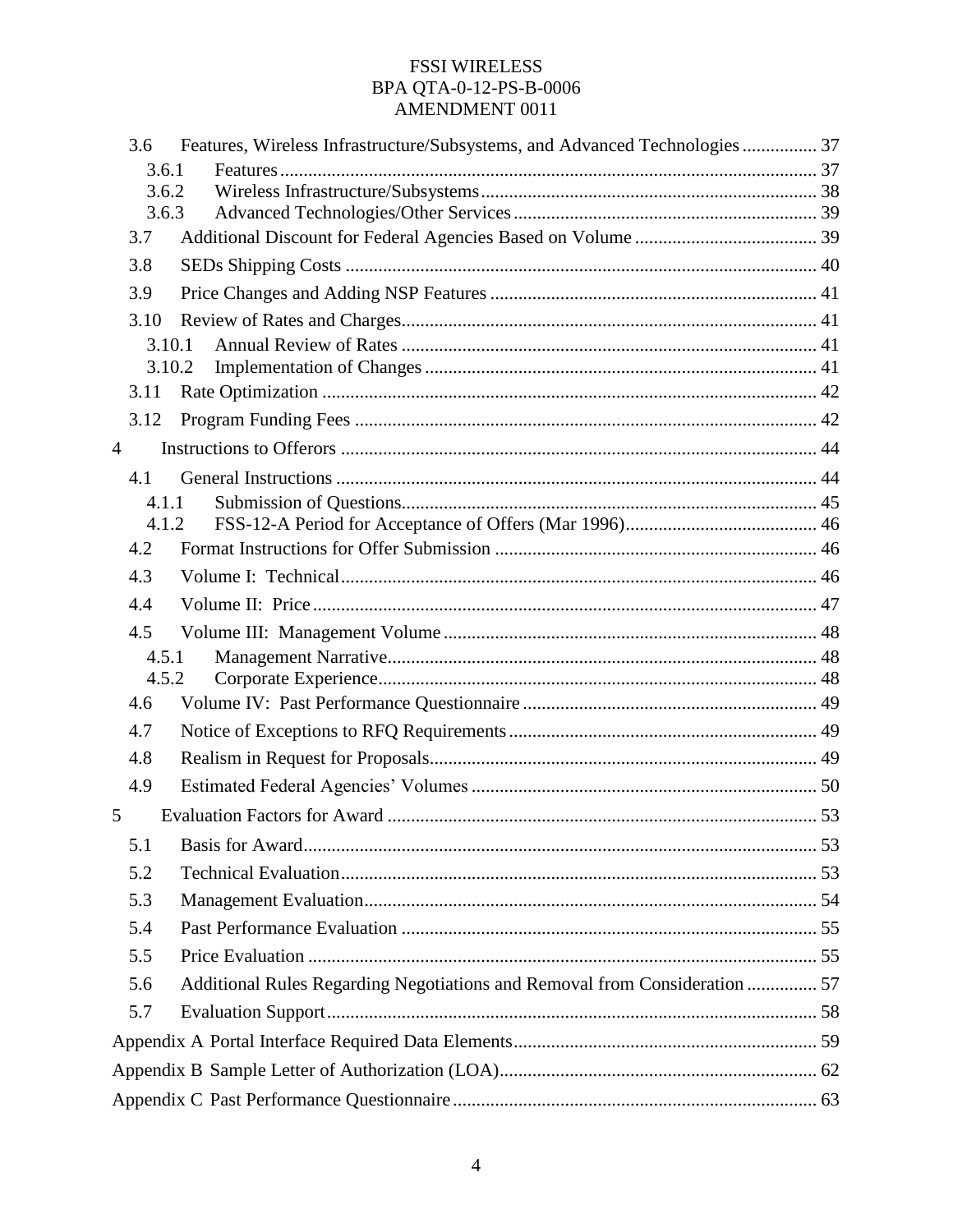3.6 Features, Wireless Infrastructure/Subsystems, and Advanced Technologies ................ 37

3.6.1 Features ................................................................................................................ 37

3.6.2 Wireless Infrastructure/Subsystems ...................................................................... 38

3.6.3 Advanced Technologies/Other Services ............................................................... 39

3.7 Additional Discount for Federal Agencies Based on Volume ....................................... 39

3.8 SEDs Shipping Costs .................................................................................................. 40

3.9 Price Changes and Adding NSP Features ..................................................................... 41

3.10 Review of Rates and Charges ....................................................................................... 41

3.10.1 Annual Review of Rates ....................................................................................... 41

3.10.2 Implementation of Changes .................................................................................. 41

3.11 Rate Optimization ......................................................................................................... 42

3.12 Program Funding Fees ................................................................................................. 42

4 Instructions to Offerors .................................................................................................... 44

4.1 General Instructions ...................................................................................................... 44

4.1.1 Submission of Questions ....................................................................................... 45

4.1.2 FSS-12-A Period for Acceptance of Offers (Mar 1996) ........................................ 46

4.2 Format Instructions for Offer Submission .................................................................... 46

4.3 Volume I: Technical ..................................................................................................... 46

4.4 Volume II: Price ........................................................................................................... 47

4.5 Volume III: Management Volume ............................................................................... 48

4.5.1 Management Narrative .......................................................................................... 48

4.5.2 Corporate Experience ............................................................................................ 48

4.6 Volume IV: Past Performance Questionnaire .............................................................. 49

4.7 Notice of Exceptions to RFQ Requirements ................................................................. 49

4.8 Realism in Request for Proposals .................................................................................. 49

4.9 Estimated Federal Agencies' Volumes ......................................................................... 50

5 Evaluation Factors for Award ........................................................................................... 53

5.1 Basis for Award ............................................................................................................ 53

5.2 Technical Evaluation ..................................................................................................... 53

5.3 Management Evaluation ................................................................................................ 54

5.4 Past Performance Evaluation ........................................................................................ 55

5.5 Price Evaluation ............................................................................................................ 55

5.6 Additional Rules Regarding Negotiations and Removal from Consideration ............... 57

5.7 Evaluation Support ........................................................................................................ 58

Appendix A Portal Interface Required Data Elements ................................................................ 59

Appendix B Sample Letter of Authorization (LOA) ................................................................... 62

Appendix C Past Performance Questionnaire ............................................................................. 63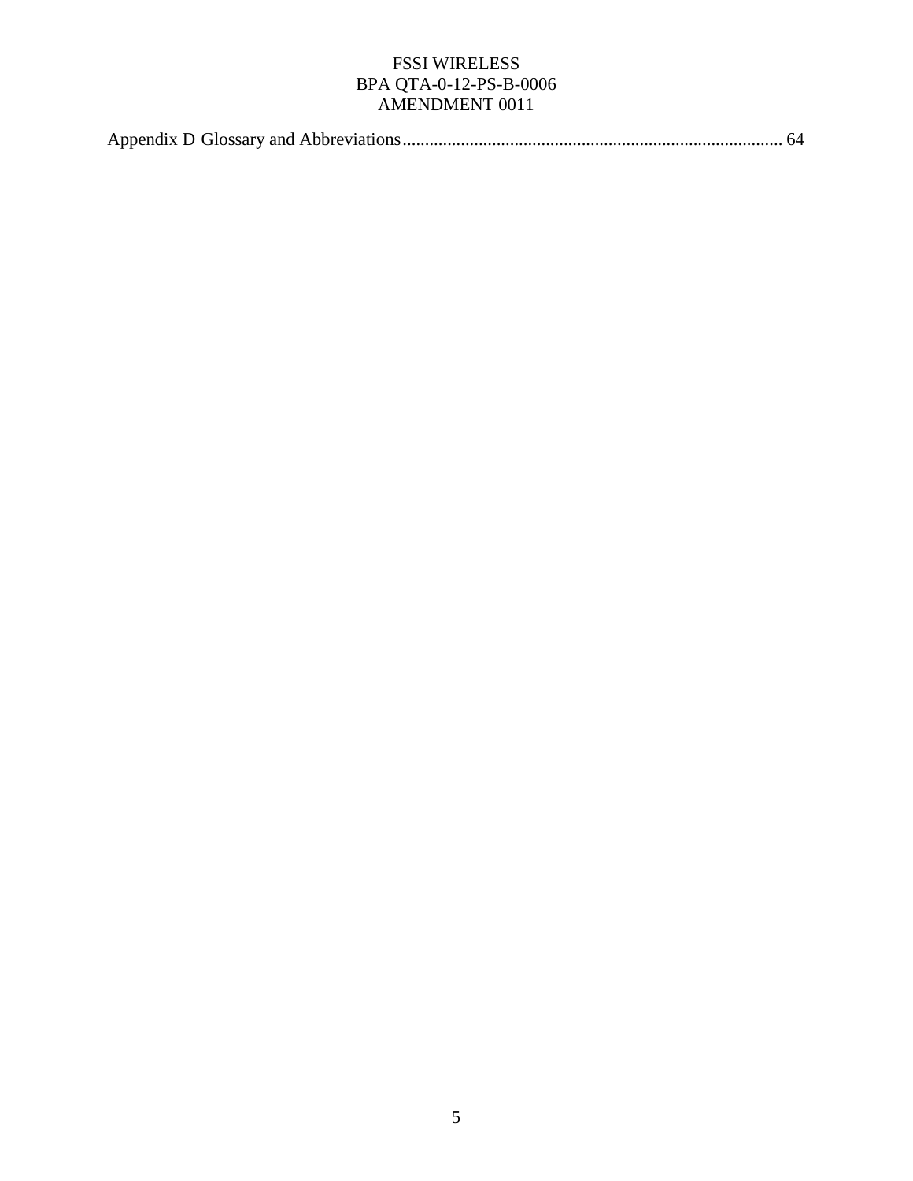Appendix D Glossary and Abbreviations .................................................................................... 64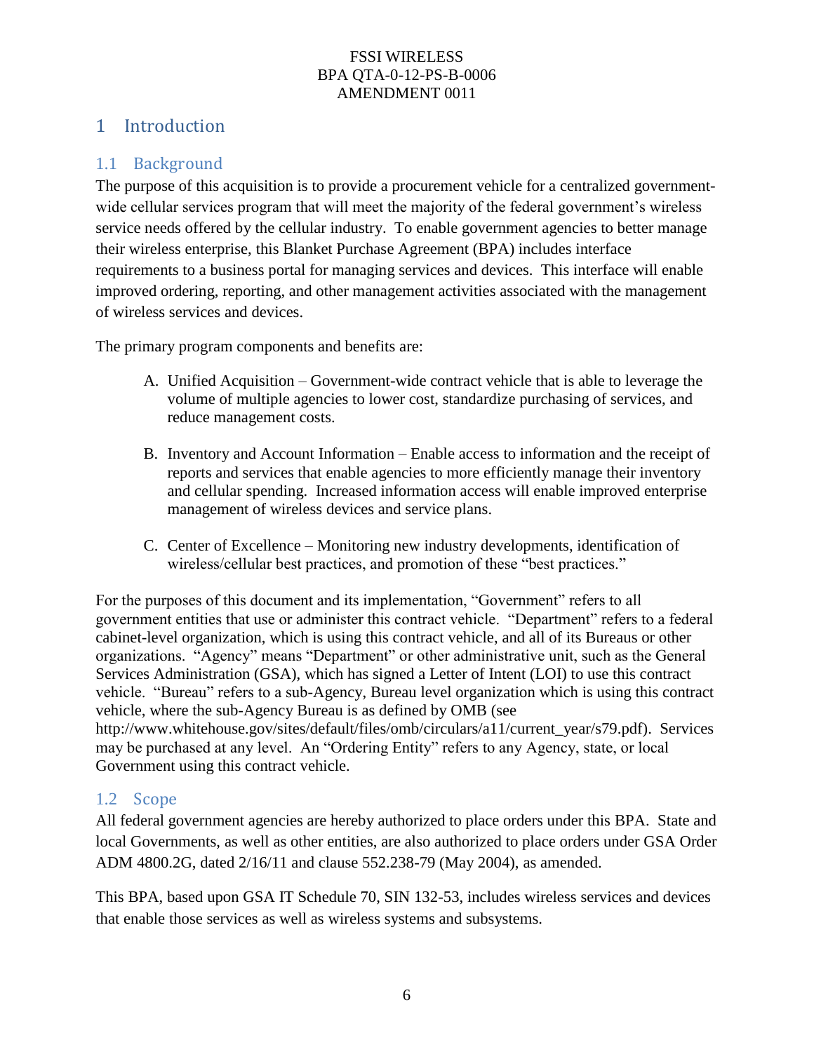# 1 Introduction

## 1.1 Background

The purpose of this acquisition is to provide a procurement vehicle for a centralized government-wide cellular services program that will meet the majority of the federal government's wireless service needs offered by the cellular industry. To enable government agencies to better manage their wireless enterprise, this Blanket Purchase Agreement (BPA) includes interface requirements to a business portal for managing services and devices. This interface will enable improved ordering, reporting, and other management activities associated with the management of wireless services and devices.

The primary program components and benefits are:

A. Unified Acquisition – Government-wide contract vehicle that is able to leverage the volume of multiple agencies to lower cost, standardize purchasing of services, and reduce management costs.

B. Inventory and Account Information – Enable access to information and the receipt of reports and services that enable agencies to more efficiently manage their inventory and cellular spending. Increased information access will enable improved enterprise management of wireless devices and service plans.

C. Center of Excellence – Monitoring new industry developments, identification of wireless/cellular best practices, and promotion of these "best practices."

For the purposes of this document and its implementation, "Government" refers to all government entities that use or administer this contract vehicle. "Department" refers to a federal cabinet-level organization, which is using this contract vehicle, and all of its Bureaus or other organizations. "Agency" means "Department" or other administrative unit, such as the General Services Administration (GSA), which has signed a Letter of Intent (LOI) to use this contract vehicle. "Bureau" refers to a sub-Agency, Bureau level organization which is using this contract vehicle, where the sub-Agency Bureau is as defined by OMB (see http://www.whitehouse.gov/sites/default/files/omb/circulars/a11/current_year/s79.pdf). Services may be purchased at any level. An "Ordering Entity" refers to any Agency, state, or local Government using this contract vehicle.

## 1.2 Scope

All federal government agencies are hereby authorized to place orders under this BPA. State and local Governments, as well as other entities, are also authorized to place orders under GSA Order ADM 4800.2G, dated 2/16/11 and clause 552.238-79 (May 2004), as amended.

This BPA, based upon GSA IT Schedule 70, SIN 132-53, includes wireless services and devices that enable those services as well as wireless systems and subsystems.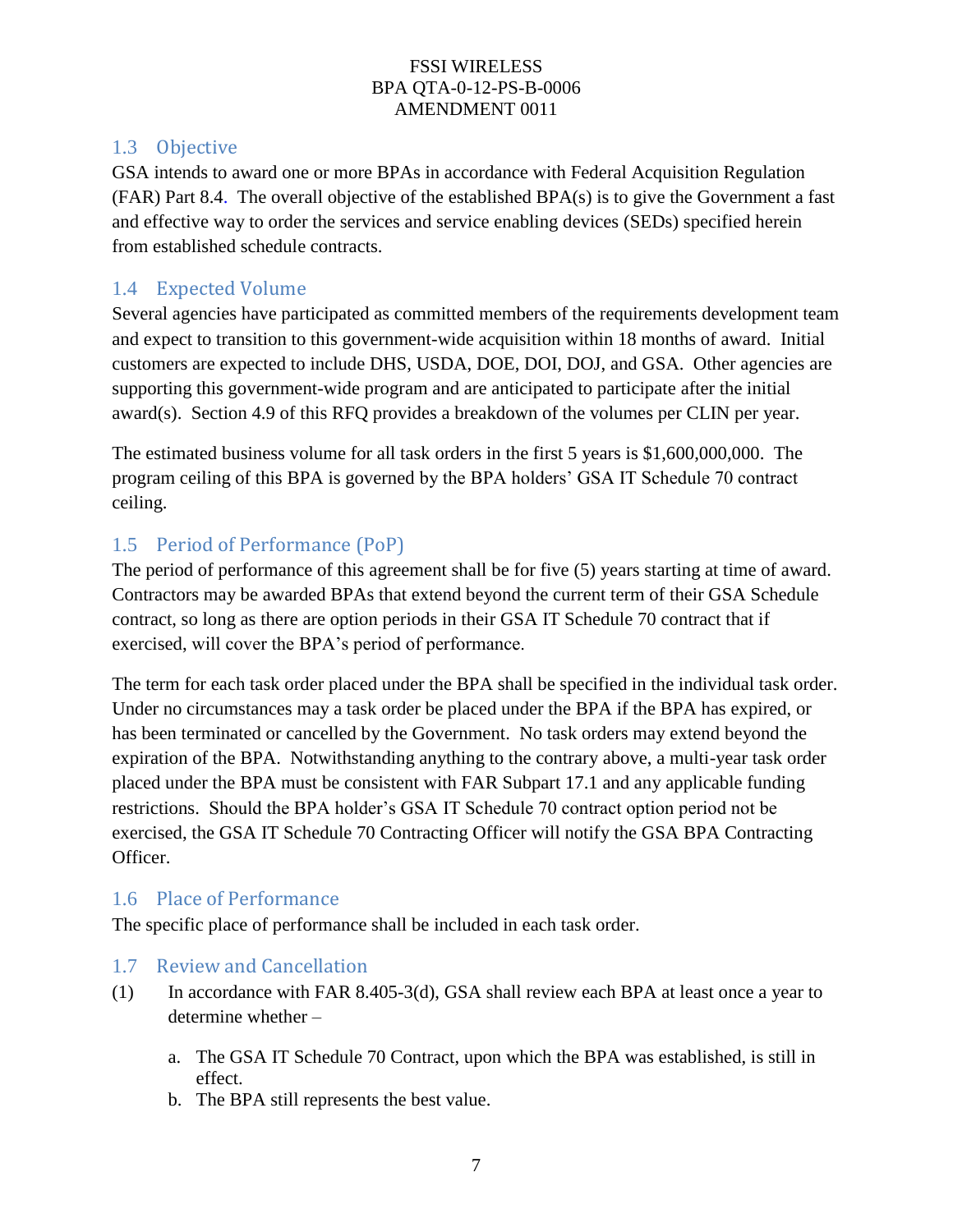## 1.3 Objective

GSA intends to award one or more BPAs in accordance with Federal Acquisition Regulation (FAR) Part 8.4. The overall objective of the established BPA(s) is to give the Government a fast and effective way to order the services and service enabling devices (SEDs) specified herein from established schedule contracts.

## 1.4 Expected Volume

Several agencies have participated as committed members of the requirements development team and expect to transition to this government-wide acquisition within 18 months of award. Initial customers are expected to include DHS, USDA, DOE, DOI, DOJ, and GSA. Other agencies are supporting this government-wide program and are anticipated to participate after the initial award(s). Section 4.9 of this RFQ provides a breakdown of the volumes per CLIN per year.

The estimated business volume for all task orders in the first 5 years is $1,600,000,000. The program ceiling of this BPA is governed by the BPA holders' GSA IT Schedule 70 contract ceiling.

## 1.5 Period of Performance (PoP)

The period of performance of this agreement shall be for five (5) years starting at time of award. Contractors may be awarded BPAs that extend beyond the current term of their GSA Schedule contract, so long as there are option periods in their GSA IT Schedule 70 contract that if exercised, will cover the BPA's period of performance.

The term for each task order placed under the BPA shall be specified in the individual task order. Under no circumstances may a task order be placed under the BPA if the BPA has expired, or has been terminated or cancelled by the Government. No task orders may extend beyond the expiration of the BPA. Notwithstanding anything to the contrary above, a multi-year task order placed under the BPA must be consistent with FAR Subpart 17.1 and any applicable funding restrictions. Should the BPA holder's GSA IT Schedule 70 contract option period not be exercised, the GSA IT Schedule 70 Contracting Officer will notify the GSA BPA Contracting Officer.

## 1.6 Place of Performance

The specific place of performance shall be included in each task order.

## 1.7 Review and Cancellation

(1) In accordance with FAR 8.405-3(d), GSA shall review each BPA at least once a year to determine whether –

   a. The GSA IT Schedule 70 Contract, upon which the BPA was established, is still in effect.
   b. The BPA still represents the best value.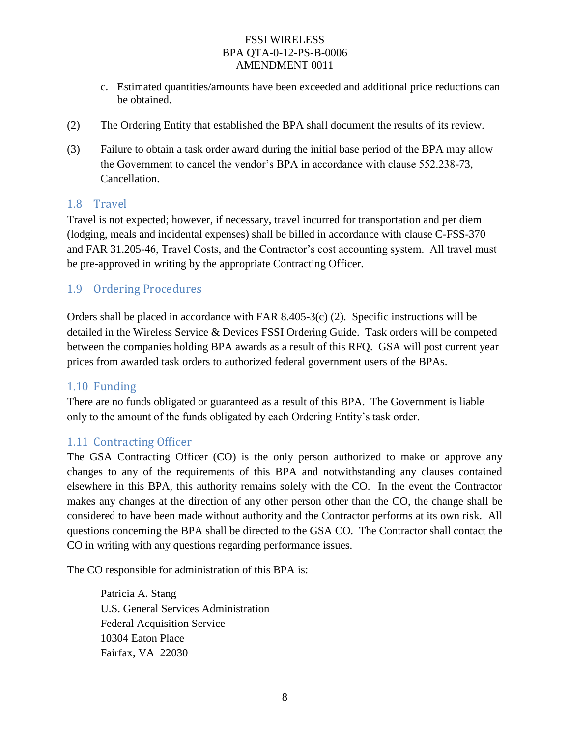c. Estimated quantities/amounts have been exceeded and additional price reductions can be obtained.

(2) The Ordering Entity that established the BPA shall document the results of its review.

(3) Failure to obtain a task order award during the initial base period of the BPA may allow the Government to cancel the vendor's BPA in accordance with clause 552.238-73, Cancellation.

## 1.8 Travel

Travel is not expected; however, if necessary, travel incurred for transportation and per diem (lodging, meals and incidental expenses) shall be billed in accordance with clause C-FSS-370 and FAR 31.205-46, Travel Costs, and the Contractor's cost accounting system. All travel must be pre-approved in writing by the appropriate Contracting Officer.

## 1.9 Ordering Procedures

Orders shall be placed in accordance with FAR 8.405-3(c) (2). Specific instructions will be detailed in the Wireless Service & Devices FSSI Ordering Guide. Task orders will be competed between the companies holding BPA awards as a result of this RFQ. GSA will post current year prices from awarded task orders to authorized federal government users of the BPAs.

## 1.10 Funding

There are no funds obligated or guaranteed as a result of this BPA. The Government is liable only to the amount of the funds obligated by each Ordering Entity's task order.

## 1.11 Contracting Officer

The GSA Contracting Officer (CO) is the only person authorized to make or approve any changes to any of the requirements of this BPA and notwithstanding any clauses contained elsewhere in this BPA, this authority remains solely with the CO. In the event the Contractor makes any changes at the direction of any other person other than the CO, the change shall be considered to have been made without authority and the Contractor performs at its own risk. All questions concerning the BPA shall be directed to the GSA CO. The Contractor shall contact the CO in writing with any questions regarding performance issues.

The CO responsible for administration of this BPA is:

Patricia A. Stang
U.S. General Services Administration
Federal Acquisition Service
10304 Eaton Place
Fairfax, VA 22030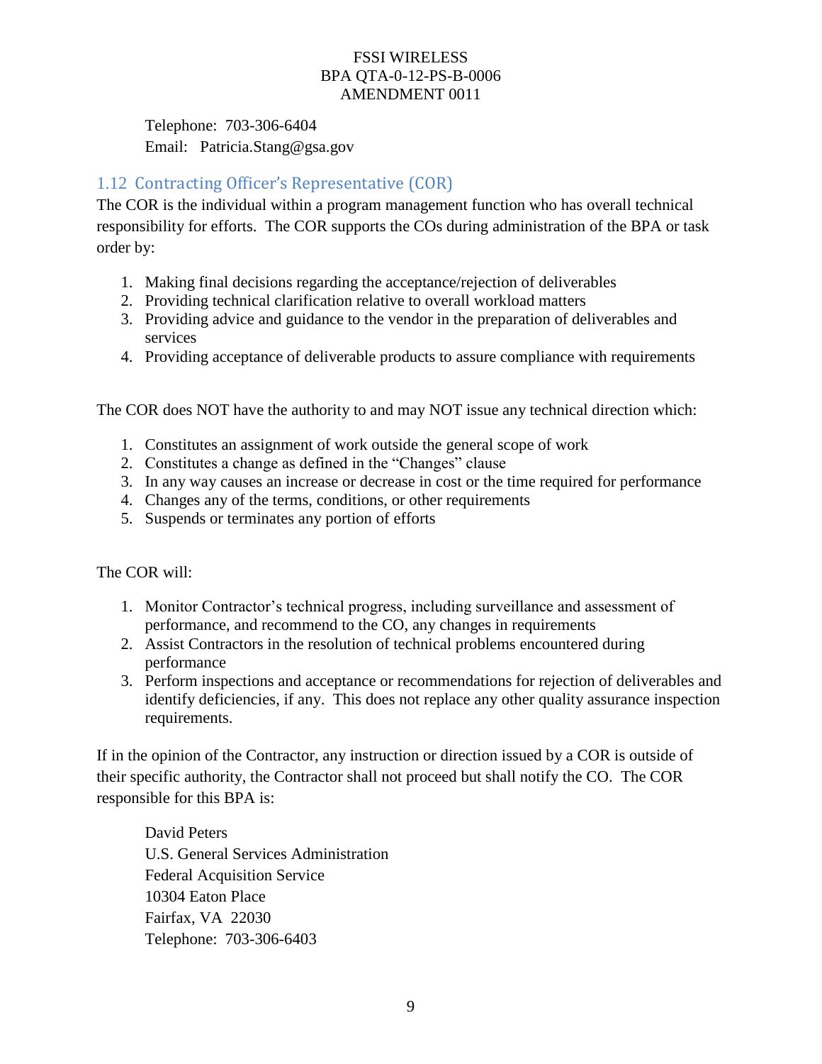Telephone: 703-306-6404
Email: Patricia.Stang@gsa.gov

## 1.12 Contracting Officer's Representative (COR)

The COR is the individual within a program management function who has overall technical responsibility for efforts. The COR supports the COs during administration of the BPA or task order by:

1. Making final decisions regarding the acceptance/rejection of deliverables
2. Providing technical clarification relative to overall workload matters
3. Providing advice and guidance to the vendor in the preparation of deliverables and services
4. Providing acceptance of deliverable products to assure compliance with requirements

The COR does NOT have the authority to and may NOT issue any technical direction which:

1. Constitutes an assignment of work outside the general scope of work
2. Constitutes a change as defined in the "Changes" clause
3. In any way causes an increase or decrease in cost or the time required for performance
4. Changes any of the terms, conditions, or other requirements
5. Suspends or terminates any portion of efforts

The COR will:

1. Monitor Contractor's technical progress, including surveillance and assessment of performance, and recommend to the CO, any changes in requirements
2. Assist Contractors in the resolution of technical problems encountered during performance
3. Perform inspections and acceptance or recommendations for rejection of deliverables and identify deficiencies, if any. This does not replace any other quality assurance inspection requirements.

If in the opinion of the Contractor, any instruction or direction issued by a COR is outside of their specific authority, the Contractor shall not proceed but shall notify the CO. The COR responsible for this BPA is:

David Peters
U.S. General Services Administration
Federal Acquisition Service
10304 Eaton Place
Fairfax, VA 22030
Telephone: 703-306-6403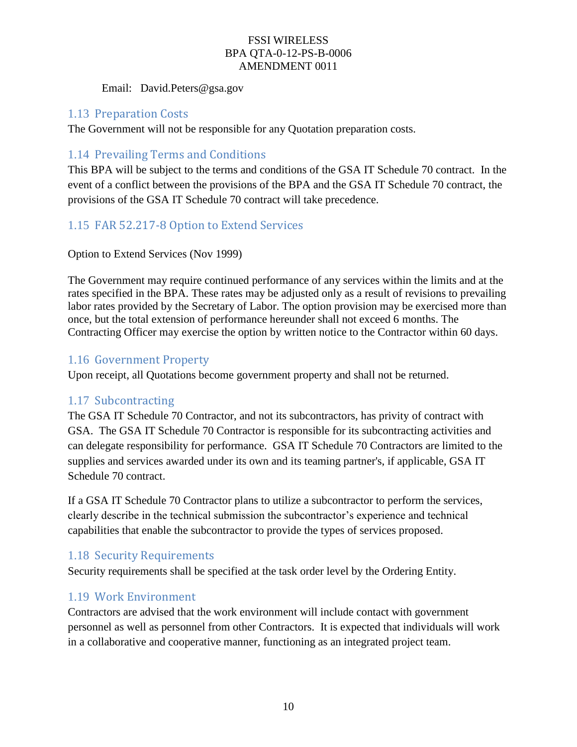Email: David.Peters@gsa.gov

## 1.13 Preparation Costs

The Government will not be responsible for any Quotation preparation costs.

## 1.14 Prevailing Terms and Conditions

This BPA will be subject to the terms and conditions of the GSA IT Schedule 70 contract. In the event of a conflict between the provisions of the BPA and the GSA IT Schedule 70 contract, the provisions of the GSA IT Schedule 70 contract will take precedence.

## 1.15 FAR 52.217-8 Option to Extend Services

Option to Extend Services (Nov 1999)

The Government may require continued performance of any services within the limits and at the rates specified in the BPA. These rates may be adjusted only as a result of revisions to prevailing labor rates provided by the Secretary of Labor. The option provision may be exercised more than once, but the total extension of performance hereunder shall not exceed 6 months. The Contracting Officer may exercise the option by written notice to the Contractor within 60 days.

## 1.16 Government Property

Upon receipt, all Quotations become government property and shall not be returned.

## 1.17 Subcontracting

The GSA IT Schedule 70 Contractor, and not its subcontractors, has privity of contract with GSA. The GSA IT Schedule 70 Contractor is responsible for its subcontracting activities and can delegate responsibility for performance. GSA IT Schedule 70 Contractors are limited to the supplies and services awarded under its own and its teaming partner's, if applicable, GSA IT Schedule 70 contract.

If a GSA IT Schedule 70 Contractor plans to utilize a subcontractor to perform the services, clearly describe in the technical submission the subcontractor's experience and technical capabilities that enable the subcontractor to provide the types of services proposed.

## 1.18 Security Requirements

Security requirements shall be specified at the task order level by the Ordering Entity.

## 1.19 Work Environment

Contractors are advised that the work environment will include contact with government personnel as well as personnel from other Contractors. It is expected that individuals will work in a collaborative and cooperative manner, functioning as an integrated project team.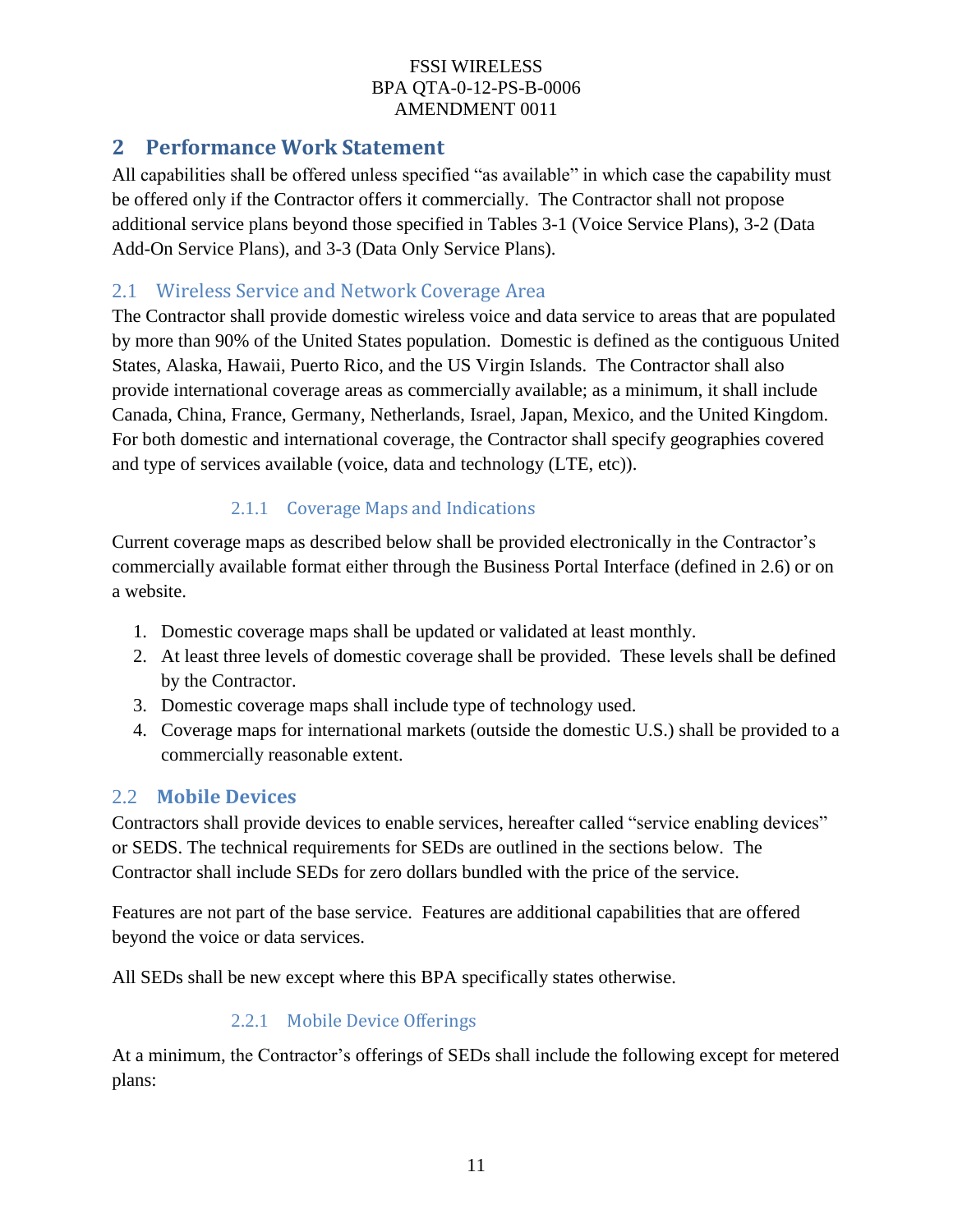## 2 Performance Work Statement

All capabilities shall be offered unless specified "as available" in which case the capability must be offered only if the Contractor offers it commercially. The Contractor shall not propose additional service plans beyond those specified in Tables 3-1 (Voice Service Plans), 3-2 (Data Add-On Service Plans), and 3-3 (Data Only Service Plans).

### 2.1 Wireless Service and Network Coverage Area

The Contractor shall provide domestic wireless voice and data service to areas that are populated by more than 90% of the United States population. Domestic is defined as the contiguous United States, Alaska, Hawaii, Puerto Rico, and the US Virgin Islands. The Contractor shall also provide international coverage areas as commercially available; as a minimum, it shall include Canada, China, France, Germany, Netherlands, Israel, Japan, Mexico, and the United Kingdom. For both domestic and international coverage, the Contractor shall specify geographies covered and type of services available (voice, data and technology (LTE, etc)).

#### 2.1.1 Coverage Maps and Indications

Current coverage maps as described below shall be provided electronically in the Contractor's commercially available format either through the Business Portal Interface (defined in 2.6) or on a website.

1. Domestic coverage maps shall be updated or validated at least monthly.
2. At least three levels of domestic coverage shall be provided. These levels shall be defined by the Contractor.
3. Domestic coverage maps shall include type of technology used.
4. Coverage maps for international markets (outside the domestic U.S.) shall be provided to a commercially reasonable extent.

### 2.2 Mobile Devices

Contractors shall provide devices to enable services, hereafter called "service enabling devices" or SEDS. The technical requirements for SEDs are outlined in the sections below. The Contractor shall include SEDs for zero dollars bundled with the price of the service.

Features are not part of the base service. Features are additional capabilities that are offered beyond the voice or data services.

All SEDs shall be new except where this BPA specifically states otherwise.

#### 2.2.1 Mobile Device Offerings

At a minimum, the Contractor's offerings of SEDs shall include the following except for metered plans: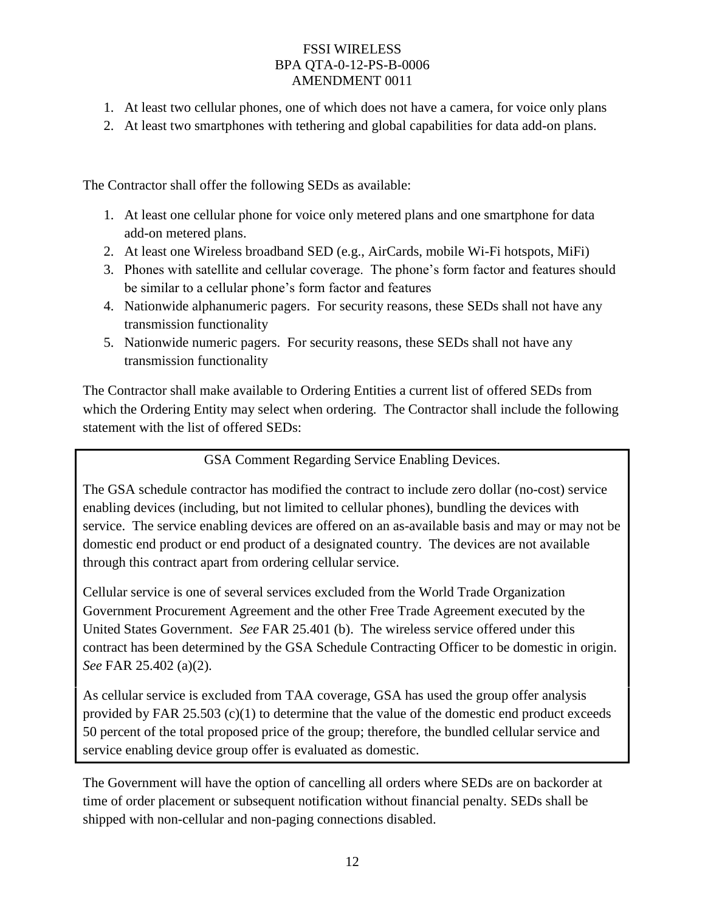1. At least two cellular phones, one of which does not have a camera, for voice only plans
2. At least two smartphones with tethering and global capabilities for data add-on plans.

The Contractor shall offer the following SEDs as available:

1. At least one cellular phone for voice only metered plans and one smartphone for data add-on metered plans.
2. At least one Wireless broadband SED (e.g., AirCards, mobile Wi-Fi hotspots, MiFi)
3. Phones with satellite and cellular coverage. The phone's form factor and features should be similar to a cellular phone's form factor and features
4. Nationwide alphanumeric pagers. For security reasons, these SEDs shall not have any transmission functionality
5. Nationwide numeric pagers. For security reasons, these SEDs shall not have any transmission functionality

The Contractor shall make available to Ordering Entities a current list of offered SEDs from which the Ordering Entity may select when ordering. The Contractor shall include the following statement with the list of offered SEDs:

> GSA Comment Regarding Service Enabling Devices.
>
> The GSA schedule contractor has modified the contract to include zero dollar (no-cost) service enabling devices (including, but not limited to cellular phones), bundling the devices with service. The service enabling devices are offered on an as-available basis and may or may not be domestic end product or end product of a designated country. The devices are not available through this contract apart from ordering cellular service.
>
> Cellular service is one of several services excluded from the World Trade Organization Government Procurement Agreement and the other Free Trade Agreement executed by the United States Government. *See* FAR 25.401 (b). The wireless service offered under this contract has been determined by the GSA Schedule Contracting Officer to be domestic in origin. *See* FAR 25.402 (a)(2).
>
> As cellular service is excluded from TAA coverage, GSA has used the group offer analysis provided by FAR 25.503 (c)(1) to determine that the value of the domestic end product exceeds 50 percent of the total proposed price of the group; therefore, the bundled cellular service and service enabling device group offer is evaluated as domestic.

The Government will have the option of cancelling all orders where SEDs are on backorder at time of order placement or subsequent notification without financial penalty. SEDs shall be shipped with non-cellular and non-paging connections disabled.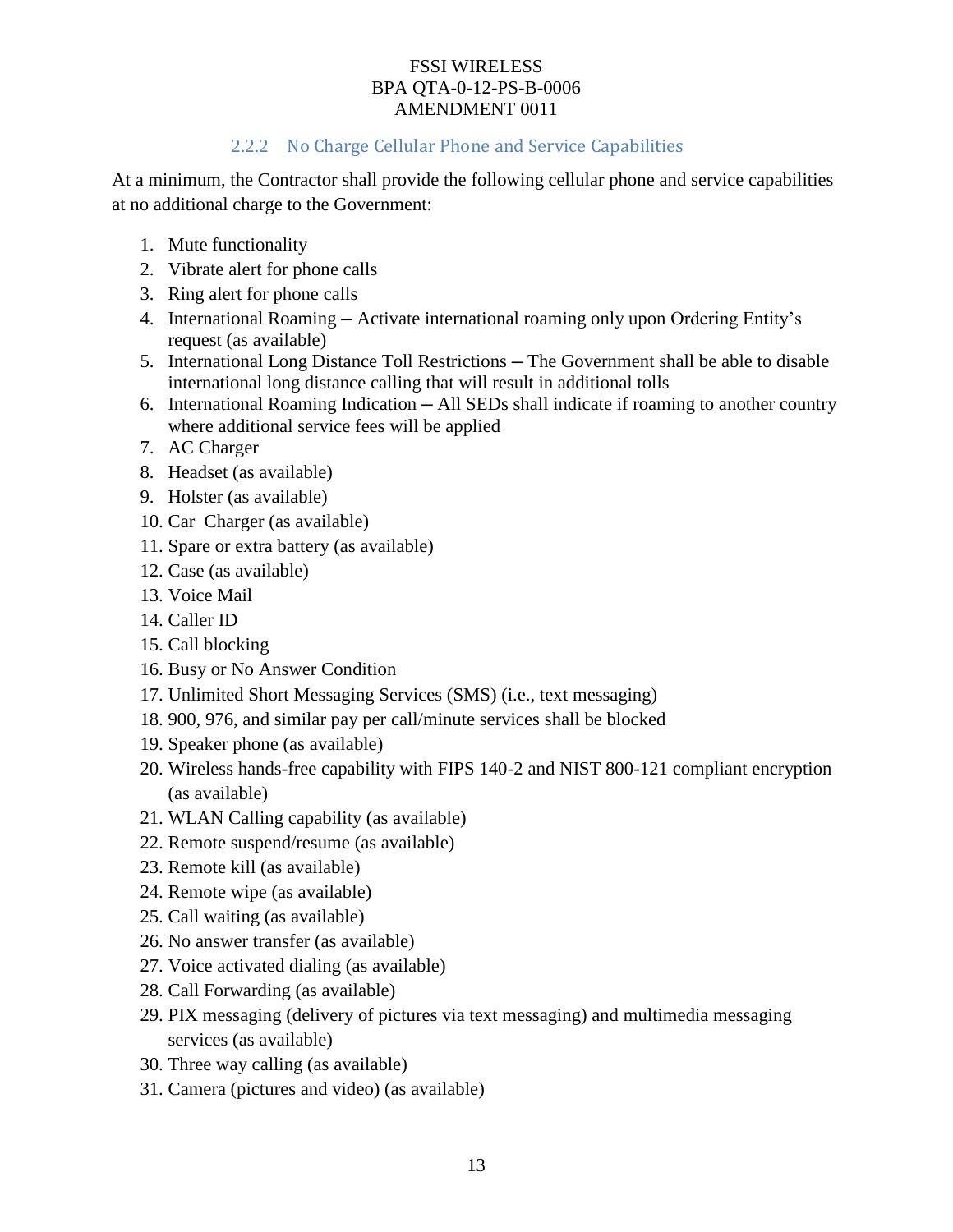### 2.2.2 No Charge Cellular Phone and Service Capabilities

At a minimum, the Contractor shall provide the following cellular phone and service capabilities at no additional charge to the Government:

1. Mute functionality
2. Vibrate alert for phone calls
3. Ring alert for phone calls
4. International Roaming – Activate international roaming only upon Ordering Entity's request (as available)
5. International Long Distance Toll Restrictions – The Government shall be able to disable international long distance calling that will result in additional tolls
6. International Roaming Indication – All SEDs shall indicate if roaming to another country where additional service fees will be applied
7. AC Charger
8. Headset (as available)
9. Holster (as available)
10. Car Charger (as available)
11. Spare or extra battery (as available)
12. Case (as available)
13. Voice Mail
14. Caller ID
15. Call blocking
16. Busy or No Answer Condition
17. Unlimited Short Messaging Services (SMS) (i.e., text messaging)
18. 900, 976, and similar pay per call/minute services shall be blocked
19. Speaker phone (as available)
20. Wireless hands-free capability with FIPS 140-2 and NIST 800-121 compliant encryption (as available)
21. WLAN Calling capability (as available)
22. Remote suspend/resume (as available)
23. Remote kill (as available)
24. Remote wipe (as available)
25. Call waiting (as available)
26. No answer transfer (as available)
27. Voice activated dialing (as available)
28. Call Forwarding (as available)
29. PIX messaging (delivery of pictures via text messaging) and multimedia messaging services (as available)
30. Three way calling (as available)
31. Camera (pictures and video) (as available)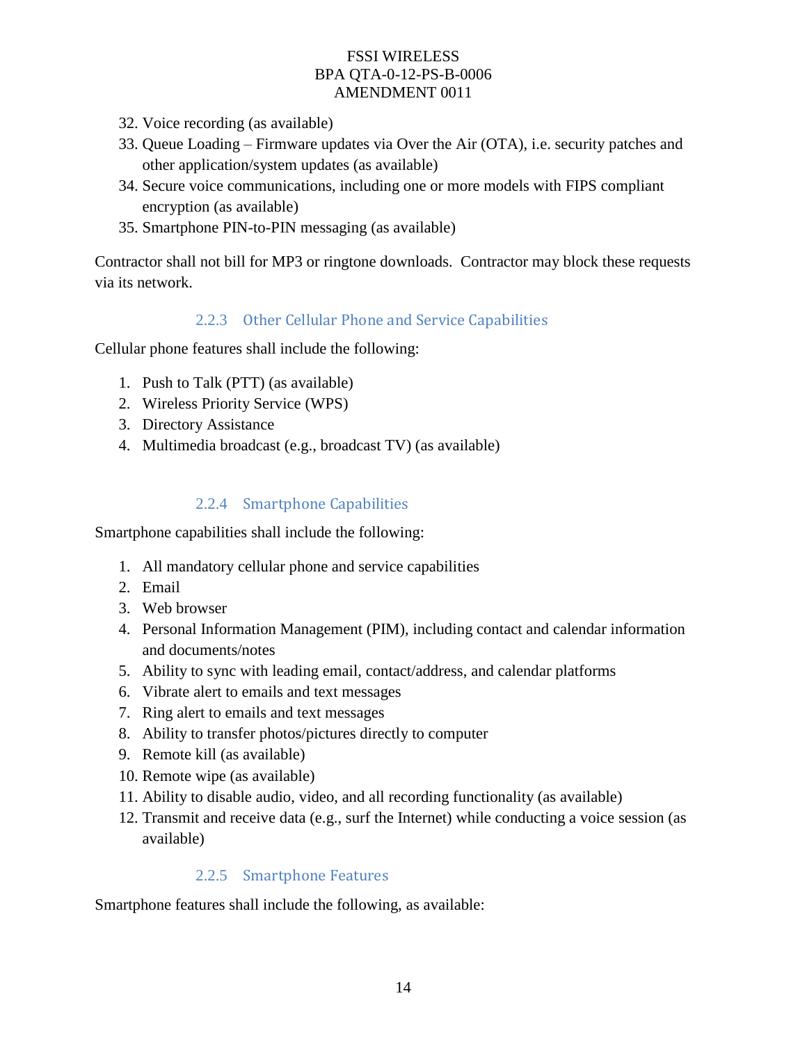32. Voice recording (as available)
33. Queue Loading – Firmware updates via Over the Air (OTA), i.e. security patches and other application/system updates (as available)
34. Secure voice communications, including one or more models with FIPS compliant encryption (as available)
35. Smartphone PIN-to-PIN messaging (as available)

Contractor shall not bill for MP3 or ringtone downloads. Contractor may block these requests via its network.

### 2.2.3 Other Cellular Phone and Service Capabilities

Cellular phone features shall include the following:

1. Push to Talk (PTT) (as available)
2. Wireless Priority Service (WPS)
3. Directory Assistance
4. Multimedia broadcast (e.g., broadcast TV) (as available)

### 2.2.4 Smartphone Capabilities

Smartphone capabilities shall include the following:

1. All mandatory cellular phone and service capabilities
2. Email
3. Web browser
4. Personal Information Management (PIM), including contact and calendar information and documents/notes
5. Ability to sync with leading email, contact/address, and calendar platforms
6. Vibrate alert to emails and text messages
7. Ring alert to emails and text messages
8. Ability to transfer photos/pictures directly to computer
9. Remote kill (as available)
10. Remote wipe (as available)
11. Ability to disable audio, video, and all recording functionality (as available)
12. Transmit and receive data (e.g., surf the Internet) while conducting a voice session (as available)

### 2.2.5 Smartphone Features

Smartphone features shall include the following, as available: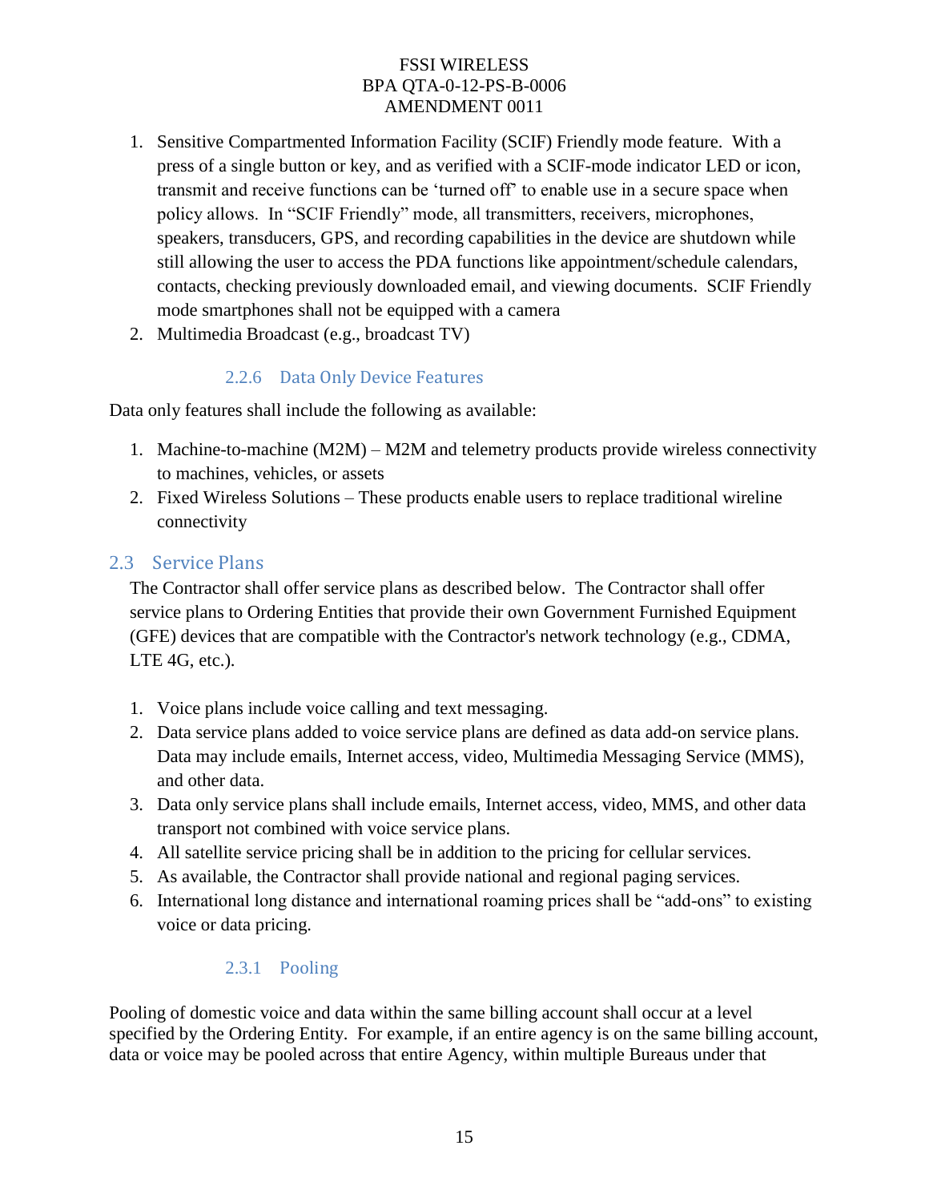1. Sensitive Compartmented Information Facility (SCIF) Friendly mode feature. With a press of a single button or key, and as verified with a SCIF-mode indicator LED or icon, transmit and receive functions can be 'turned off' to enable use in a secure space when policy allows. In "SCIF Friendly" mode, all transmitters, receivers, microphones, speakers, transducers, GPS, and recording capabilities in the device are shutdown while still allowing the user to access the PDA functions like appointment/schedule calendars, contacts, checking previously downloaded email, and viewing documents. SCIF Friendly mode smartphones shall not be equipped with a camera
2. Multimedia Broadcast (e.g., broadcast TV)

#### 2.2.6 Data Only Device Features

Data only features shall include the following as available:

1. Machine-to-machine (M2M) – M2M and telemetry products provide wireless connectivity to machines, vehicles, or assets
2. Fixed Wireless Solutions – These products enable users to replace traditional wireline connectivity

### 2.3 Service Plans

The Contractor shall offer service plans as described below. The Contractor shall offer service plans to Ordering Entities that provide their own Government Furnished Equipment (GFE) devices that are compatible with the Contractor's network technology (e.g., CDMA, LTE 4G, etc.).

1. Voice plans include voice calling and text messaging.
2. Data service plans added to voice service plans are defined as data add-on service plans. Data may include emails, Internet access, video, Multimedia Messaging Service (MMS), and other data.
3. Data only service plans shall include emails, Internet access, video, MMS, and other data transport not combined with voice service plans.
4. All satellite service pricing shall be in addition to the pricing for cellular services.
5. As available, the Contractor shall provide national and regional paging services.
6. International long distance and international roaming prices shall be "add-ons" to existing voice or data pricing.

#### 2.3.1 Pooling

Pooling of domestic voice and data within the same billing account shall occur at a level specified by the Ordering Entity. For example, if an entire agency is on the same billing account, data or voice may be pooled across that entire Agency, within multiple Bureaus under that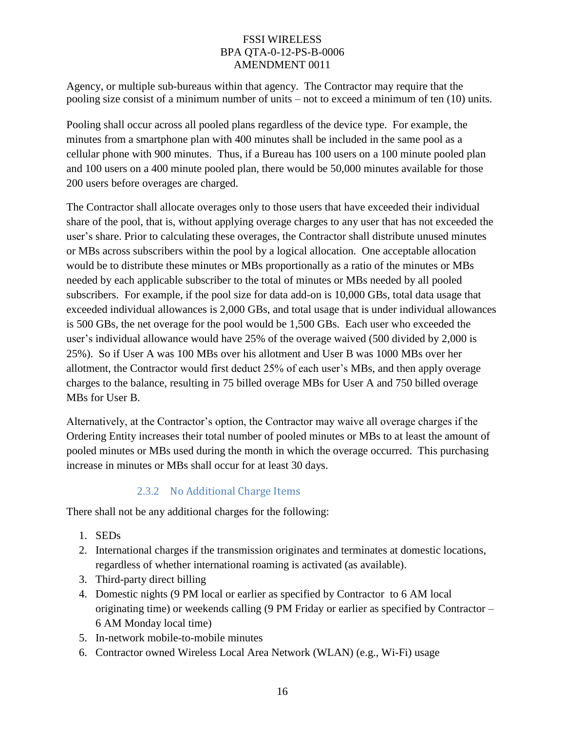Agency, or multiple sub-bureaus within that agency. The Contractor may require that the pooling size consist of a minimum number of units – not to exceed a minimum of ten (10) units.

Pooling shall occur across all pooled plans regardless of the device type. For example, the minutes from a smartphone plan with 400 minutes shall be included in the same pool as a cellular phone with 900 minutes. Thus, if a Bureau has 100 users on a 100 minute pooled plan and 100 users on a 400 minute pooled plan, there would be 50,000 minutes available for those 200 users before overages are charged.

The Contractor shall allocate overages only to those users that have exceeded their individual share of the pool, that is, without applying overage charges to any user that has not exceeded the user's share. Prior to calculating these overages, the Contractor shall distribute unused minutes or MBs across subscribers within the pool by a logical allocation. One acceptable allocation would be to distribute these minutes or MBs proportionally as a ratio of the minutes or MBs needed by each applicable subscriber to the total of minutes or MBs needed by all pooled subscribers. For example, if the pool size for data add-on is 10,000 GBs, total data usage that exceeded individual allowances is 2,000 GBs, and total usage that is under individual allowances is 500 GBs, the net overage for the pool would be 1,500 GBs. Each user who exceeded the user's individual allowance would have 25% of the overage waived (500 divided by 2,000 is 25%). So if User A was 100 MBs over his allotment and User B was 1000 MBs over her allotment, the Contractor would first deduct 25% of each user's MBs, and then apply overage charges to the balance, resulting in 75 billed overage MBs for User A and 750 billed overage MBs for User B.

Alternatively, at the Contractor's option, the Contractor may waive all overage charges if the Ordering Entity increases their total number of pooled minutes or MBs to at least the amount of pooled minutes or MBs used during the month in which the overage occurred. This purchasing increase in minutes or MBs shall occur for at least 30 days.

### 2.3.2 No Additional Charge Items

There shall not be any additional charges for the following:

1. SEDs
2. International charges if the transmission originates and terminates at domestic locations, regardless of whether international roaming is activated (as available).
3. Third-party direct billing
4. Domestic nights (9 PM local or earlier as specified by Contractor to 6 AM local originating time) or weekends calling (9 PM Friday or earlier as specified by Contractor – 6 AM Monday local time)
5. In-network mobile-to-mobile minutes
6. Contractor owned Wireless Local Area Network (WLAN) (e.g., Wi-Fi) usage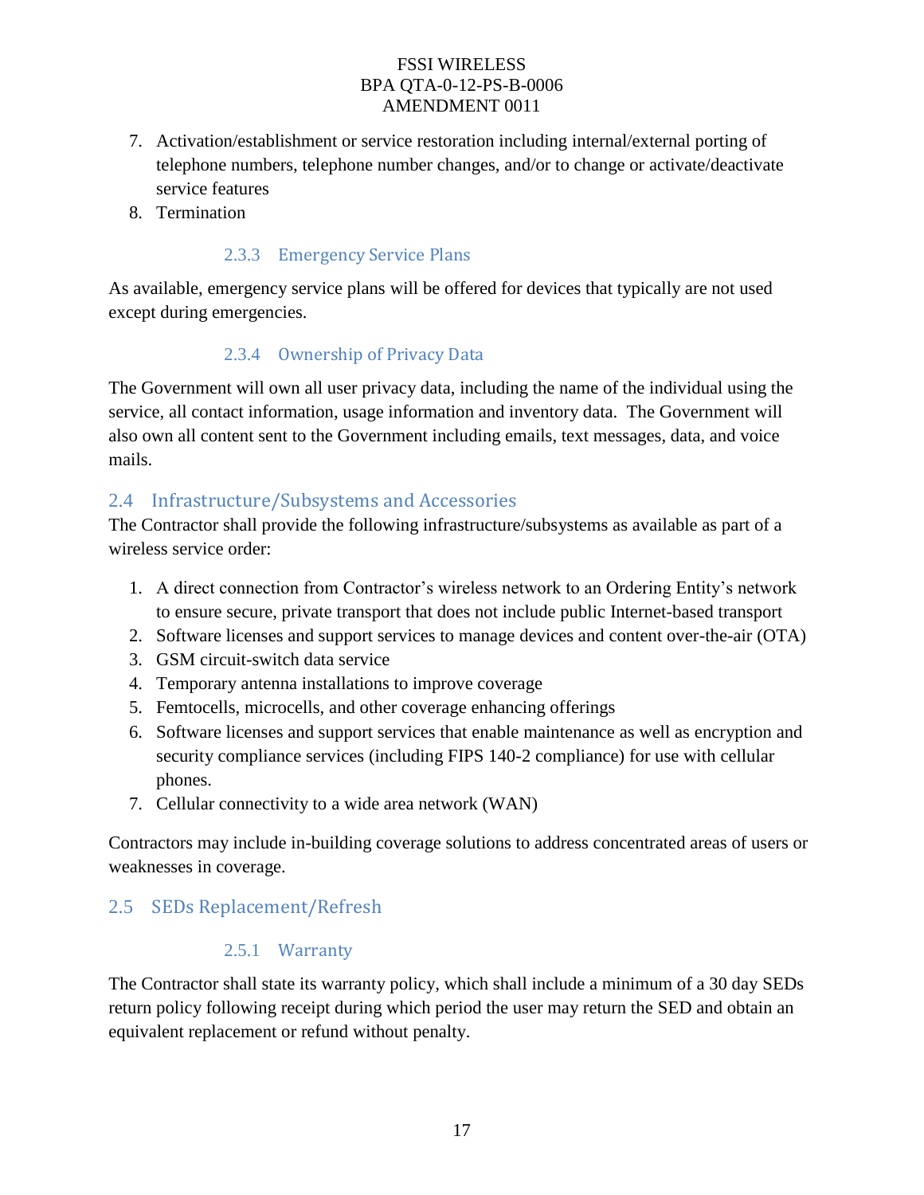7. Activation/establishment or service restoration including internal/external porting of telephone numbers, telephone number changes, and/or to change or activate/deactivate service features
8. Termination

### 2.3.3 Emergency Service Plans

As available, emergency service plans will be offered for devices that typically are not used except during emergencies.

### 2.3.4 Ownership of Privacy Data

The Government will own all user privacy data, including the name of the individual using the service, all contact information, usage information and inventory data. The Government will also own all content sent to the Government including emails, text messages, data, and voice mails.

## 2.4 Infrastructure/Subsystems and Accessories

The Contractor shall provide the following infrastructure/subsystems as available as part of a wireless service order:

1. A direct connection from Contractor's wireless network to an Ordering Entity's network to ensure secure, private transport that does not include public Internet-based transport
2. Software licenses and support services to manage devices and content over-the-air (OTA)
3. GSM circuit-switch data service
4. Temporary antenna installations to improve coverage
5. Femtocells, microcells, and other coverage enhancing offerings
6. Software licenses and support services that enable maintenance as well as encryption and security compliance services (including FIPS 140-2 compliance) for use with cellular phones.
7. Cellular connectivity to a wide area network (WAN)

Contractors may include in-building coverage solutions to address concentrated areas of users or weaknesses in coverage.

## 2.5 SEDs Replacement/Refresh

### 2.5.1 Warranty

The Contractor shall state its warranty policy, which shall include a minimum of a 30 day SEDs return policy following receipt during which period the user may return the SED and obtain an equivalent replacement or refund without penalty.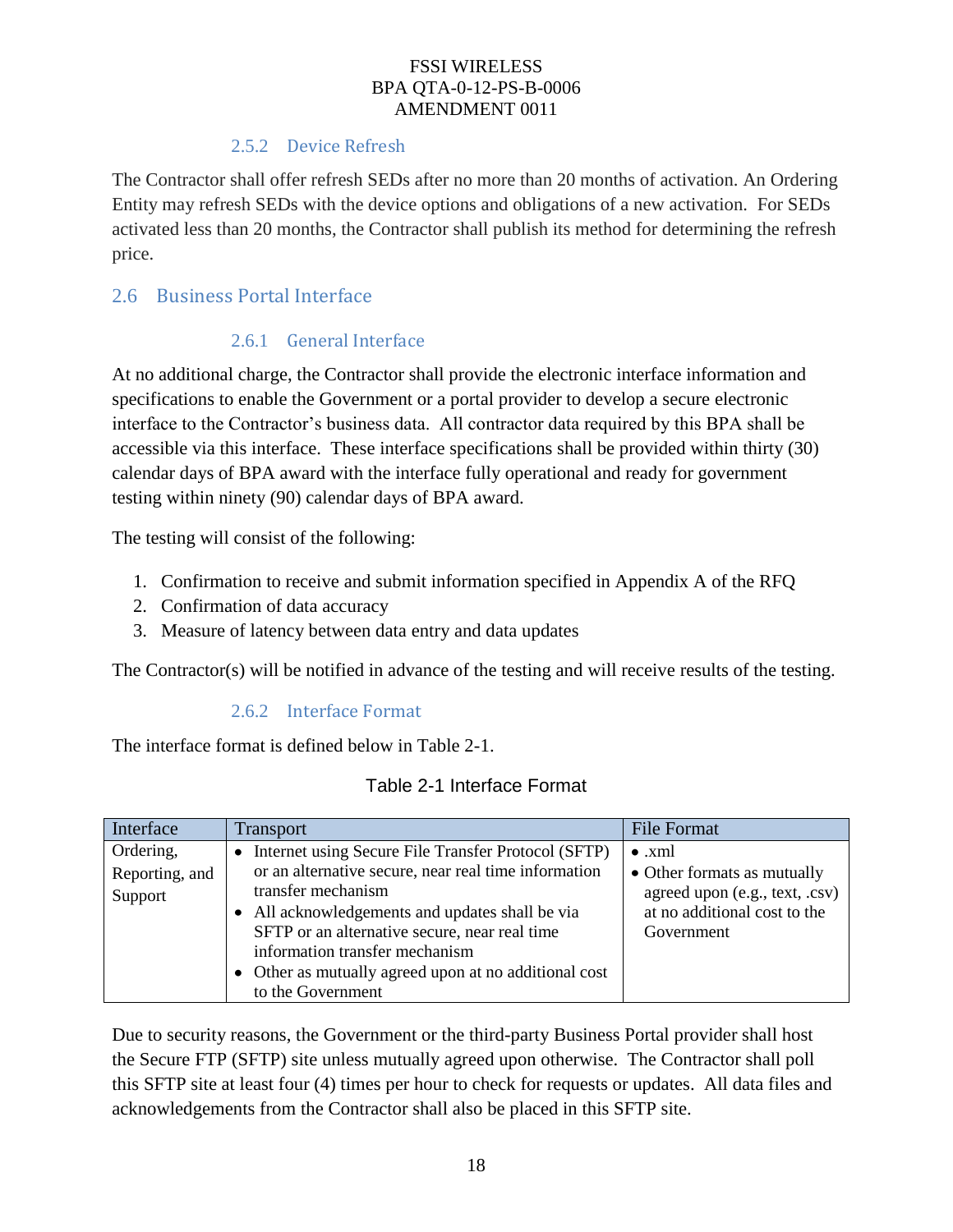### 2.5.2 Device Refresh

The Contractor shall offer refresh SEDs after no more than 20 months of activation. An Ordering Entity may refresh SEDs with the device options and obligations of a new activation. For SEDs activated less than 20 months, the Contractor shall publish its method for determining the refresh price.

## 2.6 Business Portal Interface

### 2.6.1 General Interface

At no additional charge, the Contractor shall provide the electronic interface information and specifications to enable the Government or a portal provider to develop a secure electronic interface to the Contractor's business data. All contractor data required by this BPA shall be accessible via this interface. These interface specifications shall be provided within thirty (30) calendar days of BPA award with the interface fully operational and ready for government testing within ninety (90) calendar days of BPA award.

The testing will consist of the following:

1. Confirmation to receive and submit information specified in Appendix A of the RFQ
2. Confirmation of data accuracy
3. Measure of latency between data entry and data updates

The Contractor(s) will be notified in advance of the testing and will receive results of the testing.

### 2.6.2 Interface Format

The interface format is defined below in Table 2-1.

Table 2-1 Interface Format

| Interface | Transport | File Format |
|---|---|---|
| Ordering, Reporting, and Support | • Internet using Secure File Transfer Protocol (SFTP) or an alternative secure, near real time information transfer mechanism<br>• All acknowledgements and updates shall be via SFTP or an alternative secure, near real time information transfer mechanism<br>• Other as mutually agreed upon at no additional cost to the Government | • .xml<br>• Other formats as mutually agreed upon (e.g., text, .csv) at no additional cost to the Government |

Due to security reasons, the Government or the third-party Business Portal provider shall host the Secure FTP (SFTP) site unless mutually agreed upon otherwise. The Contractor shall poll this SFTP site at least four (4) times per hour to check for requests or updates. All data files and acknowledgements from the Contractor shall also be placed in this SFTP site.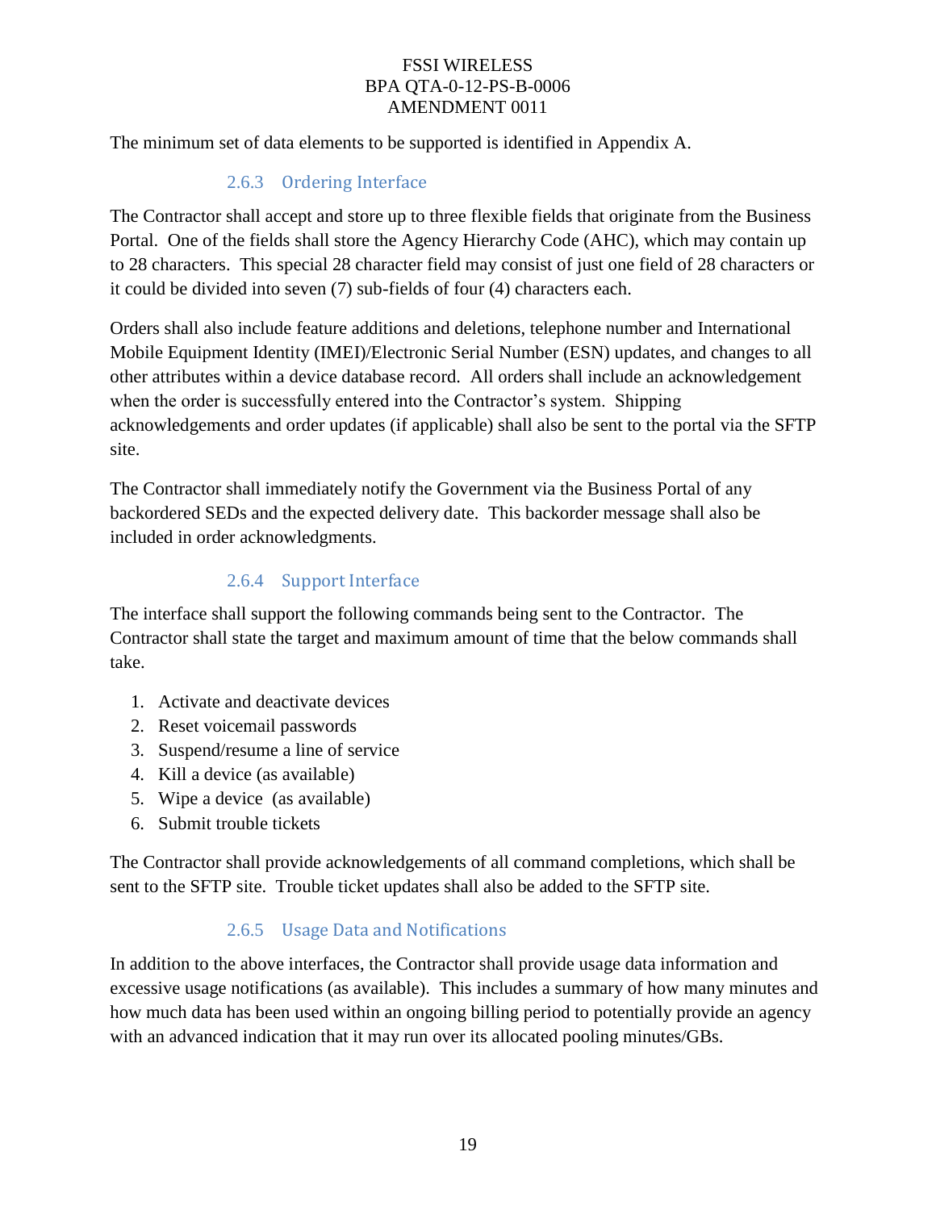The minimum set of data elements to be supported is identified in Appendix A.

### 2.6.3 Ordering Interface

The Contractor shall accept and store up to three flexible fields that originate from the Business Portal. One of the fields shall store the Agency Hierarchy Code (AHC), which may contain up to 28 characters. This special 28 character field may consist of just one field of 28 characters or it could be divided into seven (7) sub-fields of four (4) characters each.

Orders shall also include feature additions and deletions, telephone number and International Mobile Equipment Identity (IMEI)/Electronic Serial Number (ESN) updates, and changes to all other attributes within a device database record. All orders shall include an acknowledgement when the order is successfully entered into the Contractor's system. Shipping acknowledgements and order updates (if applicable) shall also be sent to the portal via the SFTP site.

The Contractor shall immediately notify the Government via the Business Portal of any backordered SEDs and the expected delivery date. This backorder message shall also be included in order acknowledgments.

### 2.6.4 Support Interface

The interface shall support the following commands being sent to the Contractor. The Contractor shall state the target and maximum amount of time that the below commands shall take.

1. Activate and deactivate devices
2. Reset voicemail passwords
3. Suspend/resume a line of service
4. Kill a device (as available)
5. Wipe a device (as available)
6. Submit trouble tickets

The Contractor shall provide acknowledgements of all command completions, which shall be sent to the SFTP site. Trouble ticket updates shall also be added to the SFTP site.

### 2.6.5 Usage Data and Notifications

In addition to the above interfaces, the Contractor shall provide usage data information and excessive usage notifications (as available). This includes a summary of how many minutes and how much data has been used within an ongoing billing period to potentially provide an agency with an advanced indication that it may run over its allocated pooling minutes/GBs.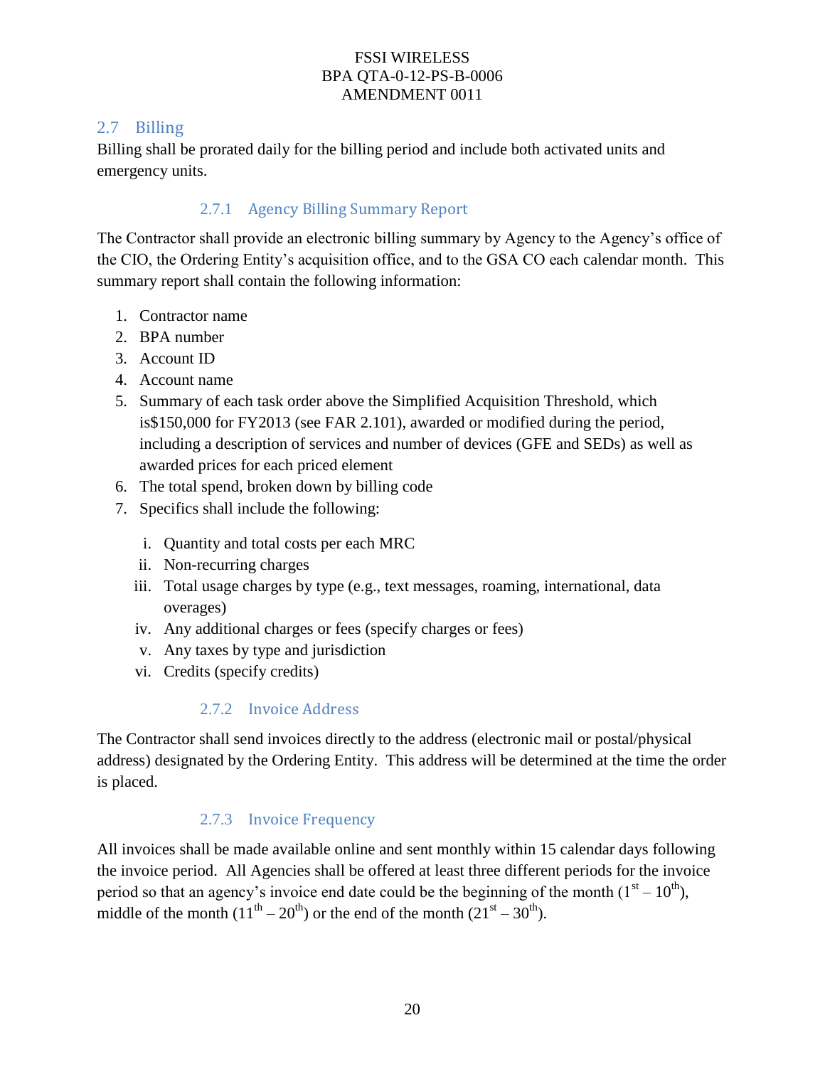## 2.7 Billing

Billing shall be prorated daily for the billing period and include both activated units and emergency units.

### 2.7.1 Agency Billing Summary Report

The Contractor shall provide an electronic billing summary by Agency to the Agency's office of the CIO, the Ordering Entity's acquisition office, and to the GSA CO each calendar month. This summary report shall contain the following information:

1. Contractor name
2. BPA number
3. Account ID
4. Account name
5. Summary of each task order above the Simplified Acquisition Threshold, which is$150,000 for FY2013 (see FAR 2.101), awarded or modified during the period, including a description of services and number of devices (GFE and SEDs) as well as awarded prices for each priced element
6. The total spend, broken down by billing code
7. Specifics shall include the following:
   i. Quantity and total costs per each MRC
   ii. Non-recurring charges
   iii. Total usage charges by type (e.g., text messages, roaming, international, data overages)
   iv. Any additional charges or fees (specify charges or fees)
   v. Any taxes by type and jurisdiction
   vi. Credits (specify credits)

### 2.7.2 Invoice Address

The Contractor shall send invoices directly to the address (electronic mail or postal/physical address) designated by the Ordering Entity. This address will be determined at the time the order is placed.

### 2.7.3 Invoice Frequency

All invoices shall be made available online and sent monthly within 15 calendar days following the invoice period. All Agencies shall be offered at least three different periods for the invoice period so that an agency's invoice end date could be the beginning of the month (1st – 10th), middle of the month (11th – 20th) or the end of the month (21st – 30th).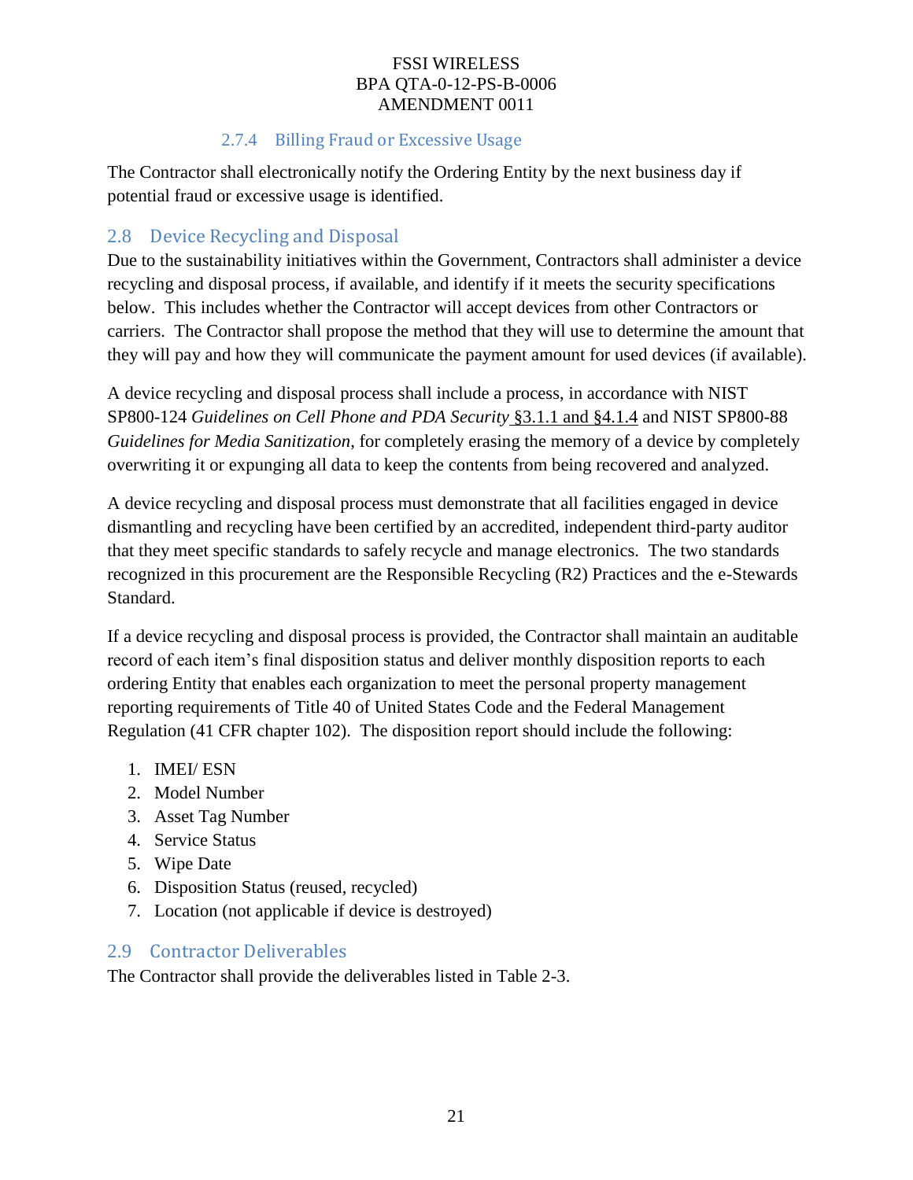#### 2.7.4 Billing Fraud or Excessive Usage

The Contractor shall electronically notify the Ordering Entity by the next business day if potential fraud or excessive usage is identified.

### 2.8 Device Recycling and Disposal

Due to the sustainability initiatives within the Government, Contractors shall administer a device recycling and disposal process, if available, and identify if it meets the security specifications below. This includes whether the Contractor will accept devices from other Contractors or carriers. The Contractor shall propose the method that they will use to determine the amount that they will pay and how they will communicate the payment amount for used devices (if available).

A device recycling and disposal process shall include a process, in accordance with NIST SP800-124 *Guidelines on Cell Phone and PDA Security* §3.1.1 and §4.1.4 and NIST SP800-88 *Guidelines for Media Sanitization*, for completely erasing the memory of a device by completely overwriting it or expunging all data to keep the contents from being recovered and analyzed.

A device recycling and disposal process must demonstrate that all facilities engaged in device dismantling and recycling have been certified by an accredited, independent third-party auditor that they meet specific standards to safely recycle and manage electronics. The two standards recognized in this procurement are the Responsible Recycling (R2) Practices and the e-Stewards Standard.

If a device recycling and disposal process is provided, the Contractor shall maintain an auditable record of each item's final disposition status and deliver monthly disposition reports to each ordering Entity that enables each organization to meet the personal property management reporting requirements of Title 40 of United States Code and the Federal Management Regulation (41 CFR chapter 102). The disposition report should include the following:

1. IMEI/ ESN
2. Model Number
3. Asset Tag Number
4. Service Status
5. Wipe Date
6. Disposition Status (reused, recycled)
7. Location (not applicable if device is destroyed)

### 2.9 Contractor Deliverables

The Contractor shall provide the deliverables listed in Table 2-3.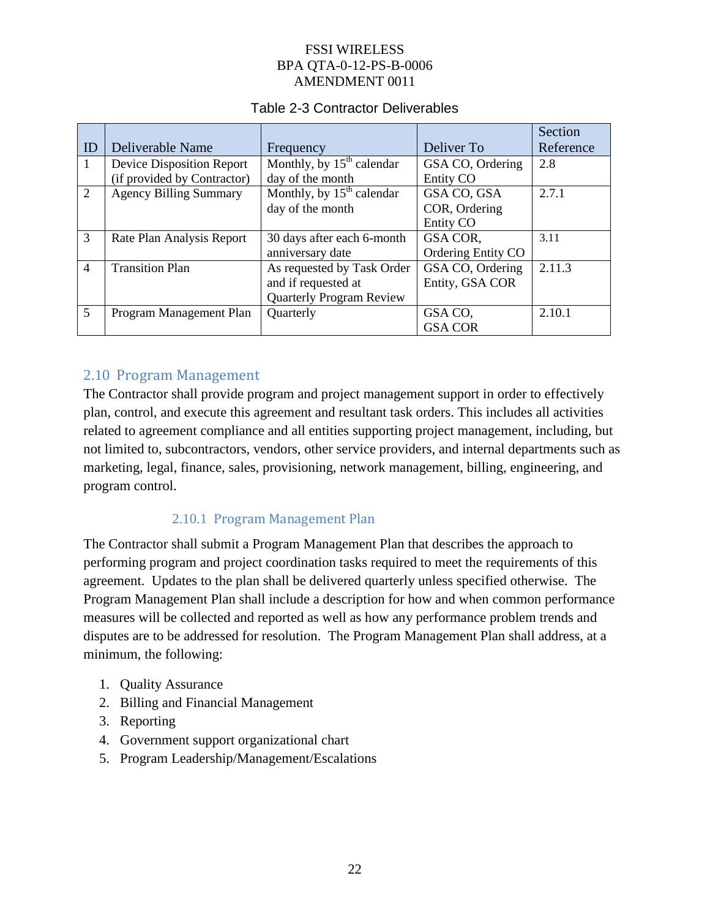Table 2-3 Contractor Deliverables

| ID | Deliverable Name | Frequency | Deliver To | Section Reference |
|---|---|---|---|---|
| 1 | Device Disposition Report (if provided by Contractor) | Monthly, by 15th calendar day of the month | GSA CO, Ordering Entity CO | 2.8 |
| 2 | Agency Billing Summary | Monthly, by 15th calendar day of the month | GSA CO, GSA COR, Ordering Entity CO | 2.7.1 |
| 3 | Rate Plan Analysis Report | 30 days after each 6-month anniversary date | GSA COR, Ordering Entity CO | 3.11 |
| 4 | Transition Plan | As requested by Task Order and if requested at Quarterly Program Review | GSA CO, Ordering Entity, GSA COR | 2.11.3 |
| 5 | Program Management Plan | Quarterly | GSA CO, GSA COR | 2.10.1 |

## 2.10 Program Management

The Contractor shall provide program and project management support in order to effectively plan, control, and execute this agreement and resultant task orders. This includes all activities related to agreement compliance and all entities supporting project management, including, but not limited to, subcontractors, vendors, other service providers, and internal departments such as marketing, legal, finance, sales, provisioning, network management, billing, engineering, and program control.

### 2.10.1 Program Management Plan

The Contractor shall submit a Program Management Plan that describes the approach to performing program and project coordination tasks required to meet the requirements of this agreement. Updates to the plan shall be delivered quarterly unless specified otherwise. The Program Management Plan shall include a description for how and when common performance measures will be collected and reported as well as how any performance problem trends and disputes are to be addressed for resolution. The Program Management Plan shall address, at a minimum, the following:

1. Quality Assurance
2. Billing and Financial Management
3. Reporting
4. Government support organizational chart
5. Program Leadership/Management/Escalations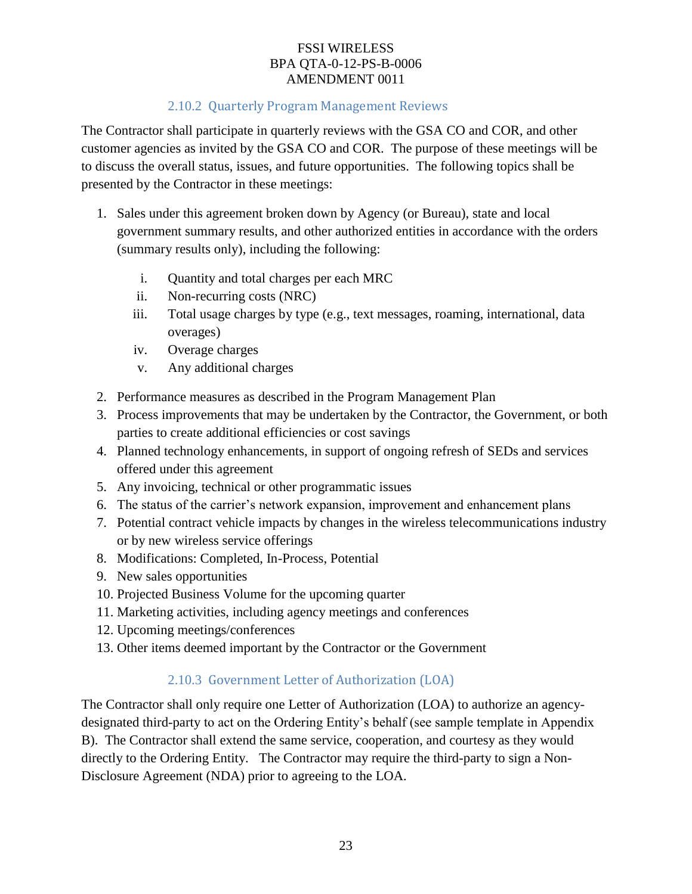### 2.10.2 Quarterly Program Management Reviews

The Contractor shall participate in quarterly reviews with the GSA CO and COR, and other customer agencies as invited by the GSA CO and COR. The purpose of these meetings will be to discuss the overall status, issues, and future opportunities. The following topics shall be presented by the Contractor in these meetings:

1. Sales under this agreement broken down by Agency (or Bureau), state and local government summary results, and other authorized entities in accordance with the orders (summary results only), including the following:
   - i. Quantity and total charges per each MRC
   - ii. Non-recurring costs (NRC)
   - iii. Total usage charges by type (e.g., text messages, roaming, international, data overages)
   - iv. Overage charges
   - v. Any additional charges
2. Performance measures as described in the Program Management Plan
3. Process improvements that may be undertaken by the Contractor, the Government, or both parties to create additional efficiencies or cost savings
4. Planned technology enhancements, in support of ongoing refresh of SEDs and services offered under this agreement
5. Any invoicing, technical or other programmatic issues
6. The status of the carrier's network expansion, improvement and enhancement plans
7. Potential contract vehicle impacts by changes in the wireless telecommunications industry or by new wireless service offerings
8. Modifications: Completed, In-Process, Potential
9. New sales opportunities
10. Projected Business Volume for the upcoming quarter
11. Marketing activities, including agency meetings and conferences
12. Upcoming meetings/conferences
13. Other items deemed important by the Contractor or the Government

### 2.10.3 Government Letter of Authorization (LOA)

The Contractor shall only require one Letter of Authorization (LOA) to authorize an agency-designated third-party to act on the Ordering Entity's behalf (see sample template in Appendix B). The Contractor shall extend the same service, cooperation, and courtesy as they would directly to the Ordering Entity. The Contractor may require the third-party to sign a Non-Disclosure Agreement (NDA) prior to agreeing to the LOA.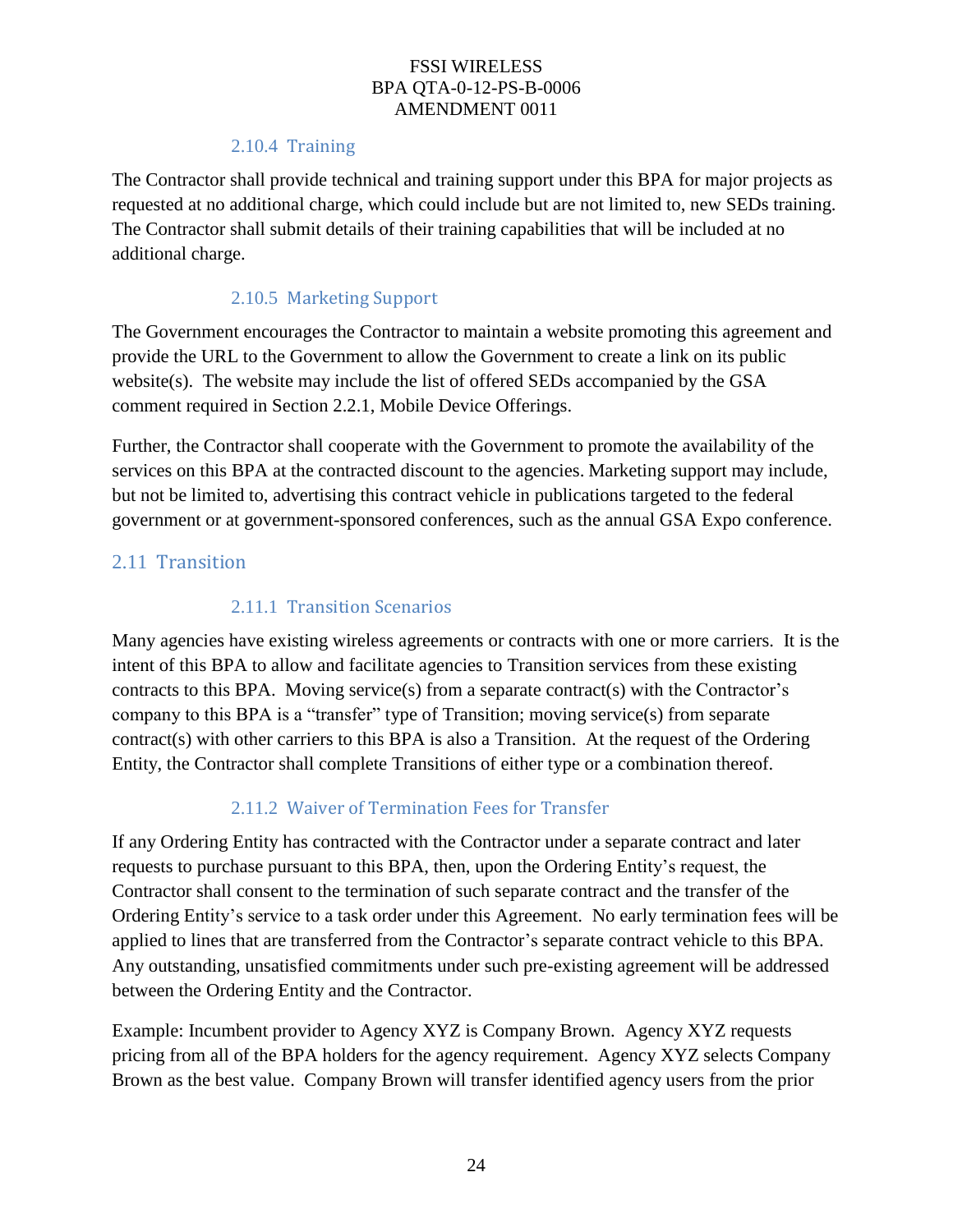#### 2.10.4 Training

The Contractor shall provide technical and training support under this BPA for major projects as requested at no additional charge, which could include but are not limited to, new SEDs training. The Contractor shall submit details of their training capabilities that will be included at no additional charge.

#### 2.10.5 Marketing Support

The Government encourages the Contractor to maintain a website promoting this agreement and provide the URL to the Government to allow the Government to create a link on its public website(s). The website may include the list of offered SEDs accompanied by the GSA comment required in Section 2.2.1, Mobile Device Offerings.

Further, the Contractor shall cooperate with the Government to promote the availability of the services on this BPA at the contracted discount to the agencies. Marketing support may include, but not be limited to, advertising this contract vehicle in publications targeted to the federal government or at government-sponsored conferences, such as the annual GSA Expo conference.

### 2.11 Transition

#### 2.11.1 Transition Scenarios

Many agencies have existing wireless agreements or contracts with one or more carriers. It is the intent of this BPA to allow and facilitate agencies to Transition services from these existing contracts to this BPA. Moving service(s) from a separate contract(s) with the Contractor's company to this BPA is a "transfer" type of Transition; moving service(s) from separate contract(s) with other carriers to this BPA is also a Transition. At the request of the Ordering Entity, the Contractor shall complete Transitions of either type or a combination thereof.

#### 2.11.2 Waiver of Termination Fees for Transfer

If any Ordering Entity has contracted with the Contractor under a separate contract and later requests to purchase pursuant to this BPA, then, upon the Ordering Entity's request, the Contractor shall consent to the termination of such separate contract and the transfer of the Ordering Entity's service to a task order under this Agreement. No early termination fees will be applied to lines that are transferred from the Contractor's separate contract vehicle to this BPA. Any outstanding, unsatisfied commitments under such pre-existing agreement will be addressed between the Ordering Entity and the Contractor.

Example: Incumbent provider to Agency XYZ is Company Brown. Agency XYZ requests pricing from all of the BPA holders for the agency requirement. Agency XYZ selects Company Brown as the best value. Company Brown will transfer identified agency users from the prior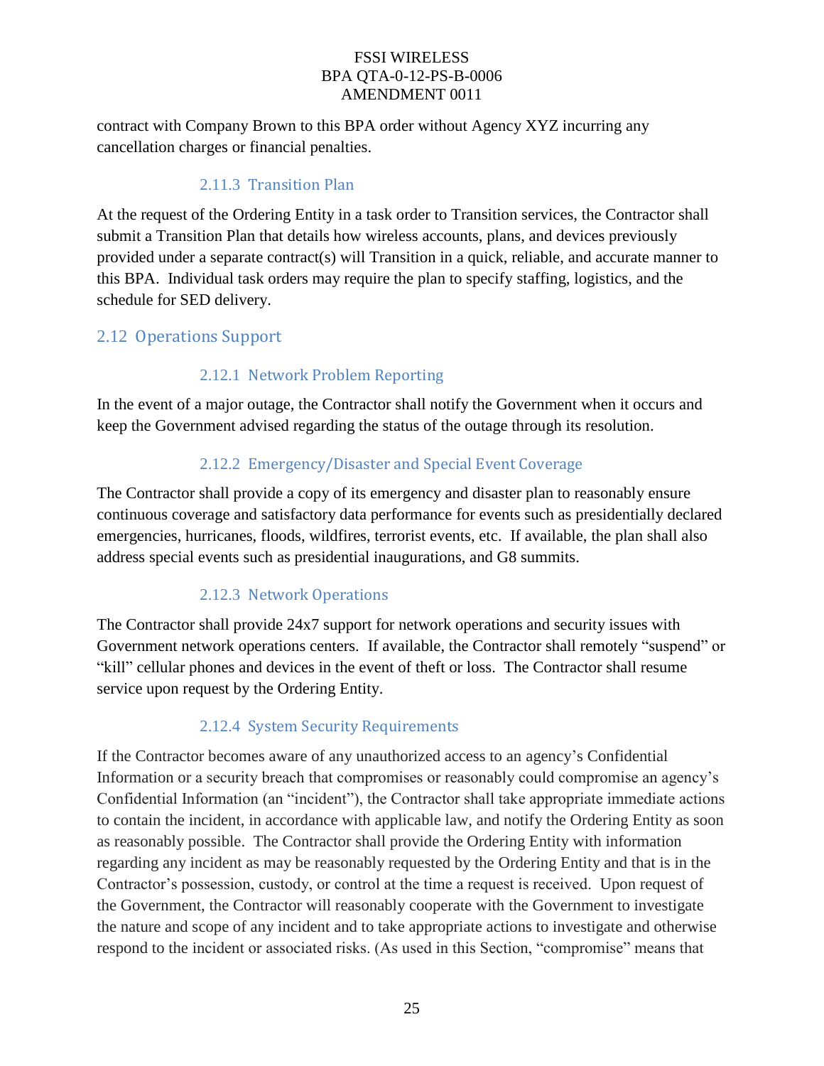contract with Company Brown to this BPA order without Agency XYZ incurring any cancellation charges or financial penalties.

#### 2.11.3 Transition Plan

At the request of the Ordering Entity in a task order to Transition services, the Contractor shall submit a Transition Plan that details how wireless accounts, plans, and devices previously provided under a separate contract(s) will Transition in a quick, reliable, and accurate manner to this BPA. Individual task orders may require the plan to specify staffing, logistics, and the schedule for SED delivery.

### 2.12 Operations Support

#### 2.12.1 Network Problem Reporting

In the event of a major outage, the Contractor shall notify the Government when it occurs and keep the Government advised regarding the status of the outage through its resolution.

#### 2.12.2 Emergency/Disaster and Special Event Coverage

The Contractor shall provide a copy of its emergency and disaster plan to reasonably ensure continuous coverage and satisfactory data performance for events such as presidentially declared emergencies, hurricanes, floods, wildfires, terrorist events, etc. If available, the plan shall also address special events such as presidential inaugurations, and G8 summits.

#### 2.12.3 Network Operations

The Contractor shall provide 24x7 support for network operations and security issues with Government network operations centers. If available, the Contractor shall remotely "suspend" or "kill" cellular phones and devices in the event of theft or loss. The Contractor shall resume service upon request by the Ordering Entity.

#### 2.12.4 System Security Requirements

If the Contractor becomes aware of any unauthorized access to an agency's Confidential Information or a security breach that compromises or reasonably could compromise an agency's Confidential Information (an "incident"), the Contractor shall take appropriate immediate actions to contain the incident, in accordance with applicable law, and notify the Ordering Entity as soon as reasonably possible. The Contractor shall provide the Ordering Entity with information regarding any incident as may be reasonably requested by the Ordering Entity and that is in the Contractor's possession, custody, or control at the time a request is received. Upon request of the Government, the Contractor will reasonably cooperate with the Government to investigate the nature and scope of any incident and to take appropriate actions to investigate and otherwise respond to the incident or associated risks. (As used in this Section, "compromise" means that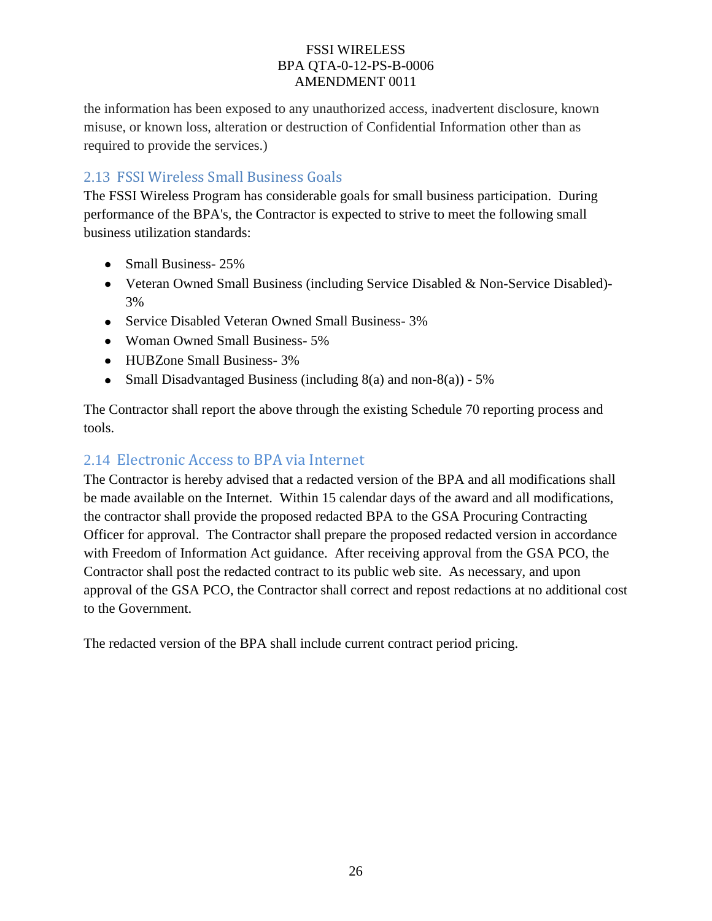the information has been exposed to any unauthorized access, inadvertent disclosure, known misuse, or known loss, alteration or destruction of Confidential Information other than as required to provide the services.)

## 2.13 FSSI Wireless Small Business Goals

The FSSI Wireless Program has considerable goals for small business participation. During performance of the BPA's, the Contractor is expected to strive to meet the following small business utilization standards:

- Small Business- 25%
- Veteran Owned Small Business (including Service Disabled & Non-Service Disabled)- 3%
- Service Disabled Veteran Owned Small Business- 3%
- Woman Owned Small Business- 5%
- HUBZone Small Business- 3%
- Small Disadvantaged Business (including 8(a) and non-8(a)) - 5%

The Contractor shall report the above through the existing Schedule 70 reporting process and tools.

## 2.14 Electronic Access to BPA via Internet

The Contractor is hereby advised that a redacted version of the BPA and all modifications shall be made available on the Internet. Within 15 calendar days of the award and all modifications, the contractor shall provide the proposed redacted BPA to the GSA Procuring Contracting Officer for approval. The Contractor shall prepare the proposed redacted version in accordance with Freedom of Information Act guidance. After receiving approval from the GSA PCO, the Contractor shall post the redacted contract to its public web site. As necessary, and upon approval of the GSA PCO, the Contractor shall correct and repost redactions at no additional cost to the Government.

The redacted version of the BPA shall include current contract period pricing.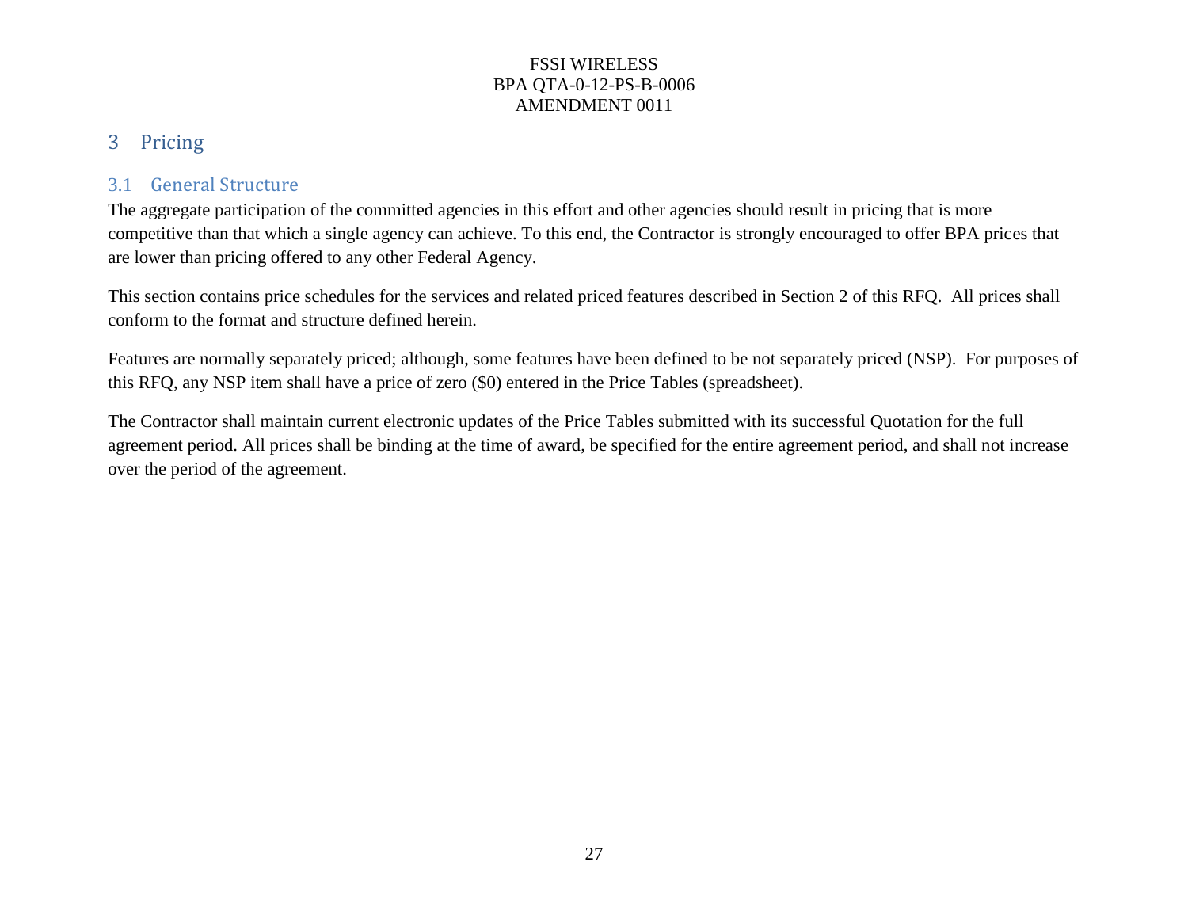# 3 Pricing

## 3.1 General Structure

The aggregate participation of the committed agencies in this effort and other agencies should result in pricing that is more competitive than that which a single agency can achieve. To this end, the Contractor is strongly encouraged to offer BPA prices that are lower than pricing offered to any other Federal Agency.

This section contains price schedules for the services and related priced features described in Section 2 of this RFQ. All prices shall conform to the format and structure defined herein.

Features are normally separately priced; although, some features have been defined to be not separately priced (NSP). For purposes of this RFQ, any NSP item shall have a price of zero ($0) entered in the Price Tables (spreadsheet).

The Contractor shall maintain current electronic updates of the Price Tables submitted with its successful Quotation for the full agreement period. All prices shall be binding at the time of award, be specified for the entire agreement period, and shall not increase over the period of the agreement.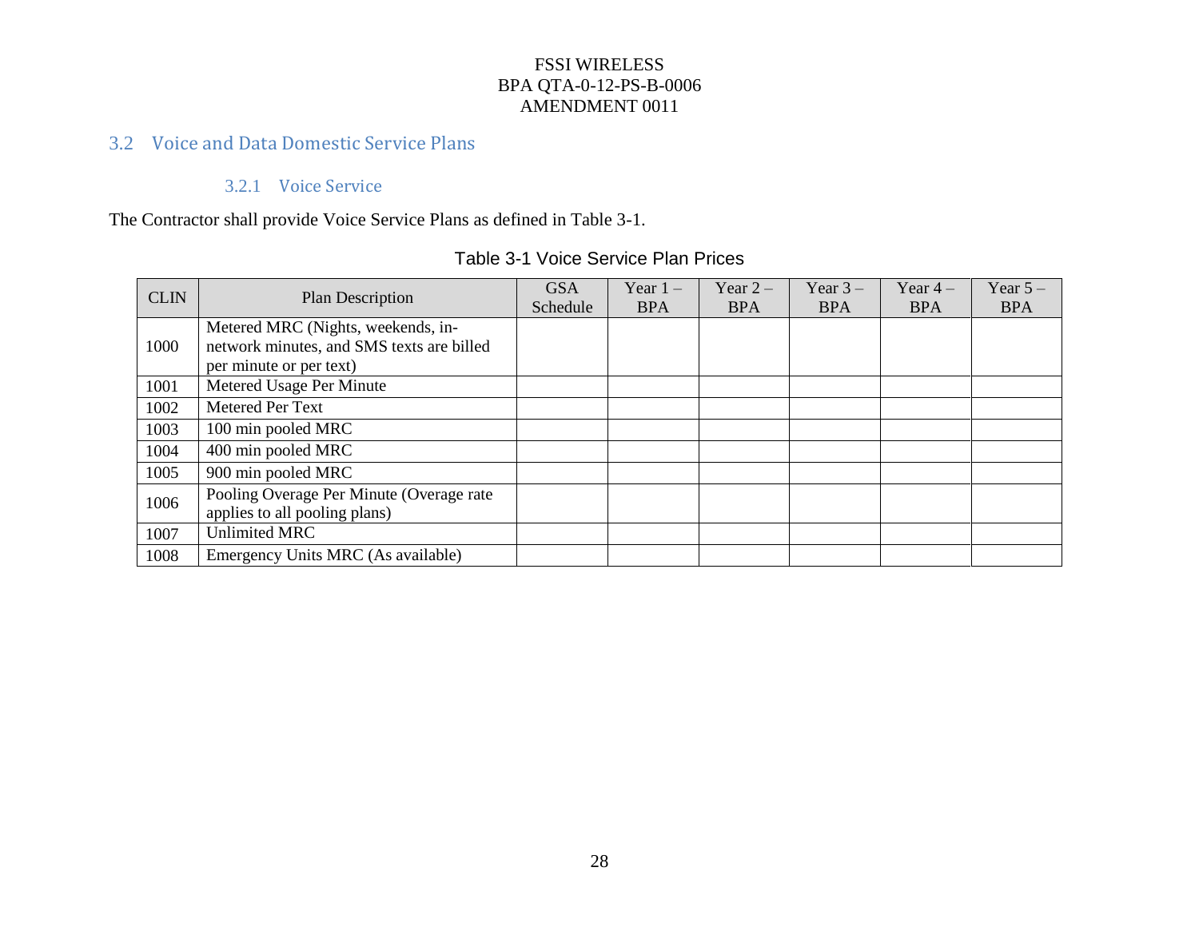## 3.2 Voice and Data Domestic Service Plans

### 3.2.1 Voice Service

The Contractor shall provide Voice Service Plans as defined in Table 3-1.

Table 3-1 Voice Service Plan Prices

| CLIN | Plan Description | GSA Schedule | Year 1 – BPA | Year 2 – BPA | Year 3 – BPA | Year 4 – BPA | Year 5 – BPA |
|---|---|---|---|---|---|---|---|
| 1000 | Metered MRC (Nights, weekends, in-network minutes, and SMS texts are billed per minute or per text) | | | | | | |
| 1001 | Metered Usage Per Minute | | | | | | |
| 1002 | Metered Per Text | | | | | | |
| 1003 | 100 min pooled MRC | | | | | | |
| 1004 | 400 min pooled MRC | | | | | | |
| 1005 | 900 min pooled MRC | | | | | | |
| 1006 | Pooling Overage Per Minute (Overage rate applies to all pooling plans) | | | | | | |
| 1007 | Unlimited MRC | | | | | | |
| 1008 | Emergency Units MRC (As available) | | | | | | |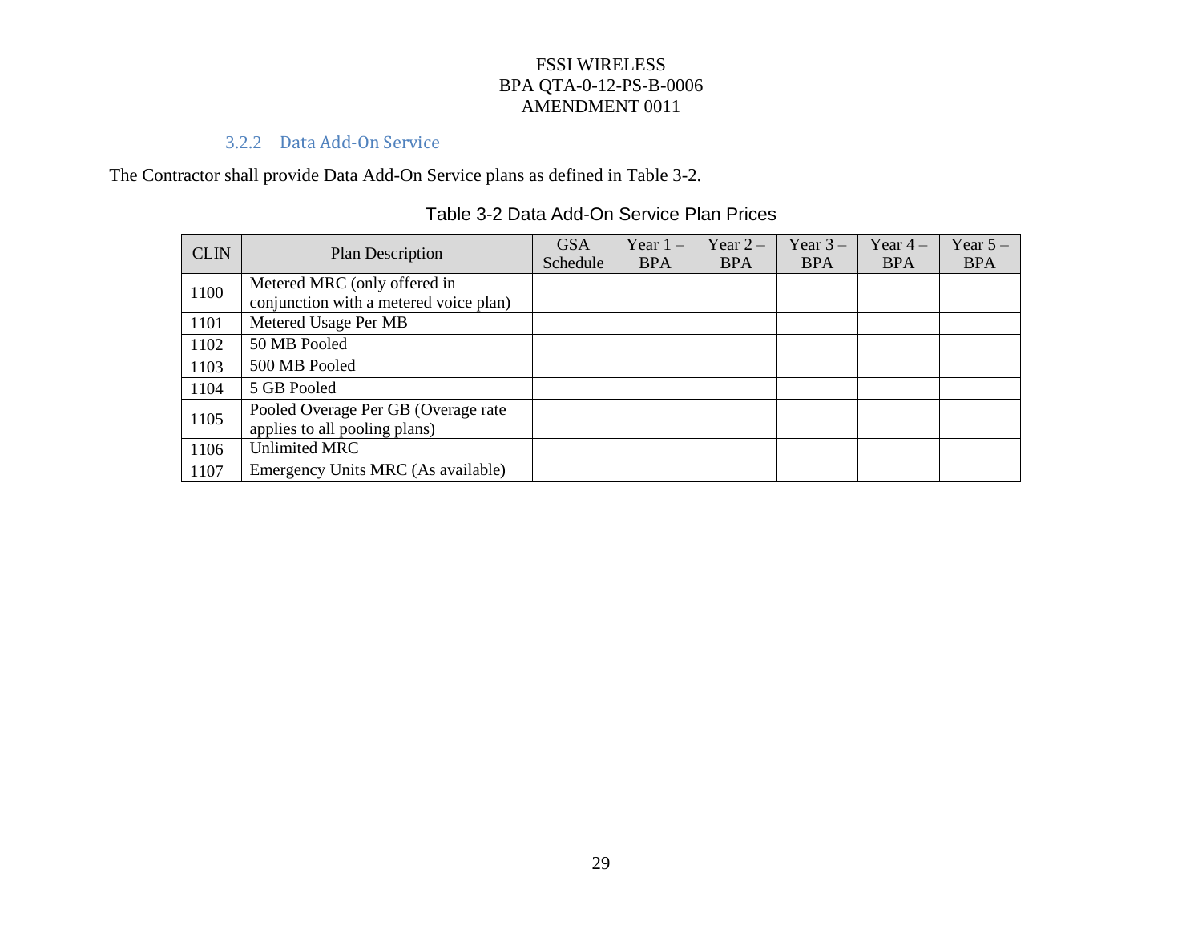#### 3.2.2 Data Add-On Service

The Contractor shall provide Data Add-On Service plans as defined in Table 3-2.

Table 3-2 Data Add-On Service Plan Prices

| CLIN | Plan Description | GSA Schedule | Year 1 – BPA | Year 2 – BPA | Year 3 – BPA | Year 4 – BPA | Year 5 – BPA |
|---|---|---|---|---|---|---|---|
| 1100 | Metered MRC (only offered in conjunction with a metered voice plan) | | | | | | |
| 1101 | Metered Usage Per MB | | | | | | |
| 1102 | 50 MB Pooled | | | | | | |
| 1103 | 500 MB Pooled | | | | | | |
| 1104 | 5 GB Pooled | | | | | | |
| 1105 | Pooled Overage Per GB (Overage rate applies to all pooling plans) | | | | | | |
| 1106 | Unlimited MRC | | | | | | |
| 1107 | Emergency Units MRC (As available) | | | | | | |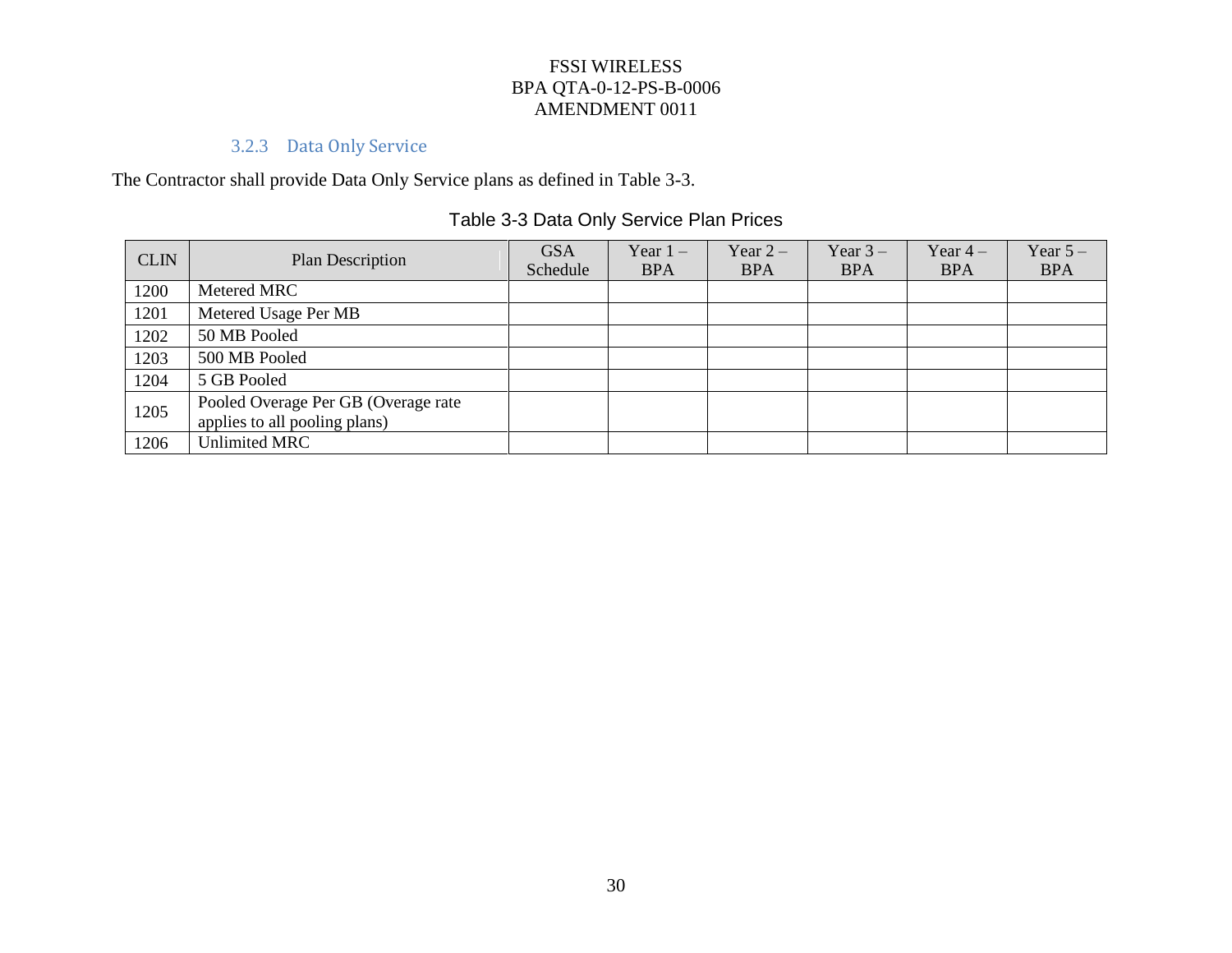### 3.2.3 Data Only Service

The Contractor shall provide Data Only Service plans as defined in Table 3-3.

Table 3-3 Data Only Service Plan Prices

| CLIN | Plan Description | GSA Schedule | Year 1 – BPA | Year 2 – BPA | Year 3 – BPA | Year 4 – BPA | Year 5 – BPA |
|---|---|---|---|---|---|---|---|
| 1200 | Metered MRC | | | | | | |
| 1201 | Metered Usage Per MB | | | | | | |
| 1202 | 50 MB Pooled | | | | | | |
| 1203 | 500 MB Pooled | | | | | | |
| 1204 | 5 GB Pooled | | | | | | |
| 1205 | Pooled Overage Per GB (Overage rate applies to all pooling plans) | | | | | | |
| 1206 | Unlimited MRC | | | | | | |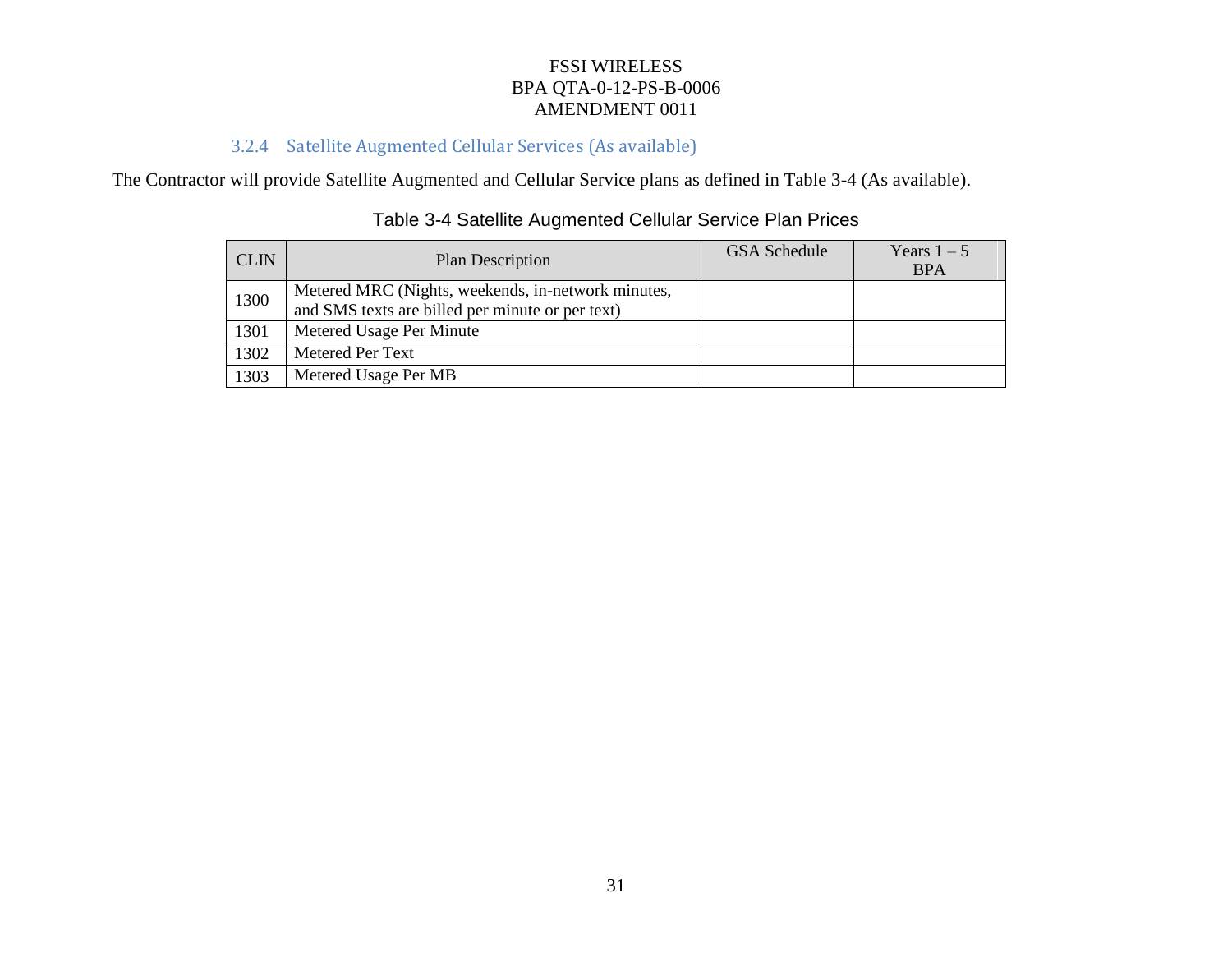#### 3.2.4 Satellite Augmented Cellular Services (As available)

The Contractor will provide Satellite Augmented and Cellular Service plans as defined in Table 3-4 (As available).

Table 3-4 Satellite Augmented Cellular Service Plan Prices

| CLIN | Plan Description | GSA Schedule | Years 1 – 5 BPA |
|---|---|---|---|
| 1300 | Metered MRC (Nights, weekends, in-network minutes, and SMS texts are billed per minute or per text) | | |
| 1301 | Metered Usage Per Minute | | |
| 1302 | Metered Per Text | | |
| 1303 | Metered Usage Per MB | | |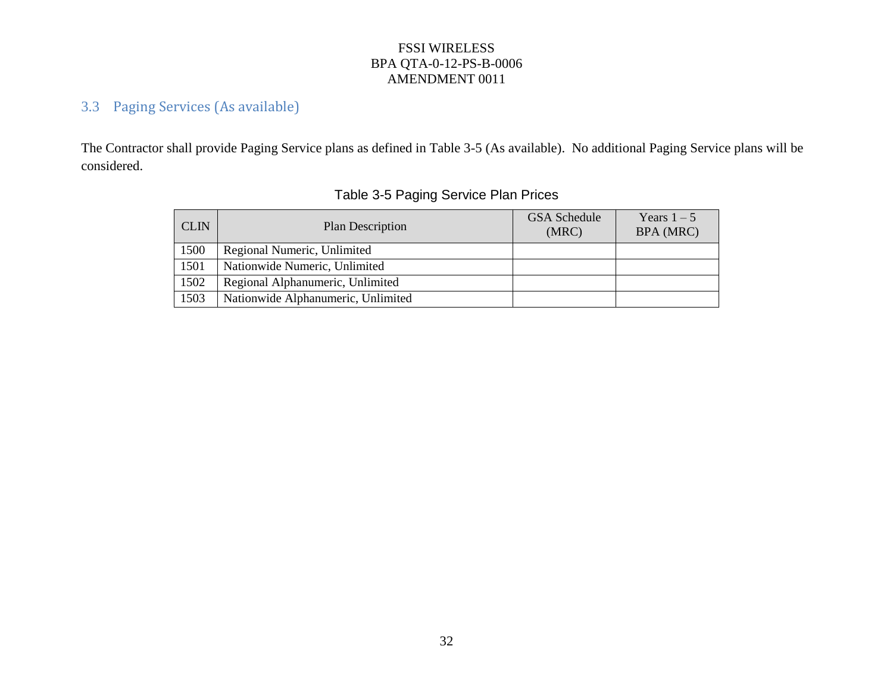## 3.3 Paging Services (As available)

The Contractor shall provide Paging Service plans as defined in Table 3-5 (As available). No additional Paging Service plans will be considered.

Table 3-5 Paging Service Plan Prices

| CLIN | Plan Description | GSA Schedule (MRC) | Years 1 – 5 BPA (MRC) |
|---|---|---|---|
| 1500 | Regional Numeric, Unlimited | | |
| 1501 | Nationwide Numeric, Unlimited | | |
| 1502 | Regional Alphanumeric, Unlimited | | |
| 1503 | Nationwide Alphanumeric, Unlimited | | |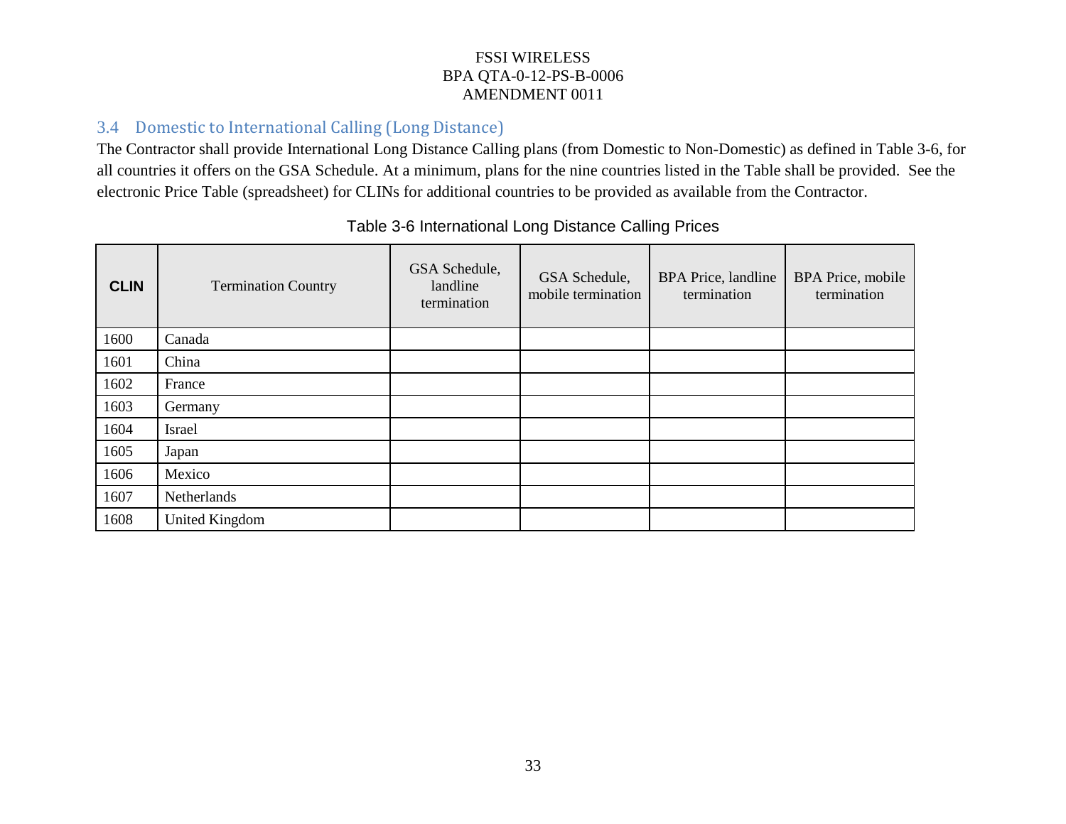### 3.4 Domestic to International Calling (Long Distance)

The Contractor shall provide International Long Distance Calling plans (from Domestic to Non-Domestic) as defined in Table 3-6, for all countries it offers on the GSA Schedule. At a minimum, plans for the nine countries listed in the Table shall be provided.  See the electronic Price Table (spreadsheet) for CLINs for additional countries to be provided as available from the Contractor.

Table 3-6 International Long Distance Calling Prices

| **CLIN** | Termination Country | GSA Schedule, landline termination | GSA Schedule, mobile termination | BPA Price, landline termination | BPA Price, mobile termination |
|---|---|---|---|---|---|
| 1600 | Canada | | | | |
| 1601 | China | | | | |
| 1602 | France | | | | |
| 1603 | Germany | | | | |
| 1604 | Israel | | | | |
| 1605 | Japan | | | | |
| 1606 | Mexico | | | | |
| 1607 | Netherlands | | | | |
| 1608 | United Kingdom | | | | |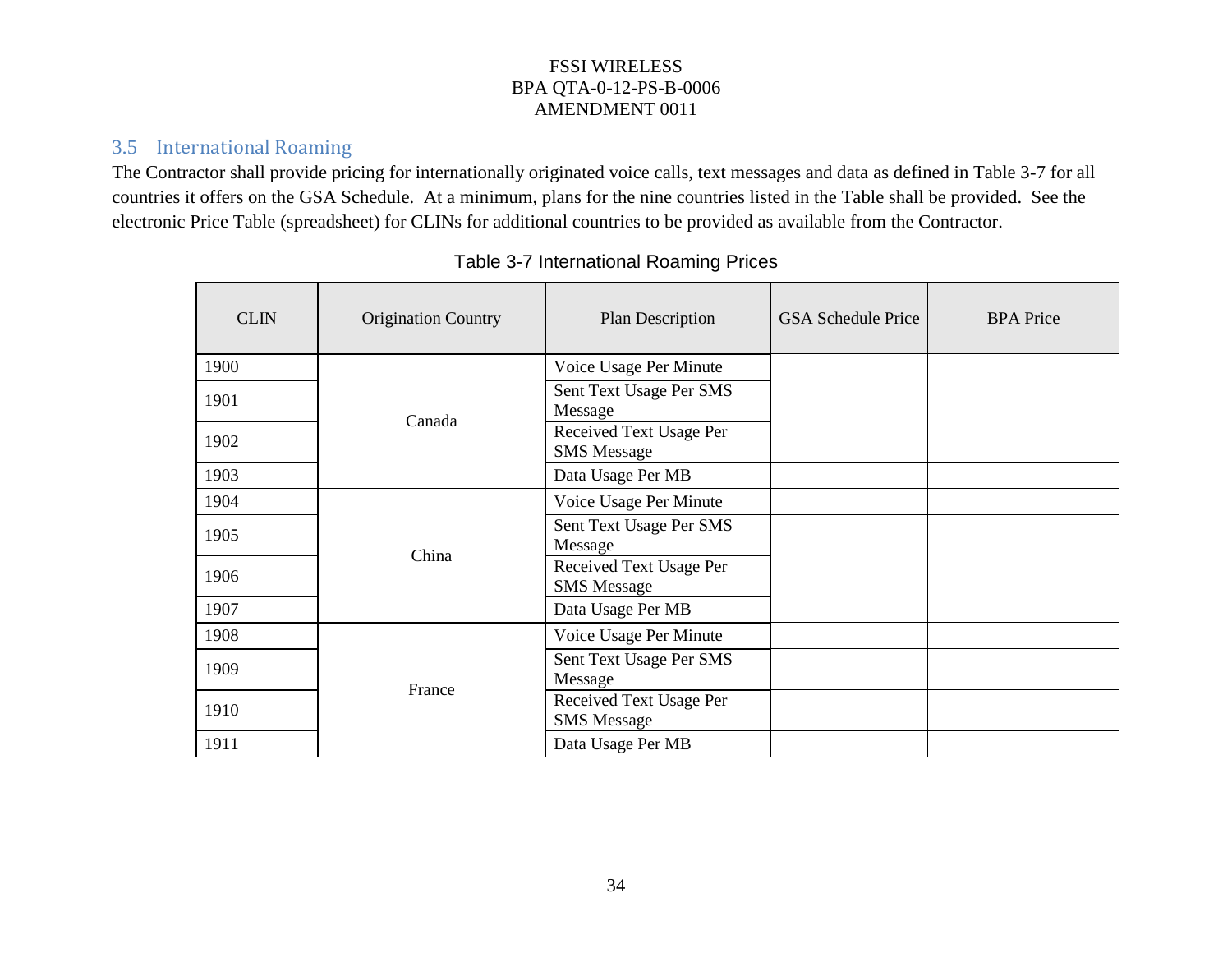## 3.5 International Roaming

The Contractor shall provide pricing for internationally originated voice calls, text messages and data as defined in Table 3-7 for all countries it offers on the GSA Schedule. At a minimum, plans for the nine countries listed in the Table shall be provided. See the electronic Price Table (spreadsheet) for CLINs for additional countries to be provided as available from the Contractor.

Table 3-7 International Roaming Prices

| CLIN | Origination Country | Plan Description | GSA Schedule Price | BPA Price |
|---|---|---|---|---|
| 1900 | Canada | Voice Usage Per Minute | | |
| 1901 | | Sent Text Usage Per SMS Message | | |
| 1902 | | Received Text Usage Per SMS Message | | |
| 1903 | | Data Usage Per MB | | |
| 1904 | China | Voice Usage Per Minute | | |
| 1905 | | Sent Text Usage Per SMS Message | | |
| 1906 | | Received Text Usage Per SMS Message | | |
| 1907 | | Data Usage Per MB | | |
| 1908 | France | Voice Usage Per Minute | | |
| 1909 | | Sent Text Usage Per SMS Message | | |
| 1910 | | Received Text Usage Per SMS Message | | |
| 1911 | | Data Usage Per MB | | |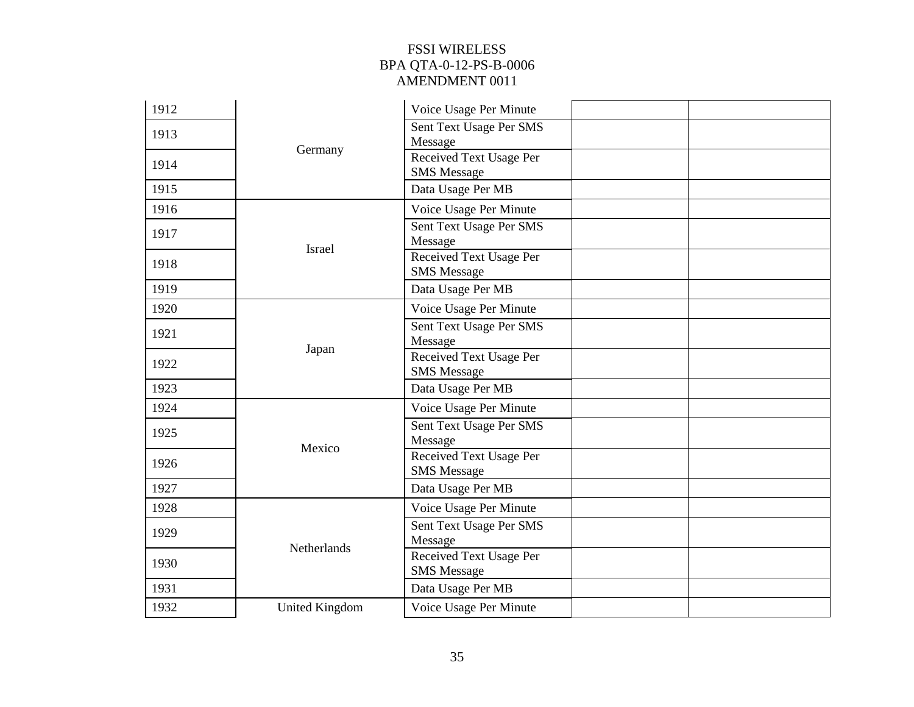| | | | | |
|---|---|---|---|---|
| 1912 | Germany | Voice Usage Per Minute | | |
| 1913 | | Sent Text Usage Per SMS Message | | |
| 1914 | | Received Text Usage Per SMS Message | | |
| 1915 | | Data Usage Per MB | | |
| 1916 | Israel | Voice Usage Per Minute | | |
| 1917 | | Sent Text Usage Per SMS Message | | |
| 1918 | | Received Text Usage Per SMS Message | | |
| 1919 | | Data Usage Per MB | | |
| 1920 | Japan | Voice Usage Per Minute | | |
| 1921 | | Sent Text Usage Per SMS Message | | |
| 1922 | | Received Text Usage Per SMS Message | | |
| 1923 | | Data Usage Per MB | | |
| 1924 | Mexico | Voice Usage Per Minute | | |
| 1925 | | Sent Text Usage Per SMS Message | | |
| 1926 | | Received Text Usage Per SMS Message | | |
| 1927 | | Data Usage Per MB | | |
| 1928 | Netherlands | Voice Usage Per Minute | | |
| 1929 | | Sent Text Usage Per SMS Message | | |
| 1930 | | Received Text Usage Per SMS Message | | |
| 1931 | | Data Usage Per MB | | |
| 1932 | United Kingdom | Voice Usage Per Minute | | |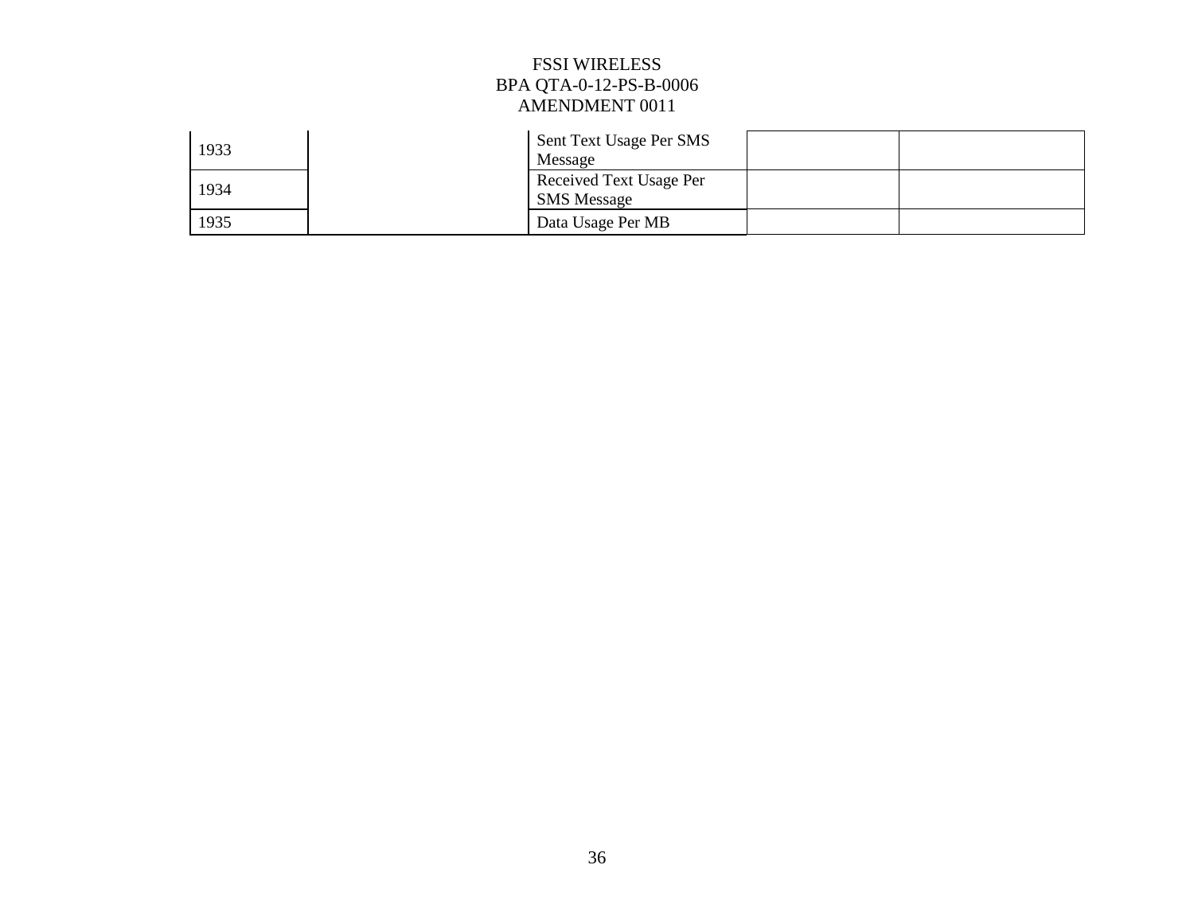| | | | | |
|---|---|---|---|---|
| 1933 | | Sent Text Usage Per SMS Message | | |
| 1934 | | Received Text Usage Per SMS Message | | |
| 1935 | | Data Usage Per MB | | |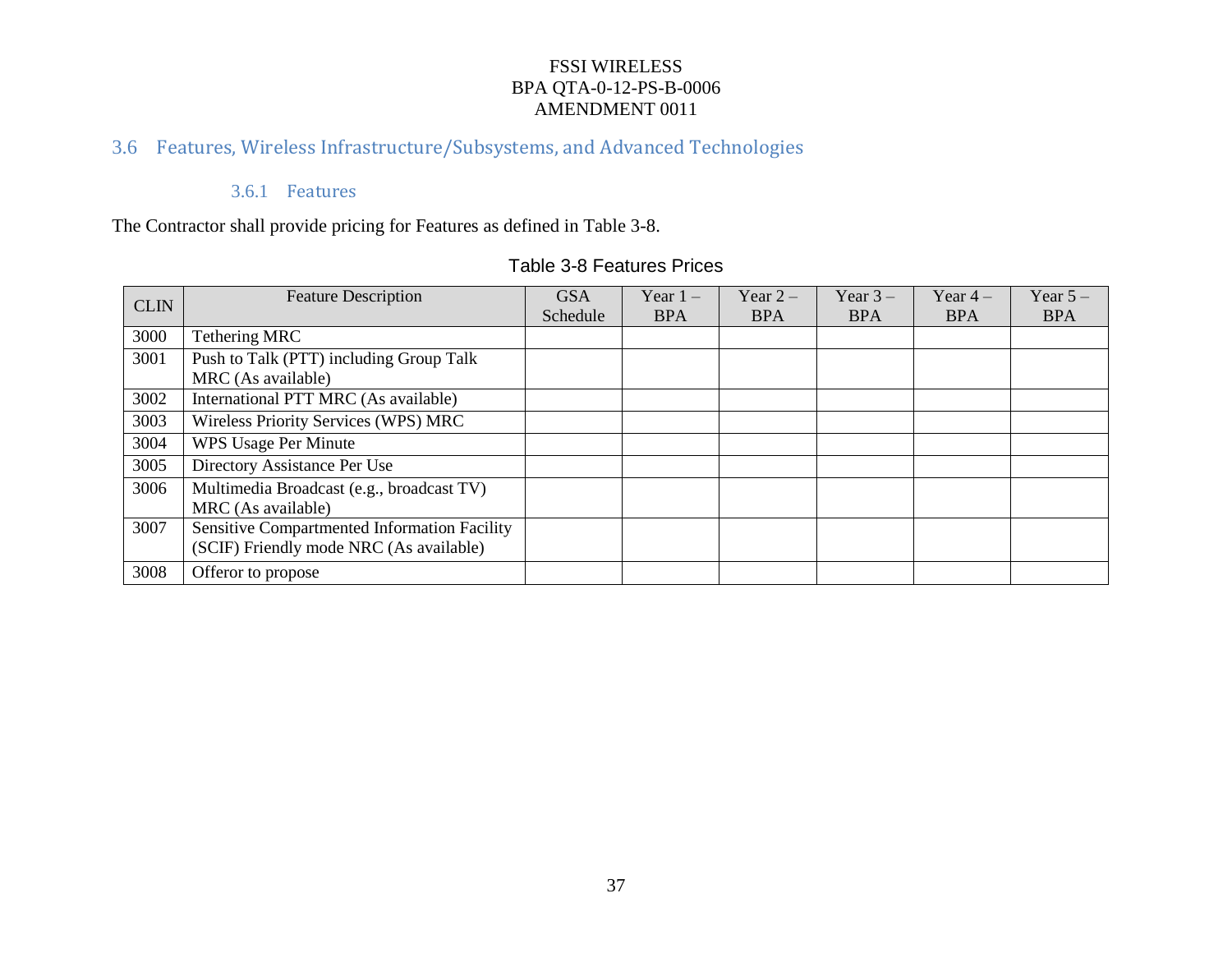## 3.6 Features, Wireless Infrastructure/Subsystems, and Advanced Technologies

### 3.6.1 Features

The Contractor shall provide pricing for Features as defined in Table 3-8.

Table 3-8 Features Prices

| CLIN | Feature Description | GSA Schedule | Year 1 – BPA | Year 2 – BPA | Year 3 – BPA | Year 4 – BPA | Year 5 – BPA |
|---|---|---|---|---|---|---|---|
| 3000 | Tethering MRC | | | | | | |
| 3001 | Push to Talk (PTT) including Group Talk MRC (As available) | | | | | | |
| 3002 | International PTT MRC (As available) | | | | | | |
| 3003 | Wireless Priority Services (WPS) MRC | | | | | | |
| 3004 | WPS Usage Per Minute | | | | | | |
| 3005 | Directory Assistance Per Use | | | | | | |
| 3006 | Multimedia Broadcast (e.g., broadcast TV) MRC (As available) | | | | | | |
| 3007 | Sensitive Compartmented Information Facility (SCIF) Friendly mode NRC (As available) | | | | | | |
| 3008 | Offeror to propose | | | | | | |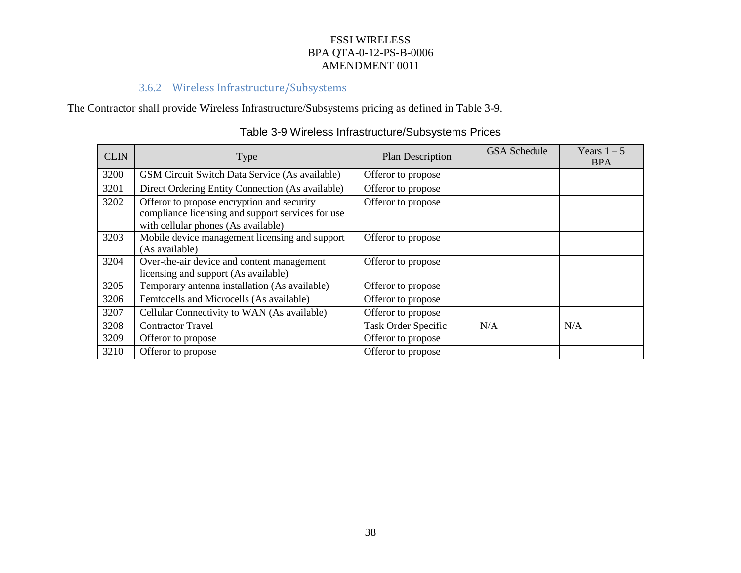### 3.6.2 Wireless Infrastructure/Subsystems

The Contractor shall provide Wireless Infrastructure/Subsystems pricing as defined in Table 3-9.

Table 3-9 Wireless Infrastructure/Subsystems Prices

| CLIN | Type | Plan Description | GSA Schedule | Years 1 – 5 BPA |
|---|---|---|---|---|
| 3200 | GSM Circuit Switch Data Service (As available) | Offeror to propose | | |
| 3201 | Direct Ordering Entity Connection (As available) | Offeror to propose | | |
| 3202 | Offeror to propose encryption and security compliance licensing and support services for use with cellular phones (As available) | Offeror to propose | | |
| 3203 | Mobile device management licensing and support (As available) | Offeror to propose | | |
| 3204 | Over-the-air device and content management licensing and support (As available) | Offeror to propose | | |
| 3205 | Temporary antenna installation (As available) | Offeror to propose | | |
| 3206 | Femtocells and Microcells (As available) | Offeror to propose | | |
| 3207 | Cellular Connectivity to WAN (As available) | Offeror to propose | | |
| 3208 | Contractor Travel | Task Order Specific | N/A | N/A |
| 3209 | Offeror to propose | Offeror to propose | | |
| 3210 | Offeror to propose | Offeror to propose | | |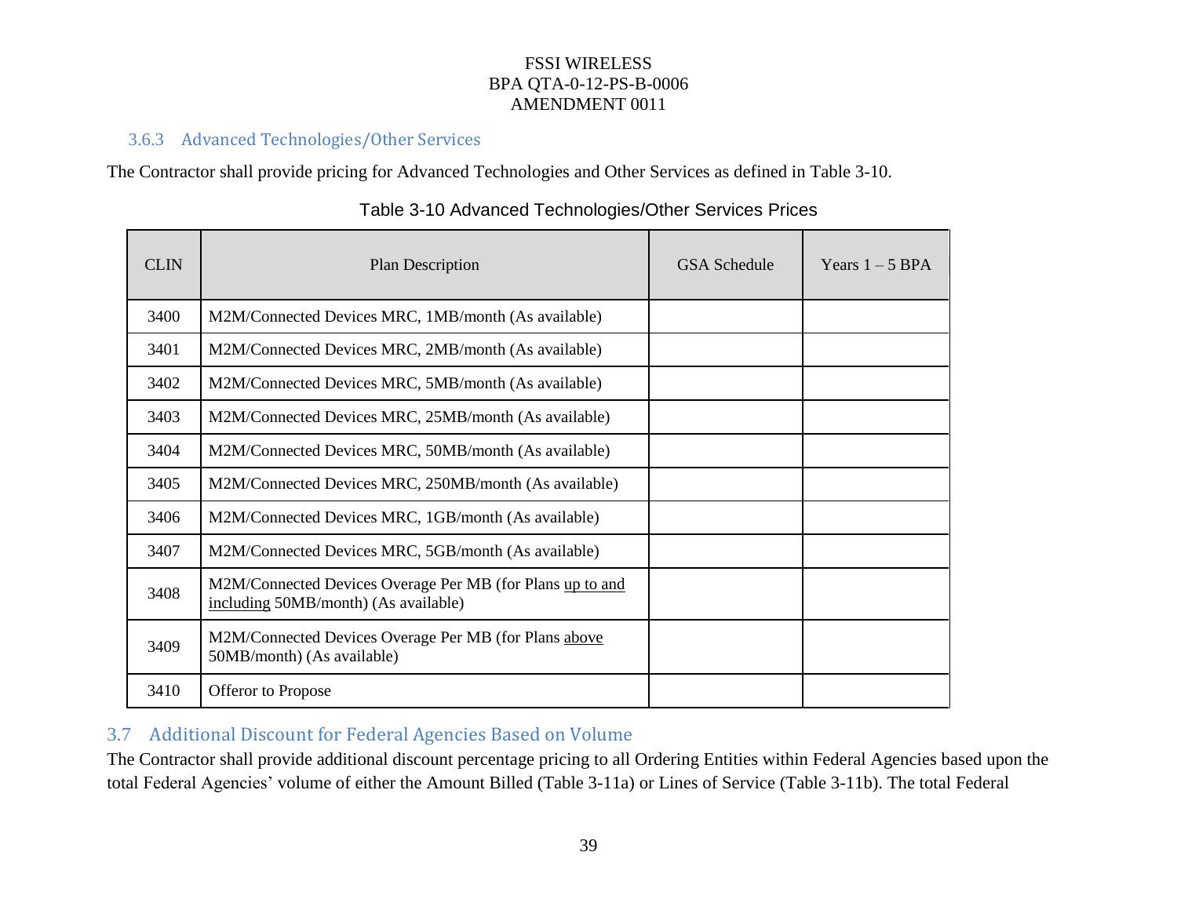### 3.6.3 Advanced Technologies/Other Services

The Contractor shall provide pricing for Advanced Technologies and Other Services as defined in Table 3-10.

Table 3-10 Advanced Technologies/Other Services Prices

| CLIN | Plan Description | GSA Schedule | Years 1 – 5 BPA |
|---|---|---|---|
| 3400 | M2M/Connected Devices MRC, 1MB/month (As available) | | |
| 3401 | M2M/Connected Devices MRC, 2MB/month (As available) | | |
| 3402 | M2M/Connected Devices MRC, 5MB/month (As available) | | |
| 3403 | M2M/Connected Devices MRC, 25MB/month (As available) | | |
| 3404 | M2M/Connected Devices MRC, 50MB/month (As available) | | |
| 3405 | M2M/Connected Devices MRC, 250MB/month (As available) | | |
| 3406 | M2M/Connected Devices MRC, 1GB/month (As available) | | |
| 3407 | M2M/Connected Devices MRC, 5GB/month (As available) | | |
| 3408 | M2M/Connected Devices Overage Per MB (for Plans up to and including 50MB/month) (As available) | | |
| 3409 | M2M/Connected Devices Overage Per MB (for Plans above 50MB/month) (As available) | | |
| 3410 | Offeror to Propose | | |

## 3.7 Additional Discount for Federal Agencies Based on Volume

The Contractor shall provide additional discount percentage pricing to all Ordering Entities within Federal Agencies based upon the total Federal Agencies' volume of either the Amount Billed (Table 3-11a) or Lines of Service (Table 3-11b). The total Federal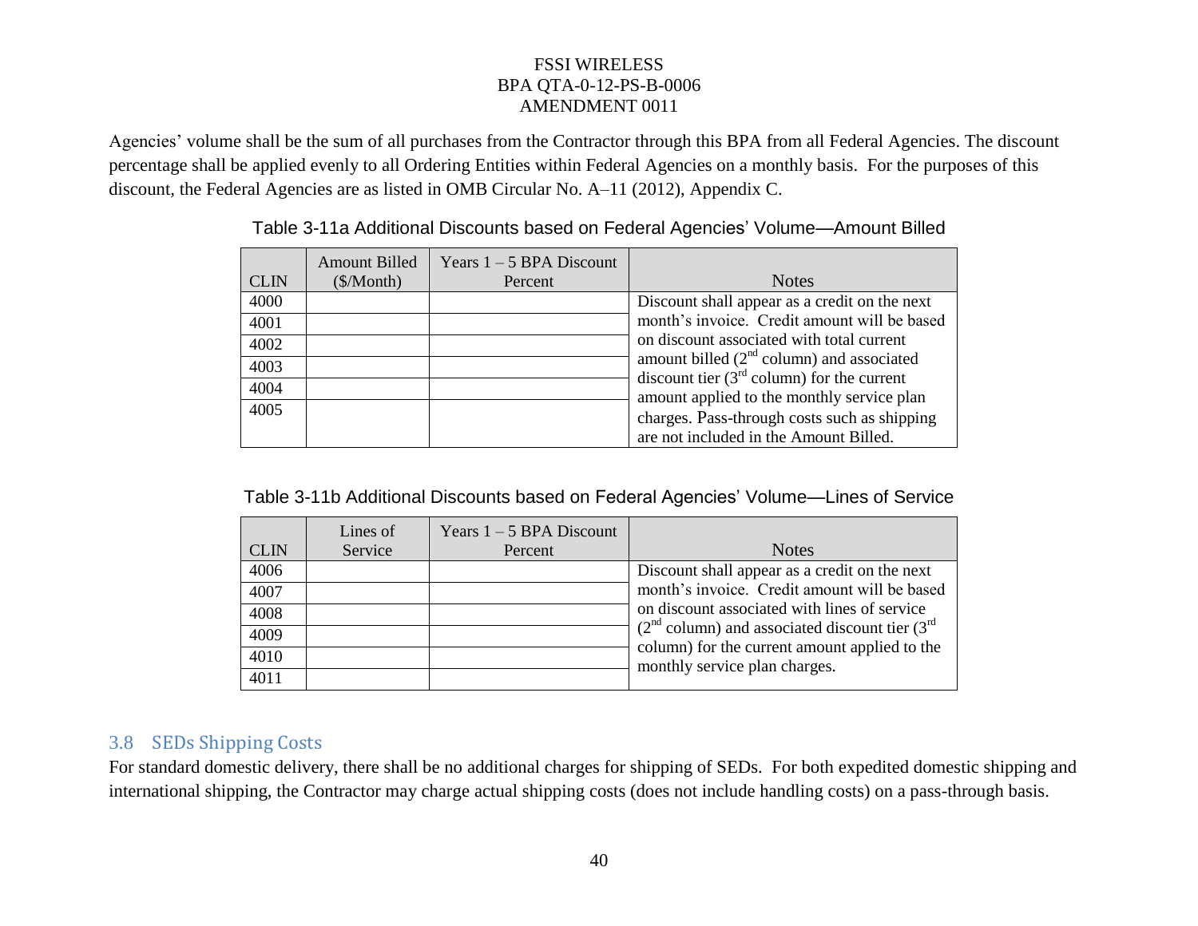Agencies' volume shall be the sum of all purchases from the Contractor through this BPA from all Federal Agencies. The discount percentage shall be applied evenly to all Ordering Entities within Federal Agencies on a monthly basis. For the purposes of this discount, the Federal Agencies are as listed in OMB Circular No. A–11 (2012), Appendix C.

Table 3-11a Additional Discounts based on Federal Agencies' Volume—Amount Billed

| CLIN | Amount Billed ($/Month) | Years 1 – 5 BPA Discount Percent | Notes |
|---|---|---|---|
| 4000 | | | Discount shall appear as a credit on the next month's invoice. Credit amount will be based on discount associated with total current amount billed (2nd column) and associated discount tier (3rd column) for the current amount applied to the monthly service plan charges. Pass-through costs such as shipping are not included in the Amount Billed. |
| 4001 | | | |
| 4002 | | | |
| 4003 | | | |
| 4004 | | | |
| 4005 | | | |

Table 3-11b Additional Discounts based on Federal Agencies' Volume—Lines of Service

| CLIN | Lines of Service | Years 1 – 5 BPA Discount Percent | Notes |
|---|---|---|---|
| 4006 | | | Discount shall appear as a credit on the next month's invoice. Credit amount will be based on discount associated with lines of service (2nd column) and associated discount tier (3rd column) for the current amount applied to the monthly service plan charges. |
| 4007 | | | |
| 4008 | | | |
| 4009 | | | |
| 4010 | | | |
| 4011 | | | |

## 3.8 SEDs Shipping Costs

For standard domestic delivery, there shall be no additional charges for shipping of SEDs. For both expedited domestic shipping and international shipping, the Contractor may charge actual shipping costs (does not include handling costs) on a pass-through basis.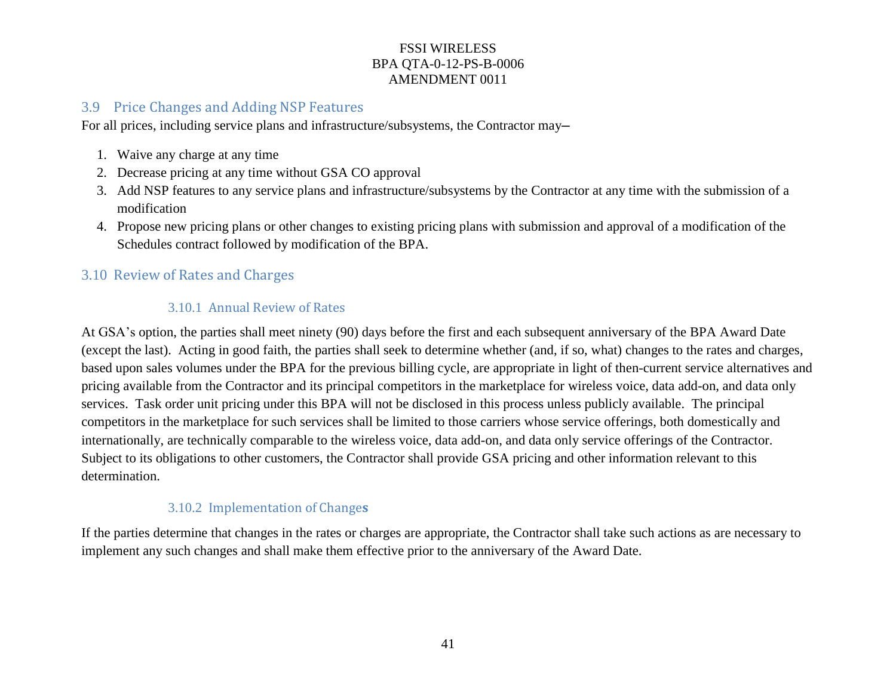## 3.9 Price Changes and Adding NSP Features

For all prices, including service plans and infrastructure/subsystems, the Contractor may–

1. Waive any charge at any time
2. Decrease pricing at any time without GSA CO approval
3. Add NSP features to any service plans and infrastructure/subsystems by the Contractor at any time with the submission of a modification
4. Propose new pricing plans or other changes to existing pricing plans with submission and approval of a modification of the Schedules contract followed by modification of the BPA.

## 3.10 Review of Rates and Charges

### 3.10.1 Annual Review of Rates

At GSA's option, the parties shall meet ninety (90) days before the first and each subsequent anniversary of the BPA Award Date (except the last). Acting in good faith, the parties shall seek to determine whether (and, if so, what) changes to the rates and charges, based upon sales volumes under the BPA for the previous billing cycle, are appropriate in light of then-current service alternatives and pricing available from the Contractor and its principal competitors in the marketplace for wireless voice, data add-on, and data only services. Task order unit pricing under this BPA will not be disclosed in this process unless publicly available. The principal competitors in the marketplace for such services shall be limited to those carriers whose service offerings, both domestically and internationally, are technically comparable to the wireless voice, data add-on, and data only service offerings of the Contractor. Subject to its obligations to other customers, the Contractor shall provide GSA pricing and other information relevant to this determination.

### 3.10.2 Implementation of Changes

If the parties determine that changes in the rates or charges are appropriate, the Contractor shall take such actions as are necessary to implement any such changes and shall make them effective prior to the anniversary of the Award Date.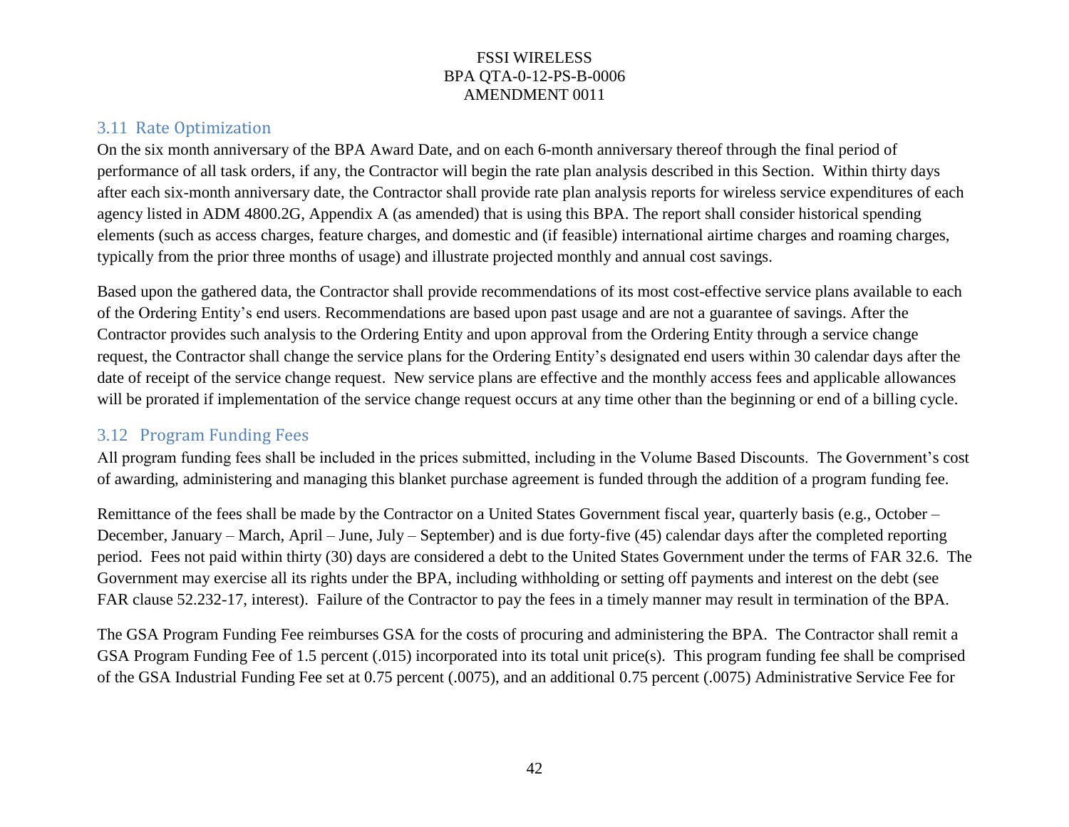## 3.11 Rate Optimization

On the six month anniversary of the BPA Award Date, and on each 6-month anniversary thereof through the final period of performance of all task orders, if any, the Contractor will begin the rate plan analysis described in this Section. Within thirty days after each six-month anniversary date, the Contractor shall provide rate plan analysis reports for wireless service expenditures of each agency listed in ADM 4800.2G, Appendix A (as amended) that is using this BPA. The report shall consider historical spending elements (such as access charges, feature charges, and domestic and (if feasible) international airtime charges and roaming charges, typically from the prior three months of usage) and illustrate projected monthly and annual cost savings.

Based upon the gathered data, the Contractor shall provide recommendations of its most cost-effective service plans available to each of the Ordering Entity's end users. Recommendations are based upon past usage and are not a guarantee of savings. After the Contractor provides such analysis to the Ordering Entity and upon approval from the Ordering Entity through a service change request, the Contractor shall change the service plans for the Ordering Entity's designated end users within 30 calendar days after the date of receipt of the service change request. New service plans are effective and the monthly access fees and applicable allowances will be prorated if implementation of the service change request occurs at any time other than the beginning or end of a billing cycle.

## 3.12 Program Funding Fees

All program funding fees shall be included in the prices submitted, including in the Volume Based Discounts. The Government's cost of awarding, administering and managing this blanket purchase agreement is funded through the addition of a program funding fee.

Remittance of the fees shall be made by the Contractor on a United States Government fiscal year, quarterly basis (e.g., October – December, January – March, April – June, July – September) and is due forty-five (45) calendar days after the completed reporting period. Fees not paid within thirty (30) days are considered a debt to the United States Government under the terms of FAR 32.6. The Government may exercise all its rights under the BPA, including withholding or setting off payments and interest on the debt (see FAR clause 52.232-17, interest). Failure of the Contractor to pay the fees in a timely manner may result in termination of the BPA.

The GSA Program Funding Fee reimburses GSA for the costs of procuring and administering the BPA. The Contractor shall remit a GSA Program Funding Fee of 1.5 percent (.015) incorporated into its total unit price(s). This program funding fee shall be comprised of the GSA Industrial Funding Fee set at 0.75 percent (.0075), and an additional 0.75 percent (.0075) Administrative Service Fee for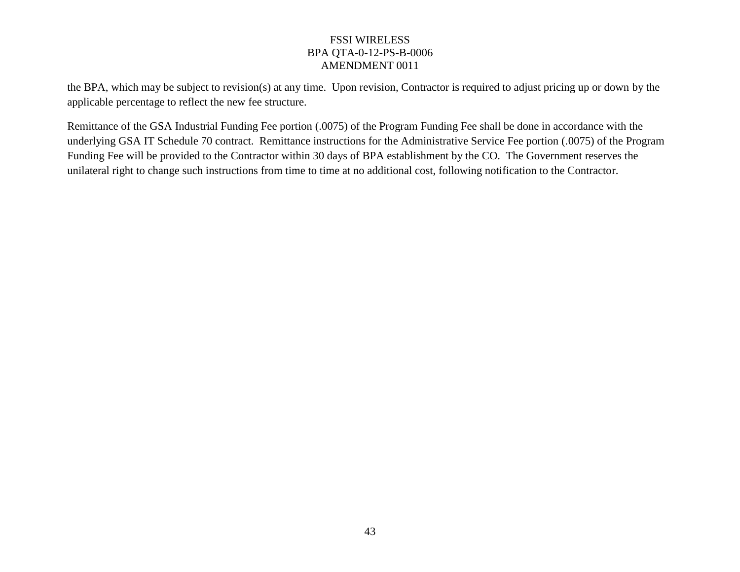the BPA, which may be subject to revision(s) at any time. Upon revision, Contractor is required to adjust pricing up or down by the applicable percentage to reflect the new fee structure.

Remittance of the GSA Industrial Funding Fee portion (.0075) of the Program Funding Fee shall be done in accordance with the underlying GSA IT Schedule 70 contract. Remittance instructions for the Administrative Service Fee portion (.0075) of the Program Funding Fee will be provided to the Contractor within 30 days of BPA establishment by the CO. The Government reserves the unilateral right to change such instructions from time to time at no additional cost, following notification to the Contractor.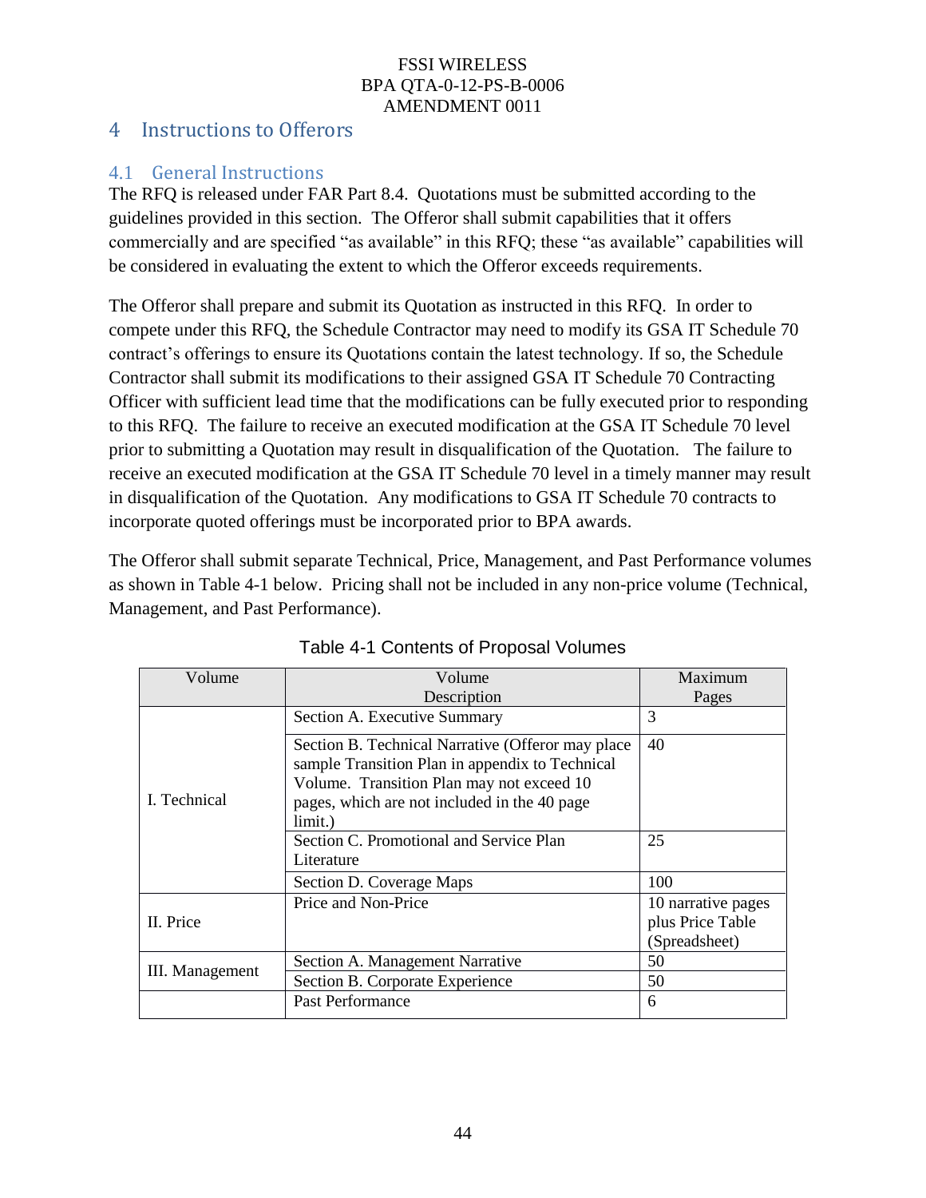# 4 Instructions to Offerors

## 4.1 General Instructions

The RFQ is released under FAR Part 8.4. Quotations must be submitted according to the guidelines provided in this section. The Offeror shall submit capabilities that it offers commercially and are specified "as available" in this RFQ; these "as available" capabilities will be considered in evaluating the extent to which the Offeror exceeds requirements.

The Offeror shall prepare and submit its Quotation as instructed in this RFQ. In order to compete under this RFQ, the Schedule Contractor may need to modify its GSA IT Schedule 70 contract's offerings to ensure its Quotations contain the latest technology. If so, the Schedule Contractor shall submit its modifications to their assigned GSA IT Schedule 70 Contracting Officer with sufficient lead time that the modifications can be fully executed prior to responding to this RFQ. The failure to receive an executed modification at the GSA IT Schedule 70 level prior to submitting a Quotation may result in disqualification of the Quotation. The failure to receive an executed modification at the GSA IT Schedule 70 level in a timely manner may result in disqualification of the Quotation. Any modifications to GSA IT Schedule 70 contracts to incorporate quoted offerings must be incorporated prior to BPA awards.

The Offeror shall submit separate Technical, Price, Management, and Past Performance volumes as shown in Table 4-1 below. Pricing shall not be included in any non-price volume (Technical, Management, and Past Performance).

Table 4-1 Contents of Proposal Volumes

| Volume | Volume Description | Maximum Pages |
|---|---|---|
| I. Technical | Section A. Executive Summary | 3 |
| | Section B. Technical Narrative (Offeror may place sample Transition Plan in appendix to Technical Volume. Transition Plan may not exceed 10 pages, which are not included in the 40 page limit.) | 40 |
| | Section C. Promotional and Service Plan Literature | 25 |
| | Section D. Coverage Maps | 100 |
| II. Price | Price and Non-Price | 10 narrative pages plus Price Table (Spreadsheet) |
| III. Management | Section A. Management Narrative | 50 |
| | Section B. Corporate Experience | 50 |
| | Past Performance | 6 |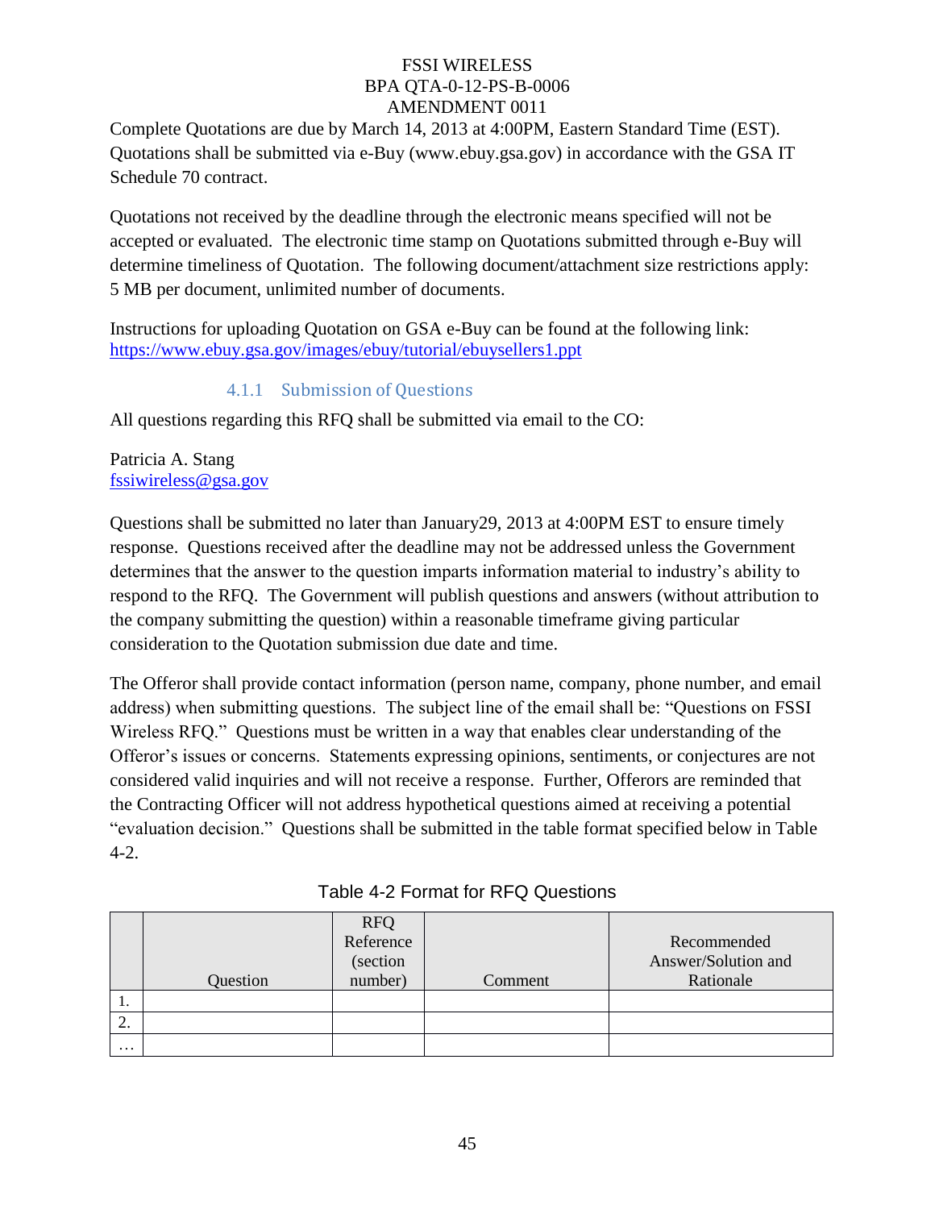Complete Quotations are due by March 14, 2013 at 4:00PM, Eastern Standard Time (EST). Quotations shall be submitted via e-Buy (www.ebuy.gsa.gov) in accordance with the GSA IT Schedule 70 contract.

Quotations not received by the deadline through the electronic means specified will not be accepted or evaluated. The electronic time stamp on Quotations submitted through e-Buy will determine timeliness of Quotation. The following document/attachment size restrictions apply: 5 MB per document, unlimited number of documents.

Instructions for uploading Quotation on GSA e-Buy can be found at the following link: https://www.ebuy.gsa.gov/images/ebuy/tutorial/ebuysellers1.ppt

#### 4.1.1 Submission of Questions

All questions regarding this RFQ shall be submitted via email to the CO:

Patricia A. Stang
fssiwireless@gsa.gov

Questions shall be submitted no later than January29, 2013 at 4:00PM EST to ensure timely response. Questions received after the deadline may not be addressed unless the Government determines that the answer to the question imparts information material to industry's ability to respond to the RFQ. The Government will publish questions and answers (without attribution to the company submitting the question) within a reasonable timeframe giving particular consideration to the Quotation submission due date and time.

The Offeror shall provide contact information (person name, company, phone number, and email address) when submitting questions. The subject line of the email shall be: "Questions on FSSI Wireless RFQ." Questions must be written in a way that enables clear understanding of the Offeror's issues or concerns. Statements expressing opinions, sentiments, or conjectures are not considered valid inquiries and will not receive a response. Further, Offerors are reminded that the Contracting Officer will not address hypothetical questions aimed at receiving a potential "evaluation decision." Questions shall be submitted in the table format specified below in Table 4-2.

Table 4-2 Format for RFQ Questions

| | Question | RFQ Reference (section number) | Comment | Recommended Answer/Solution and Rationale |
|---|---|---|---|---|
| 1. | | | | |
| 2. | | | | |
| … | | | | |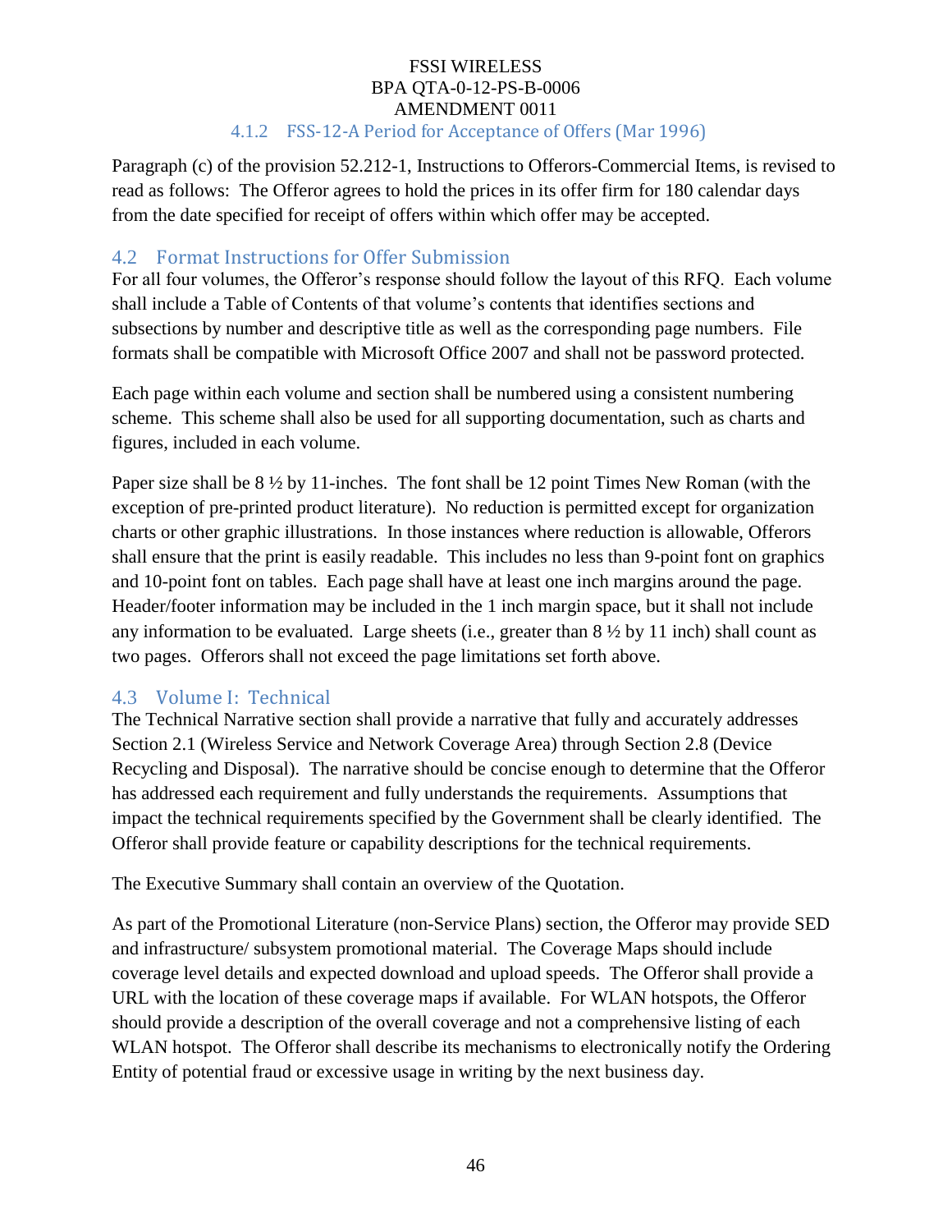#### 4.1.2 FSS-12-A Period for Acceptance of Offers (Mar 1996)

Paragraph (c) of the provision 52.212-1, Instructions to Offerors-Commercial Items, is revised to read as follows: The Offeror agrees to hold the prices in its offer firm for 180 calendar days from the date specified for receipt of offers within which offer may be accepted.

### 4.2 Format Instructions for Offer Submission

For all four volumes, the Offeror's response should follow the layout of this RFQ. Each volume shall include a Table of Contents of that volume's contents that identifies sections and subsections by number and descriptive title as well as the corresponding page numbers. File formats shall be compatible with Microsoft Office 2007 and shall not be password protected.

Each page within each volume and section shall be numbered using a consistent numbering scheme. This scheme shall also be used for all supporting documentation, such as charts and figures, included in each volume.

Paper size shall be 8 ½ by 11-inches. The font shall be 12 point Times New Roman (with the exception of pre-printed product literature). No reduction is permitted except for organization charts or other graphic illustrations. In those instances where reduction is allowable, Offerors shall ensure that the print is easily readable. This includes no less than 9-point font on graphics and 10-point font on tables. Each page shall have at least one inch margins around the page. Header/footer information may be included in the 1 inch margin space, but it shall not include any information to be evaluated. Large sheets (i.e., greater than 8 ½ by 11 inch) shall count as two pages. Offerors shall not exceed the page limitations set forth above.

### 4.3 Volume I: Technical

The Technical Narrative section shall provide a narrative that fully and accurately addresses Section 2.1 (Wireless Service and Network Coverage Area) through Section 2.8 (Device Recycling and Disposal). The narrative should be concise enough to determine that the Offeror has addressed each requirement and fully understands the requirements. Assumptions that impact the technical requirements specified by the Government shall be clearly identified. The Offeror shall provide feature or capability descriptions for the technical requirements.

The Executive Summary shall contain an overview of the Quotation.

As part of the Promotional Literature (non-Service Plans) section, the Offeror may provide SED and infrastructure/ subsystem promotional material. The Coverage Maps should include coverage level details and expected download and upload speeds. The Offeror shall provide a URL with the location of these coverage maps if available. For WLAN hotspots, the Offeror should provide a description of the overall coverage and not a comprehensive listing of each WLAN hotspot. The Offeror shall describe its mechanisms to electronically notify the Ordering Entity of potential fraud or excessive usage in writing by the next business day.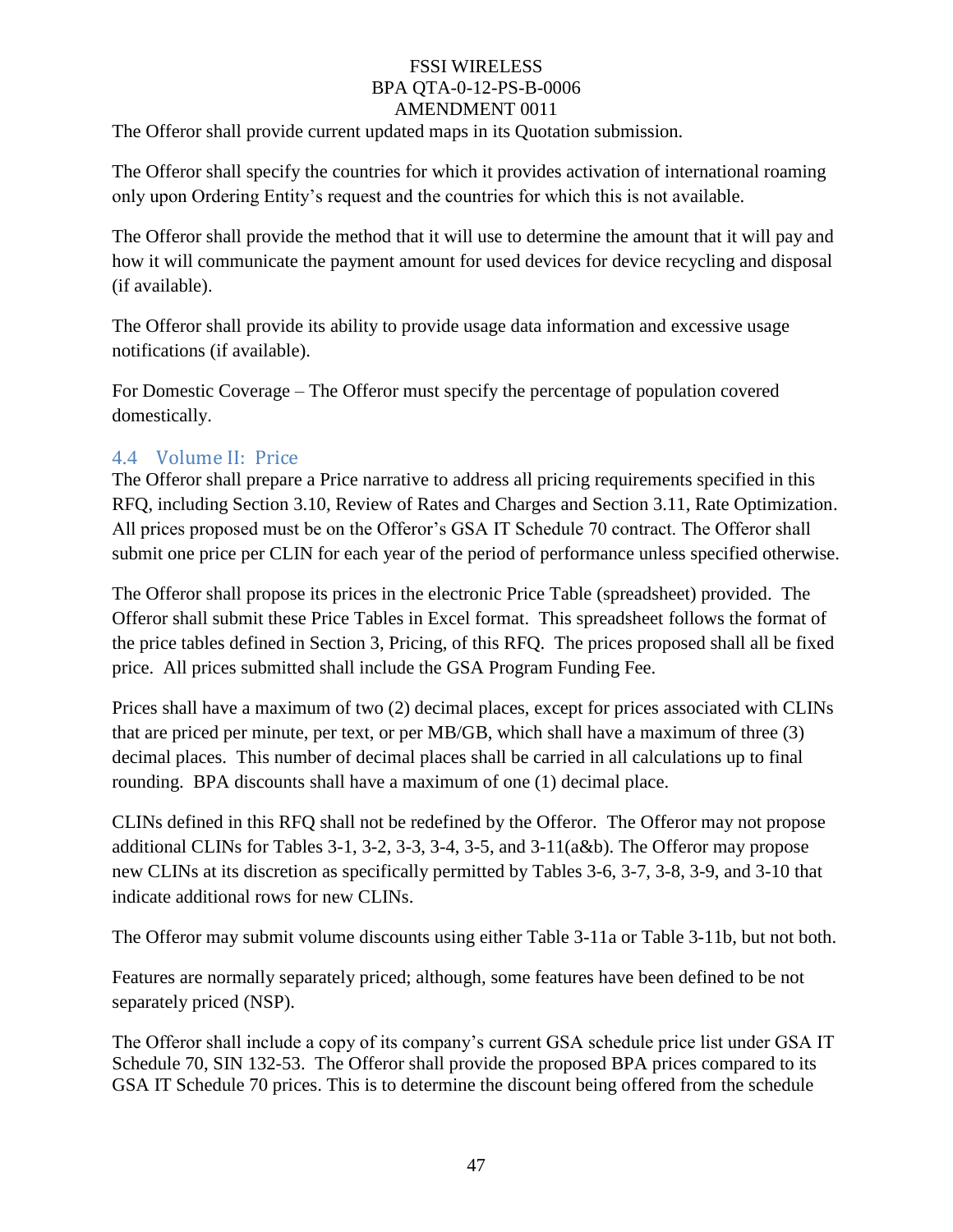The Offeror shall provide current updated maps in its Quotation submission.

The Offeror shall specify the countries for which it provides activation of international roaming only upon Ordering Entity's request and the countries for which this is not available.

The Offeror shall provide the method that it will use to determine the amount that it will pay and how it will communicate the payment amount for used devices for device recycling and disposal (if available).

The Offeror shall provide its ability to provide usage data information and excessive usage notifications (if available).

For Domestic Coverage – The Offeror must specify the percentage of population covered domestically.

## 4.4 Volume II: Price

The Offeror shall prepare a Price narrative to address all pricing requirements specified in this RFQ, including Section 3.10, Review of Rates and Charges and Section 3.11, Rate Optimization. All prices proposed must be on the Offeror's GSA IT Schedule 70 contract. The Offeror shall submit one price per CLIN for each year of the period of performance unless specified otherwise.

The Offeror shall propose its prices in the electronic Price Table (spreadsheet) provided. The Offeror shall submit these Price Tables in Excel format. This spreadsheet follows the format of the price tables defined in Section 3, Pricing, of this RFQ. The prices proposed shall all be fixed price. All prices submitted shall include the GSA Program Funding Fee.

Prices shall have a maximum of two (2) decimal places, except for prices associated with CLINs that are priced per minute, per text, or per MB/GB, which shall have a maximum of three (3) decimal places. This number of decimal places shall be carried in all calculations up to final rounding. BPA discounts shall have a maximum of one (1) decimal place.

CLINs defined in this RFQ shall not be redefined by the Offeror. The Offeror may not propose additional CLINs for Tables 3-1, 3-2, 3-3, 3-4, 3-5, and 3-11(a&b). The Offeror may propose new CLINs at its discretion as specifically permitted by Tables 3-6, 3-7, 3-8, 3-9, and 3-10 that indicate additional rows for new CLINs.

The Offeror may submit volume discounts using either Table 3-11a or Table 3-11b, but not both.

Features are normally separately priced; although, some features have been defined to be not separately priced (NSP).

The Offeror shall include a copy of its company's current GSA schedule price list under GSA IT Schedule 70, SIN 132-53. The Offeror shall provide the proposed BPA prices compared to its GSA IT Schedule 70 prices. This is to determine the discount being offered from the schedule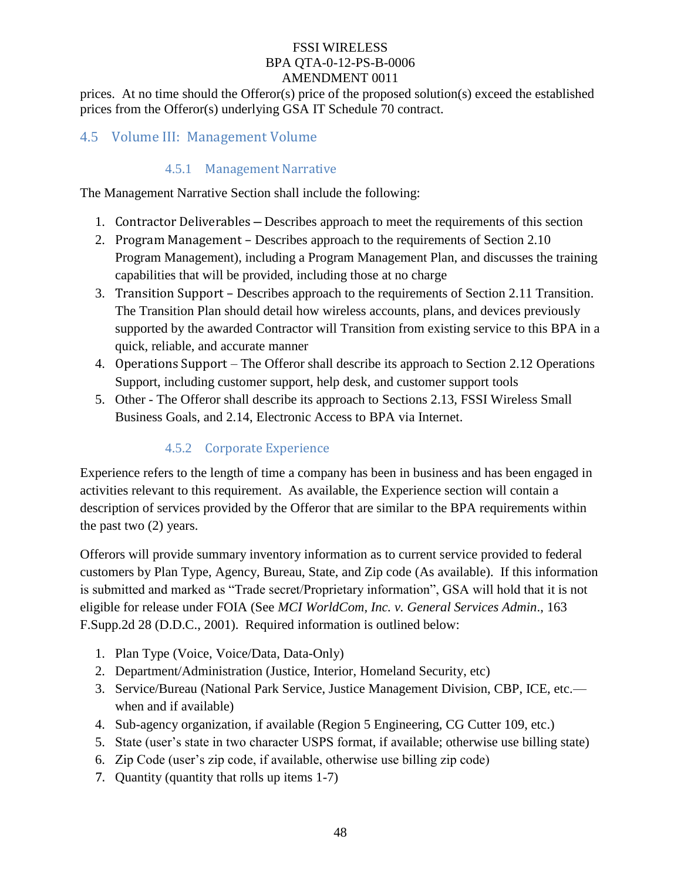prices. At no time should the Offeror(s) price of the proposed solution(s) exceed the established prices from the Offeror(s) underlying GSA IT Schedule 70 contract.

## 4.5 Volume III: Management Volume

### 4.5.1 Management Narrative

The Management Narrative Section shall include the following:

1. Contractor Deliverables – Describes approach to meet the requirements of this section
2. Program Management – Describes approach to the requirements of Section 2.10 Program Management), including a Program Management Plan, and discusses the training capabilities that will be provided, including those at no charge
3. Transition Support – Describes approach to the requirements of Section 2.11 Transition. The Transition Plan should detail how wireless accounts, plans, and devices previously supported by the awarded Contractor will Transition from existing service to this BPA in a quick, reliable, and accurate manner
4. Operations Support – The Offeror shall describe its approach to Section 2.12 Operations Support, including customer support, help desk, and customer support tools
5. Other - The Offeror shall describe its approach to Sections 2.13, FSSI Wireless Small Business Goals, and 2.14, Electronic Access to BPA via Internet.

### 4.5.2 Corporate Experience

Experience refers to the length of time a company has been in business and has been engaged in activities relevant to this requirement. As available, the Experience section will contain a description of services provided by the Offeror that are similar to the BPA requirements within the past two (2) years.

Offerors will provide summary inventory information as to current service provided to federal customers by Plan Type, Agency, Bureau, State, and Zip code (As available). If this information is submitted and marked as "Trade secret/Proprietary information", GSA will hold that it is not eligible for release under FOIA (See *MCI WorldCom, Inc. v. General Services Admin*., 163 F.Supp.2d 28 (D.D.C., 2001). Required information is outlined below:

1. Plan Type (Voice, Voice/Data, Data-Only)
2. Department/Administration (Justice, Interior, Homeland Security, etc)
3. Service/Bureau (National Park Service, Justice Management Division, CBP, ICE, etc.—when and if available)
4. Sub-agency organization, if available (Region 5 Engineering, CG Cutter 109, etc.)
5. State (user's state in two character USPS format, if available; otherwise use billing state)
6. Zip Code (user's zip code, if available, otherwise use billing zip code)
7. Quantity (quantity that rolls up items 1-7)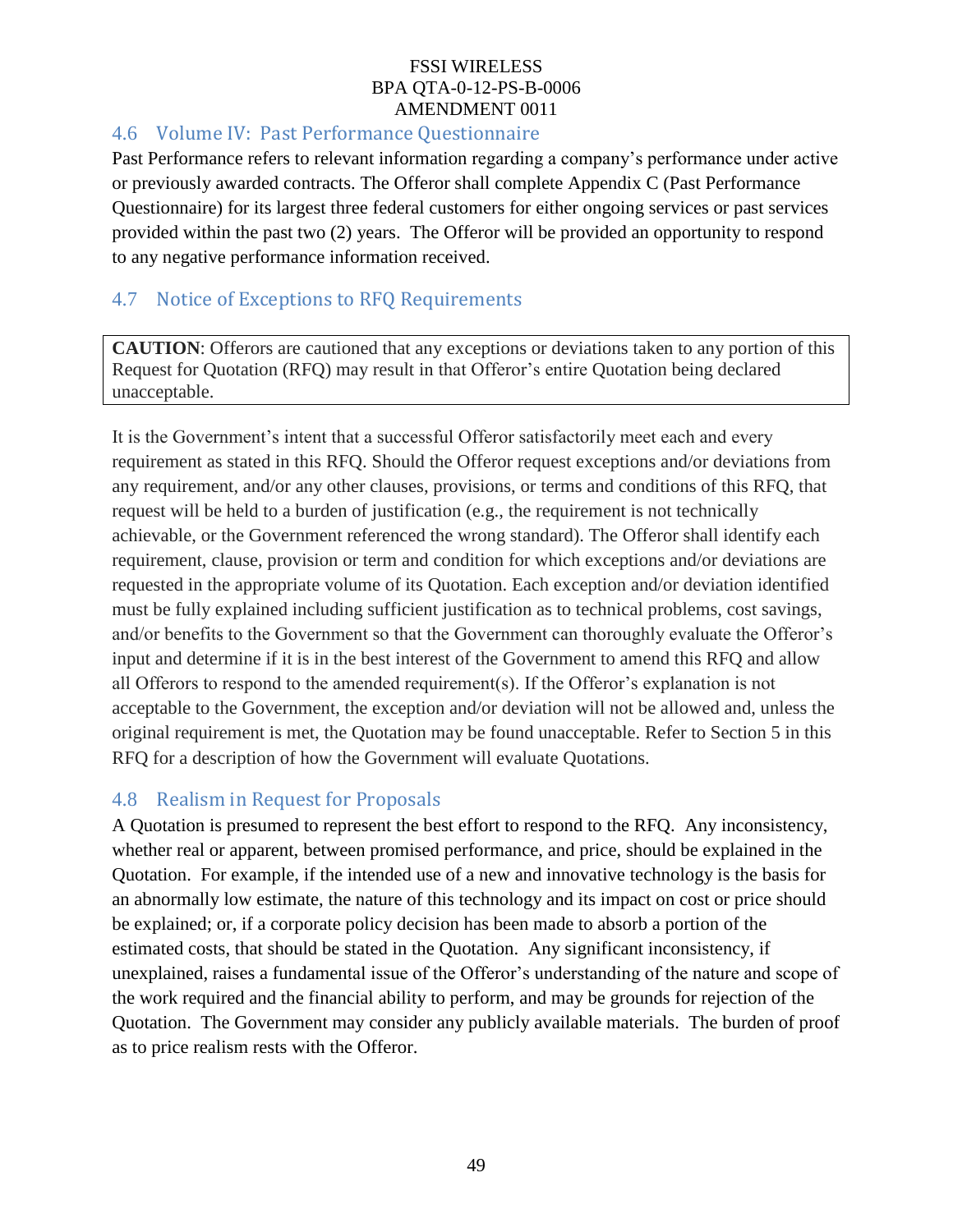## 4.6 Volume IV: Past Performance Questionnaire

Past Performance refers to relevant information regarding a company's performance under active or previously awarded contracts. The Offeror shall complete Appendix C (Past Performance Questionnaire) for its largest three federal customers for either ongoing services or past services provided within the past two (2) years. The Offeror will be provided an opportunity to respond to any negative performance information received.

## 4.7 Notice of Exceptions to RFQ Requirements

**CAUTION**: Offerors are cautioned that any exceptions or deviations taken to any portion of this Request for Quotation (RFQ) may result in that Offeror's entire Quotation being declared unacceptable.

It is the Government's intent that a successful Offeror satisfactorily meet each and every requirement as stated in this RFQ. Should the Offeror request exceptions and/or deviations from any requirement, and/or any other clauses, provisions, or terms and conditions of this RFQ, that request will be held to a burden of justification (e.g., the requirement is not technically achievable, or the Government referenced the wrong standard). The Offeror shall identify each requirement, clause, provision or term and condition for which exceptions and/or deviations are requested in the appropriate volume of its Quotation. Each exception and/or deviation identified must be fully explained including sufficient justification as to technical problems, cost savings, and/or benefits to the Government so that the Government can thoroughly evaluate the Offeror's input and determine if it is in the best interest of the Government to amend this RFQ and allow all Offerors to respond to the amended requirement(s). If the Offeror's explanation is not acceptable to the Government, the exception and/or deviation will not be allowed and, unless the original requirement is met, the Quotation may be found unacceptable. Refer to Section 5 in this RFQ for a description of how the Government will evaluate Quotations.

## 4.8 Realism in Request for Proposals

A Quotation is presumed to represent the best effort to respond to the RFQ. Any inconsistency, whether real or apparent, between promised performance, and price, should be explained in the Quotation. For example, if the intended use of a new and innovative technology is the basis for an abnormally low estimate, the nature of this technology and its impact on cost or price should be explained; or, if a corporate policy decision has been made to absorb a portion of the estimated costs, that should be stated in the Quotation. Any significant inconsistency, if unexplained, raises a fundamental issue of the Offeror's understanding of the nature and scope of the work required and the financial ability to perform, and may be grounds for rejection of the Quotation. The Government may consider any publicly available materials. The burden of proof as to price realism rests with the Offeror.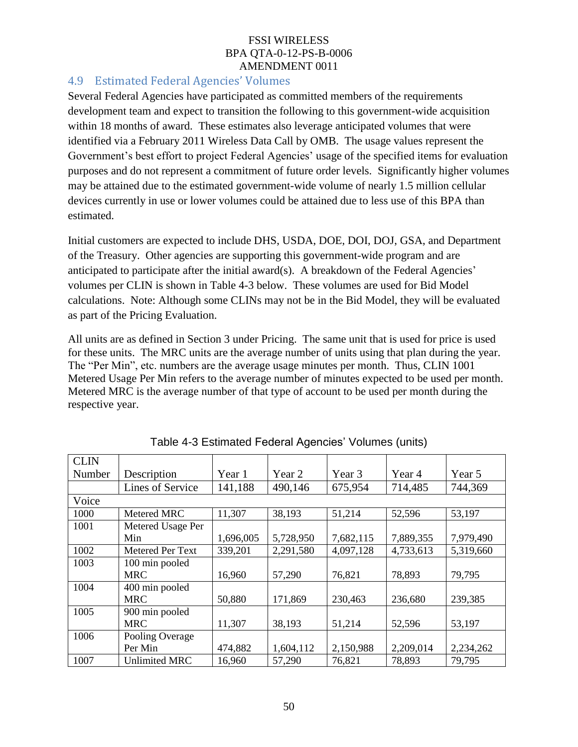## 4.9 Estimated Federal Agencies' Volumes

Several Federal Agencies have participated as committed members of the requirements development team and expect to transition the following to this government-wide acquisition within 18 months of award. These estimates also leverage anticipated volumes that were identified via a February 2011 Wireless Data Call by OMB. The usage values represent the Government's best effort to project Federal Agencies' usage of the specified items for evaluation purposes and do not represent a commitment of future order levels. Significantly higher volumes may be attained due to the estimated government-wide volume of nearly 1.5 million cellular devices currently in use or lower volumes could be attained due to less use of this BPA than estimated.

Initial customers are expected to include DHS, USDA, DOE, DOI, DOJ, GSA, and Department of the Treasury. Other agencies are supporting this government-wide program and are anticipated to participate after the initial award(s). A breakdown of the Federal Agencies' volumes per CLIN is shown in Table 4-3 below. These volumes are used for Bid Model calculations. Note: Although some CLINs may not be in the Bid Model, they will be evaluated as part of the Pricing Evaluation.

All units are as defined in Section 3 under Pricing. The same unit that is used for price is used for these units. The MRC units are the average number of units using that plan during the year. The "Per Min", etc. numbers are the average usage minutes per month. Thus, CLIN 1001 Metered Usage Per Min refers to the average number of minutes expected to be used per month. Metered MRC is the average number of that type of account to be used per month during the respective year.

Table 4-3 Estimated Federal Agencies' Volumes (units)

| CLIN Number | Description | Year 1 | Year 2 | Year 3 | Year 4 | Year 5 |
|---|---|---|---|---|---|---|
| | Lines of Service | 141,188 | 490,146 | 675,954 | 714,485 | 744,369 |
| Voice | | | | | | |
| 1000 | Metered MRC | 11,307 | 38,193 | 51,214 | 52,596 | 53,197 |
| 1001 | Metered Usage Per Min | 1,696,005 | 5,728,950 | 7,682,115 | 7,889,355 | 7,979,490 |
| 1002 | Metered Per Text | 339,201 | 2,291,580 | 4,097,128 | 4,733,613 | 5,319,660 |
| 1003 | 100 min pooled MRC | 16,960 | 57,290 | 76,821 | 78,893 | 79,795 |
| 1004 | 400 min pooled MRC | 50,880 | 171,869 | 230,463 | 236,680 | 239,385 |
| 1005 | 900 min pooled MRC | 11,307 | 38,193 | 51,214 | 52,596 | 53,197 |
| 1006 | Pooling Overage Per Min | 474,882 | 1,604,112 | 2,150,988 | 2,209,014 | 2,234,262 |
| 1007 | Unlimited MRC | 16,960 | 57,290 | 76,821 | 78,893 | 79,795 |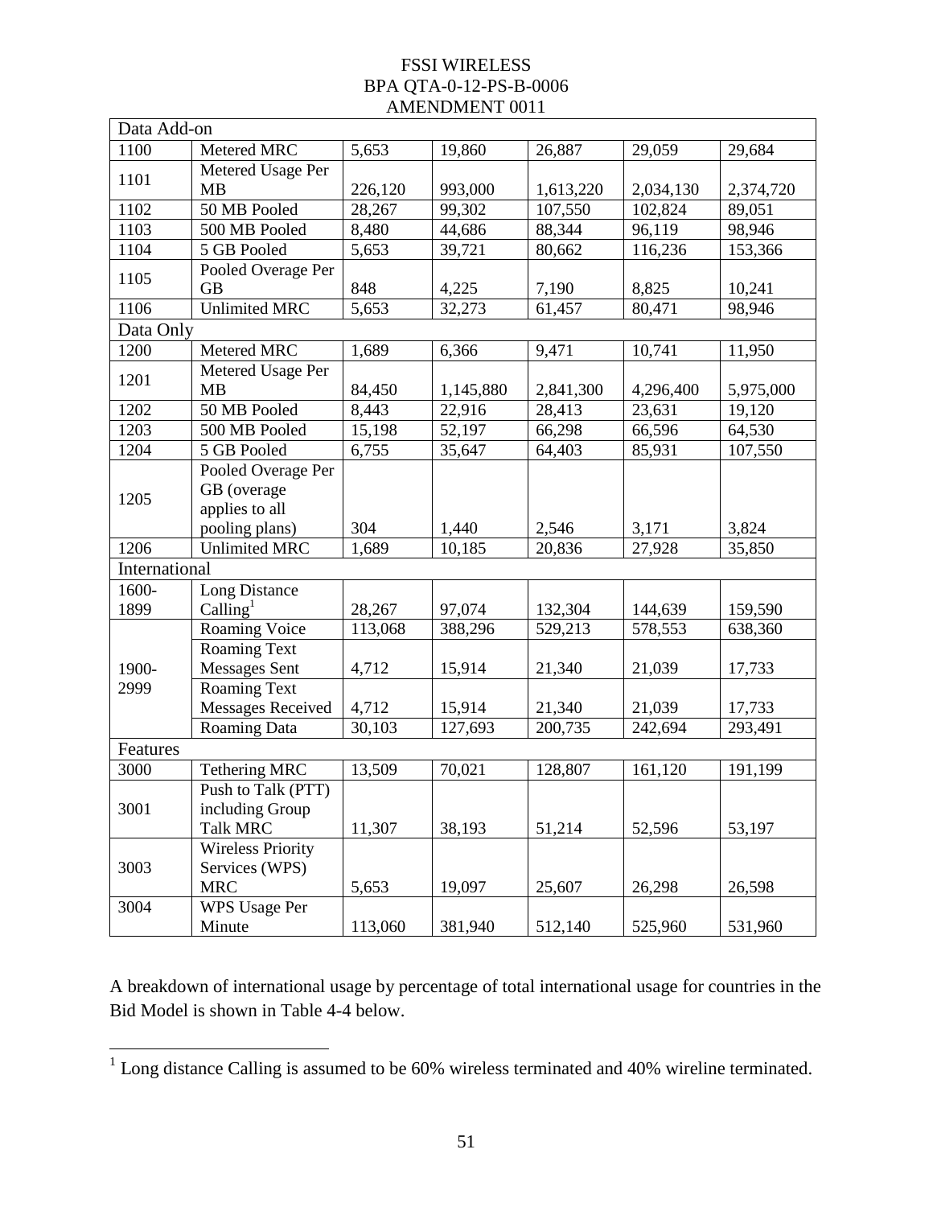FSSI WIRELESS
BPA QTA-0-12-PS-B-0006
AMENDMENT 0011

| | | | | | | |
|---|---|---|---|---|---|---|
| Data Add-on | | | | | | |
| 1100 | Metered MRC | 5,653 | 19,860 | 26,887 | 29,059 | 29,684 |
| 1101 | Metered Usage Per MB | 226,120 | 993,000 | 1,613,220 | 2,034,130 | 2,374,720 |
| 1102 | 50 MB Pooled | 28,267 | 99,302 | 107,550 | 102,824 | 89,051 |
| 1103 | 500 MB Pooled | 8,480 | 44,686 | 88,344 | 96,119 | 98,946 |
| 1104 | 5 GB Pooled | 5,653 | 39,721 | 80,662 | 116,236 | 153,366 |
| 1105 | Pooled Overage Per GB | 848 | 4,225 | 7,190 | 8,825 | 10,241 |
| 1106 | Unlimited MRC | 5,653 | 32,273 | 61,457 | 80,471 | 98,946 |
| Data Only | | | | | | |
| 1200 | Metered MRC | 1,689 | 6,366 | 9,471 | 10,741 | 11,950 |
| 1201 | Metered Usage Per MB | 84,450 | 1,145,880 | 2,841,300 | 4,296,400 | 5,975,000 |
| 1202 | 50 MB Pooled | 8,443 | 22,916 | 28,413 | 23,631 | 19,120 |
| 1203 | 500 MB Pooled | 15,198 | 52,197 | 66,298 | 66,596 | 64,530 |
| 1204 | 5 GB Pooled | 6,755 | 35,647 | 64,403 | 85,931 | 107,550 |
| 1205 | Pooled Overage Per GB (overage applies to all pooling plans) | 304 | 1,440 | 2,546 | 3,171 | 3,824 |
| 1206 | Unlimited MRC | 1,689 | 10,185 | 20,836 | 27,928 | 35,850 |
| International | | | | | | |
| 1600-1899 | Long Distance Calling[1] | 28,267 | 97,074 | 132,304 | 144,639 | 159,590 |
| 1900-2999 | Roaming Voice | 113,068 | 388,296 | 529,213 | 578,553 | 638,360 |
| | Roaming Text Messages Sent | 4,712 | 15,914 | 21,340 | 21,039 | 17,733 |
| | Roaming Text Messages Received | 4,712 | 15,914 | 21,340 | 21,039 | 17,733 |
| | Roaming Data | 30,103 | 127,693 | 200,735 | 242,694 | 293,491 |
| Features | | | | | | |
| 3000 | Tethering MRC | 13,509 | 70,021 | 128,807 | 161,120 | 191,199 |
| 3001 | Push to Talk (PTT) including Group Talk MRC | 11,307 | 38,193 | 51,214 | 52,596 | 53,197 |
| 3003 | Wireless Priority Services (WPS) MRC | 5,653 | 19,097 | 25,607 | 26,298 | 26,598 |
| 3004 | WPS Usage Per Minute | 113,060 | 381,940 | 512,140 | 525,960 | 531,960 |

A breakdown of international usage by percentage of total international usage for countries in the Bid Model is shown in Table 4-4 below.

[1] Long distance Calling is assumed to be 60% wireless terminated and 40% wireline terminated.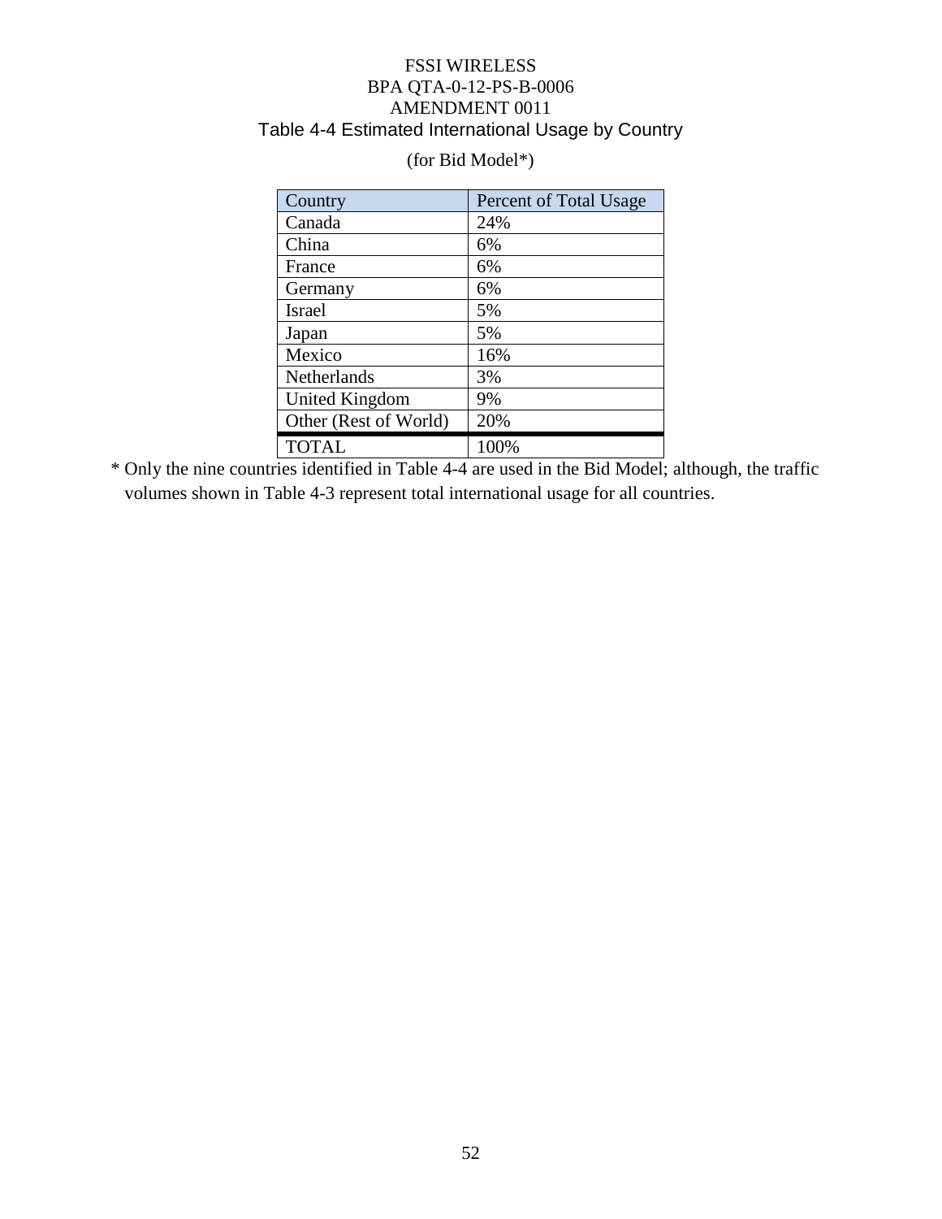FSSI WIRELESS
BPA QTA-0-12-PS-B-0006
AMENDMENT 0011

## Table 4-4 Estimated International Usage by Country

(for Bid Model*)

| Country | Percent of Total Usage |
|---|---|
| Canada | 24% |
| China | 6% |
| France | 6% |
| Germany | 6% |
| Israel | 5% |
| Japan | 5% |
| Mexico | 16% |
| Netherlands | 3% |
| United Kingdom | 9% |
| Other (Rest of World) | 20% |
| TOTAL | 100% |

* Only the nine countries identified in Table 4-4 are used in the Bid Model; although, the traffic volumes shown in Table 4-3 represent total international usage for all countries.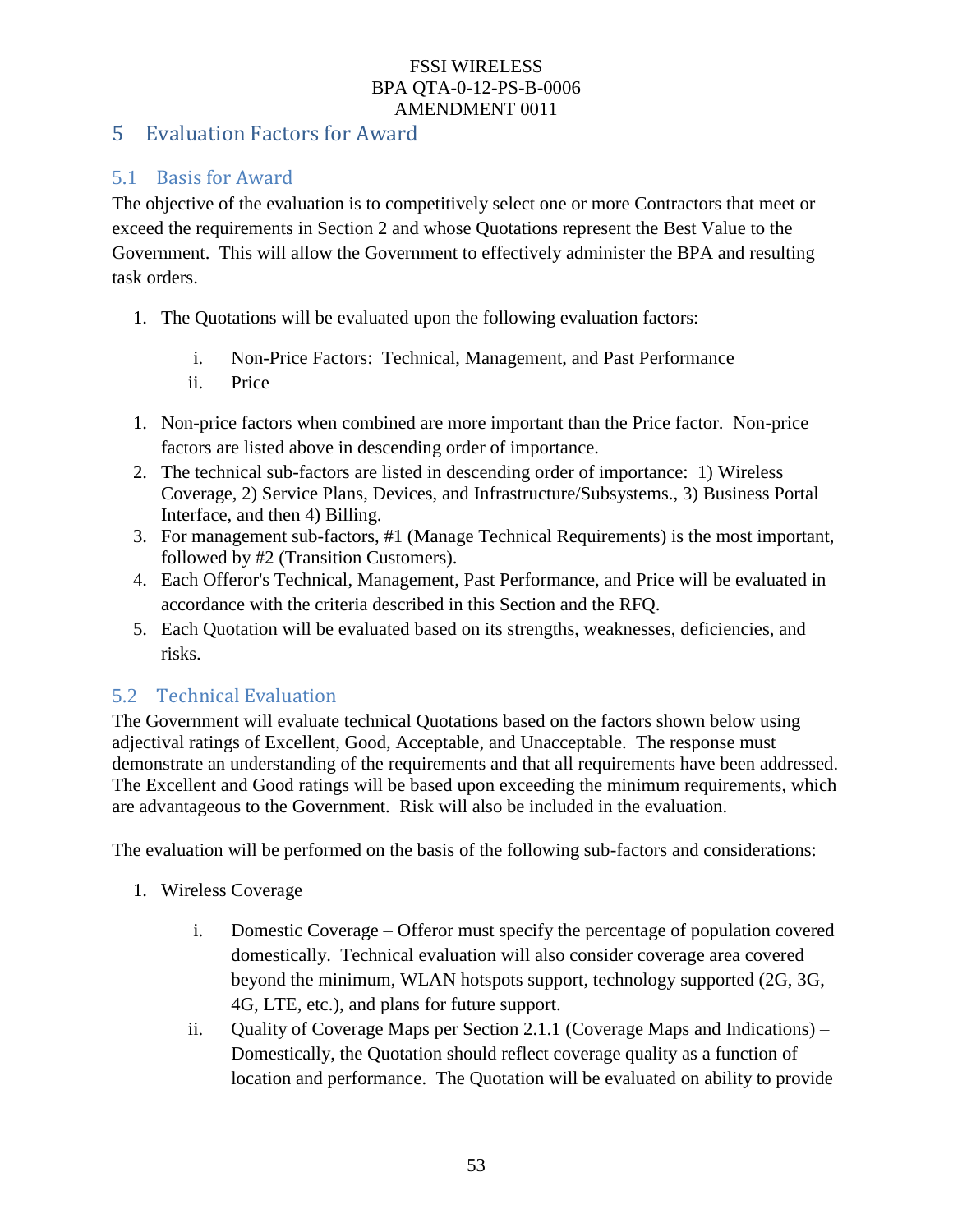## 5 Evaluation Factors for Award

### 5.1 Basis for Award

The objective of the evaluation is to competitively select one or more Contractors that meet or exceed the requirements in Section 2 and whose Quotations represent the Best Value to the Government. This will allow the Government to effectively administer the BPA and resulting task orders.

1. The Quotations will be evaluated upon the following evaluation factors:

   i. Non-Price Factors: Technical, Management, and Past Performance
   
   ii. Price

1. Non-price factors when combined are more important than the Price factor. Non-price factors are listed above in descending order of importance.
2. The technical sub-factors are listed in descending order of importance: 1) Wireless Coverage, 2) Service Plans, Devices, and Infrastructure/Subsystems., 3) Business Portal Interface, and then 4) Billing.
3. For management sub-factors, #1 (Manage Technical Requirements) is the most important, followed by #2 (Transition Customers).
4. Each Offeror's Technical, Management, Past Performance, and Price will be evaluated in accordance with the criteria described in this Section and the RFQ.
5. Each Quotation will be evaluated based on its strengths, weaknesses, deficiencies, and risks.

### 5.2 Technical Evaluation

The Government will evaluate technical Quotations based on the factors shown below using adjectival ratings of Excellent, Good, Acceptable, and Unacceptable. The response must demonstrate an understanding of the requirements and that all requirements have been addressed. The Excellent and Good ratings will be based upon exceeding the minimum requirements, which are advantageous to the Government. Risk will also be included in the evaluation.

The evaluation will be performed on the basis of the following sub-factors and considerations:

1. Wireless Coverage

   i. Domestic Coverage – Offeror must specify the percentage of population covered domestically. Technical evaluation will also consider coverage area covered beyond the minimum, WLAN hotspots support, technology supported (2G, 3G, 4G, LTE, etc.), and plans for future support.
   
   ii. Quality of Coverage Maps per Section 2.1.1 (Coverage Maps and Indications) – Domestically, the Quotation should reflect coverage quality as a function of location and performance. The Quotation will be evaluated on ability to provide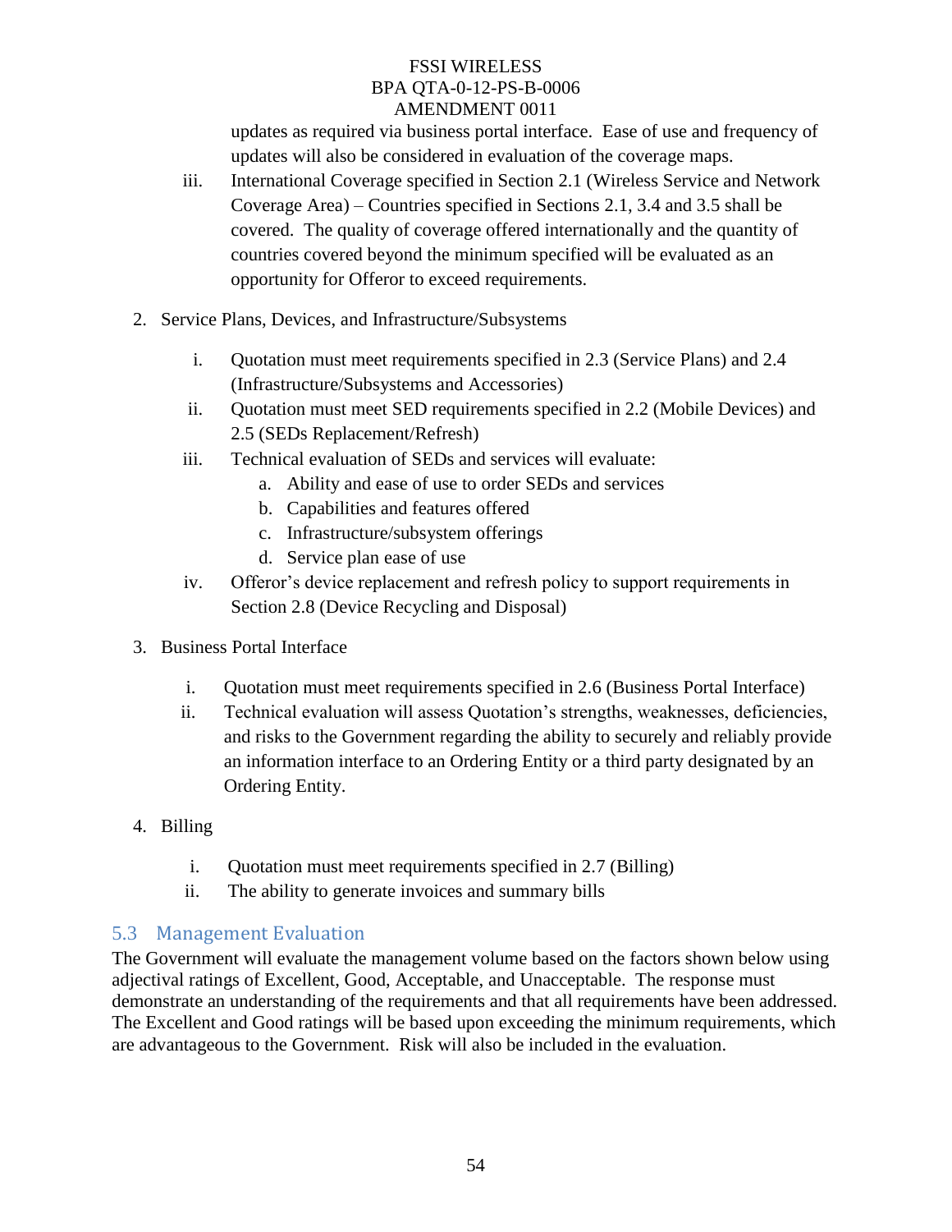updates as required via business portal interface. Ease of use and frequency of updates will also be considered in evaluation of the coverage maps.

iii. International Coverage specified in Section 2.1 (Wireless Service and Network Coverage Area) – Countries specified in Sections 2.1, 3.4 and 3.5 shall be covered. The quality of coverage offered internationally and the quantity of countries covered beyond the minimum specified will be evaluated as an opportunity for Offeror to exceed requirements.

2. Service Plans, Devices, and Infrastructure/Subsystems

   i. Quotation must meet requirements specified in 2.3 (Service Plans) and 2.4 (Infrastructure/Subsystems and Accessories)

   ii. Quotation must meet SED requirements specified in 2.2 (Mobile Devices) and 2.5 (SEDs Replacement/Refresh)

   iii. Technical evaluation of SEDs and services will evaluate:
      a. Ability and ease of use to order SEDs and services
      b. Capabilities and features offered
      c. Infrastructure/subsystem offerings
      d. Service plan ease of use

   iv. Offeror's device replacement and refresh policy to support requirements in Section 2.8 (Device Recycling and Disposal)

3. Business Portal Interface

   i. Quotation must meet requirements specified in 2.6 (Business Portal Interface)

   ii. Technical evaluation will assess Quotation's strengths, weaknesses, deficiencies, and risks to the Government regarding the ability to securely and reliably provide an information interface to an Ordering Entity or a third party designated by an Ordering Entity.

4. Billing

   i. Quotation must meet requirements specified in 2.7 (Billing)

   ii. The ability to generate invoices and summary bills

## 5.3 Management Evaluation

The Government will evaluate the management volume based on the factors shown below using adjectival ratings of Excellent, Good, Acceptable, and Unacceptable. The response must demonstrate an understanding of the requirements and that all requirements have been addressed. The Excellent and Good ratings will be based upon exceeding the minimum requirements, which are advantageous to the Government. Risk will also be included in the evaluation.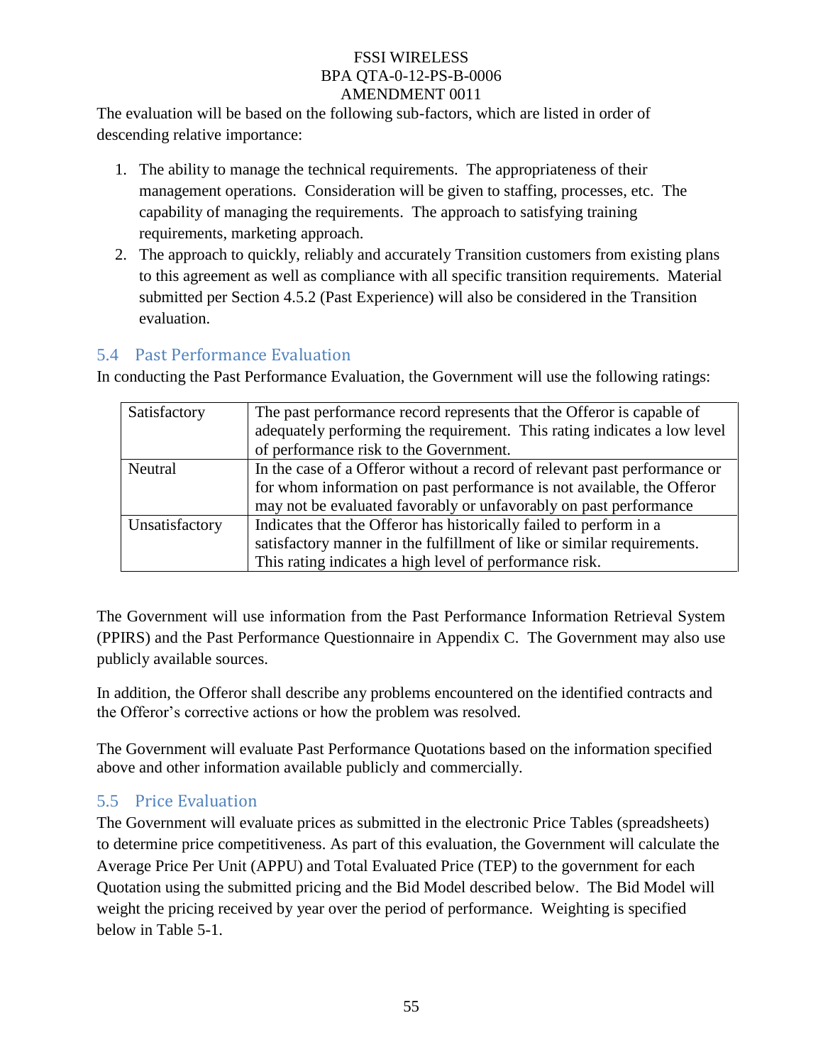The evaluation will be based on the following sub-factors, which are listed in order of descending relative importance:

1. The ability to manage the technical requirements. The appropriateness of their management operations. Consideration will be given to staffing, processes, etc. The capability of managing the requirements. The approach to satisfying training requirements, marketing approach.
2. The approach to quickly, reliably and accurately Transition customers from existing plans to this agreement as well as compliance with all specific transition requirements. Material submitted per Section 4.5.2 (Past Experience) will also be considered in the Transition evaluation.

## 5.4 Past Performance Evaluation

In conducting the Past Performance Evaluation, the Government will use the following ratings:

| Rating | Description |
|---|---|
| Satisfactory | The past performance record represents that the Offeror is capable of adequately performing the requirement. This rating indicates a low level of performance risk to the Government. |
| Neutral | In the case of a Offeror without a record of relevant past performance or for whom information on past performance is not available, the Offeror may not be evaluated favorably or unfavorably on past performance |
| Unsatisfactory | Indicates that the Offeror has historically failed to perform in a satisfactory manner in the fulfillment of like or similar requirements. This rating indicates a high level of performance risk. |

The Government will use information from the Past Performance Information Retrieval System (PPIRS) and the Past Performance Questionnaire in Appendix C. The Government may also use publicly available sources.

In addition, the Offeror shall describe any problems encountered on the identified contracts and the Offeror's corrective actions or how the problem was resolved.

The Government will evaluate Past Performance Quotations based on the information specified above and other information available publicly and commercially.

## 5.5 Price Evaluation

The Government will evaluate prices as submitted in the electronic Price Tables (spreadsheets) to determine price competitiveness. As part of this evaluation, the Government will calculate the Average Price Per Unit (APPU) and Total Evaluated Price (TEP) to the government for each Quotation using the submitted pricing and the Bid Model described below. The Bid Model will weight the pricing received by year over the period of performance. Weighting is specified below in Table 5-1.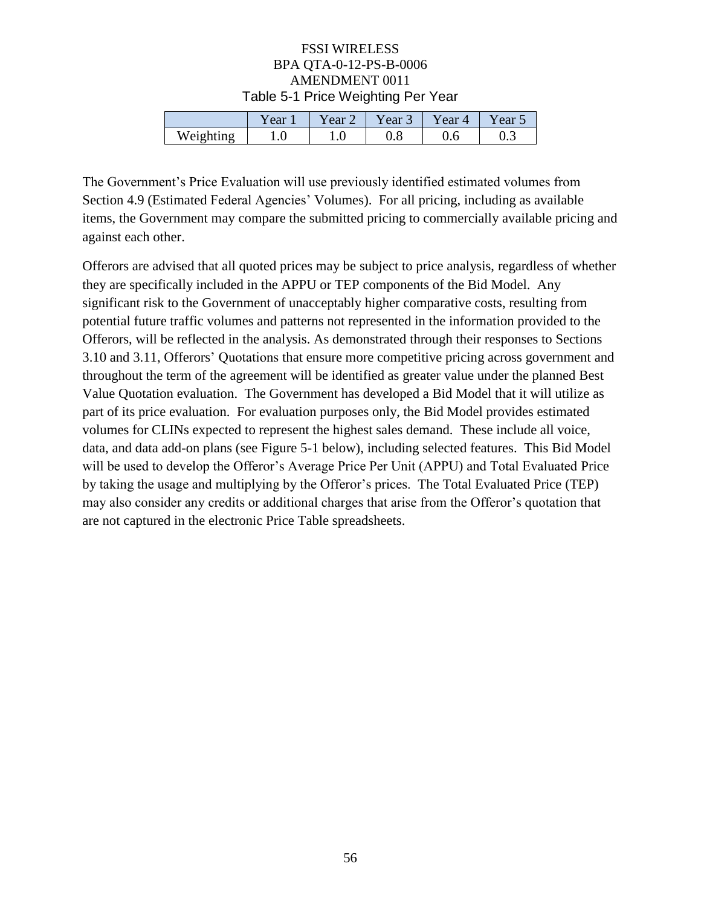Table 5-1 Price Weighting Per Year

| | Year 1 | Year 2 | Year 3 | Year 4 | Year 5 |
|---|---|---|---|---|---|
| Weighting | 1.0 | 1.0 | 0.8 | 0.6 | 0.3 |

The Government's Price Evaluation will use previously identified estimated volumes from Section 4.9 (Estimated Federal Agencies' Volumes). For all pricing, including as available items, the Government may compare the submitted pricing to commercially available pricing and against each other.

Offerors are advised that all quoted prices may be subject to price analysis, regardless of whether they are specifically included in the APPU or TEP components of the Bid Model. Any significant risk to the Government of unacceptably higher comparative costs, resulting from potential future traffic volumes and patterns not represented in the information provided to the Offerors, will be reflected in the analysis. As demonstrated through their responses to Sections 3.10 and 3.11, Offerors' Quotations that ensure more competitive pricing across government and throughout the term of the agreement will be identified as greater value under the planned Best Value Quotation evaluation. The Government has developed a Bid Model that it will utilize as part of its price evaluation. For evaluation purposes only, the Bid Model provides estimated volumes for CLINs expected to represent the highest sales demand. These include all voice, data, and data add-on plans (see Figure 5-1 below), including selected features. This Bid Model will be used to develop the Offeror's Average Price Per Unit (APPU) and Total Evaluated Price by taking the usage and multiplying by the Offeror's prices. The Total Evaluated Price (TEP) may also consider any credits or additional charges that arise from the Offeror's quotation that are not captured in the electronic Price Table spreadsheets.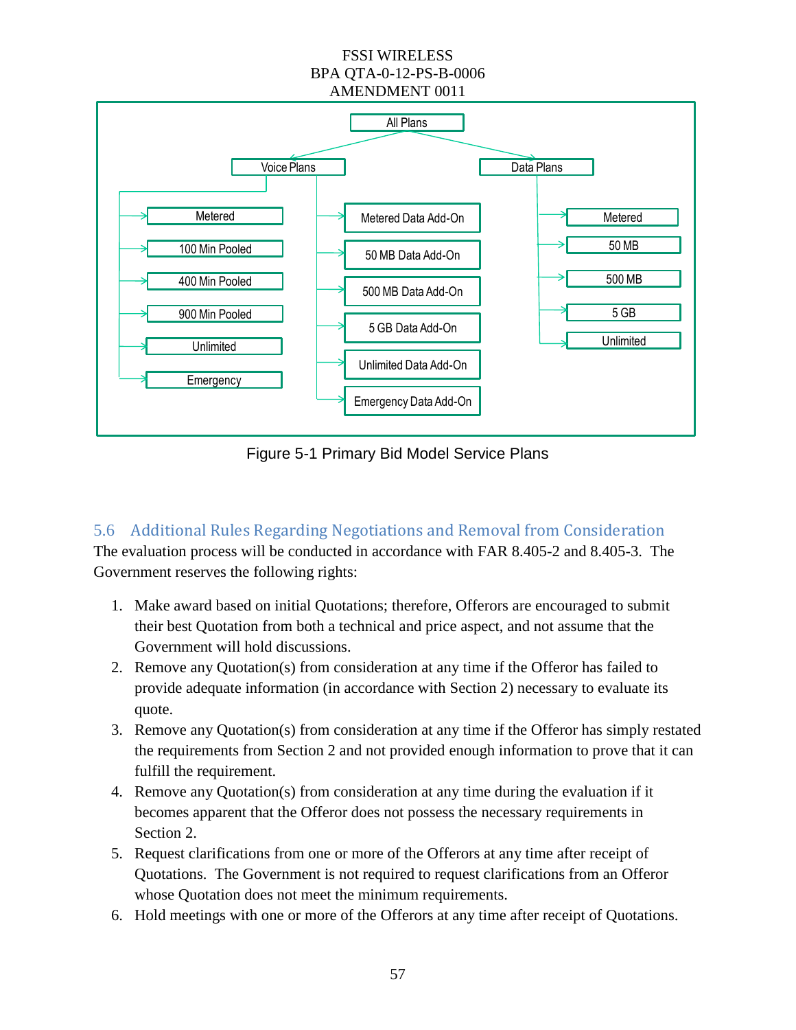All Plans

Voice Plans

- Metered
- 100 Min Pooled
- 400 Min Pooled
- 900 Min Pooled
- Unlimited
- Emergency
- Metered Data Add-On
- 50 MB Data Add-On
- 500 MB Data Add-On
- 5 GB Data Add-On
- Unlimited Data Add-On
- Emergency Data Add-On

Data Plans

- Metered
- 50 MB
- 500 MB
- 5 GB
- Unlimited

Figure 5-1 Primary Bid Model Service Plans

## 5.6 Additional Rules Regarding Negotiations and Removal from Consideration

The evaluation process will be conducted in accordance with FAR 8.405-2 and 8.405-3. The Government reserves the following rights:

1. Make award based on initial Quotations; therefore, Offerors are encouraged to submit their best Quotation from both a technical and price aspect, and not assume that the Government will hold discussions.
2. Remove any Quotation(s) from consideration at any time if the Offeror has failed to provide adequate information (in accordance with Section 2) necessary to evaluate its quote.
3. Remove any Quotation(s) from consideration at any time if the Offeror has simply restated the requirements from Section 2 and not provided enough information to prove that it can fulfill the requirement.
4. Remove any Quotation(s) from consideration at any time during the evaluation if it becomes apparent that the Offeror does not possess the necessary requirements in Section 2.
5. Request clarifications from one or more of the Offerors at any time after receipt of Quotations. The Government is not required to request clarifications from an Offeror whose Quotation does not meet the minimum requirements.
6. Hold meetings with one or more of the Offerors at any time after receipt of Quotations.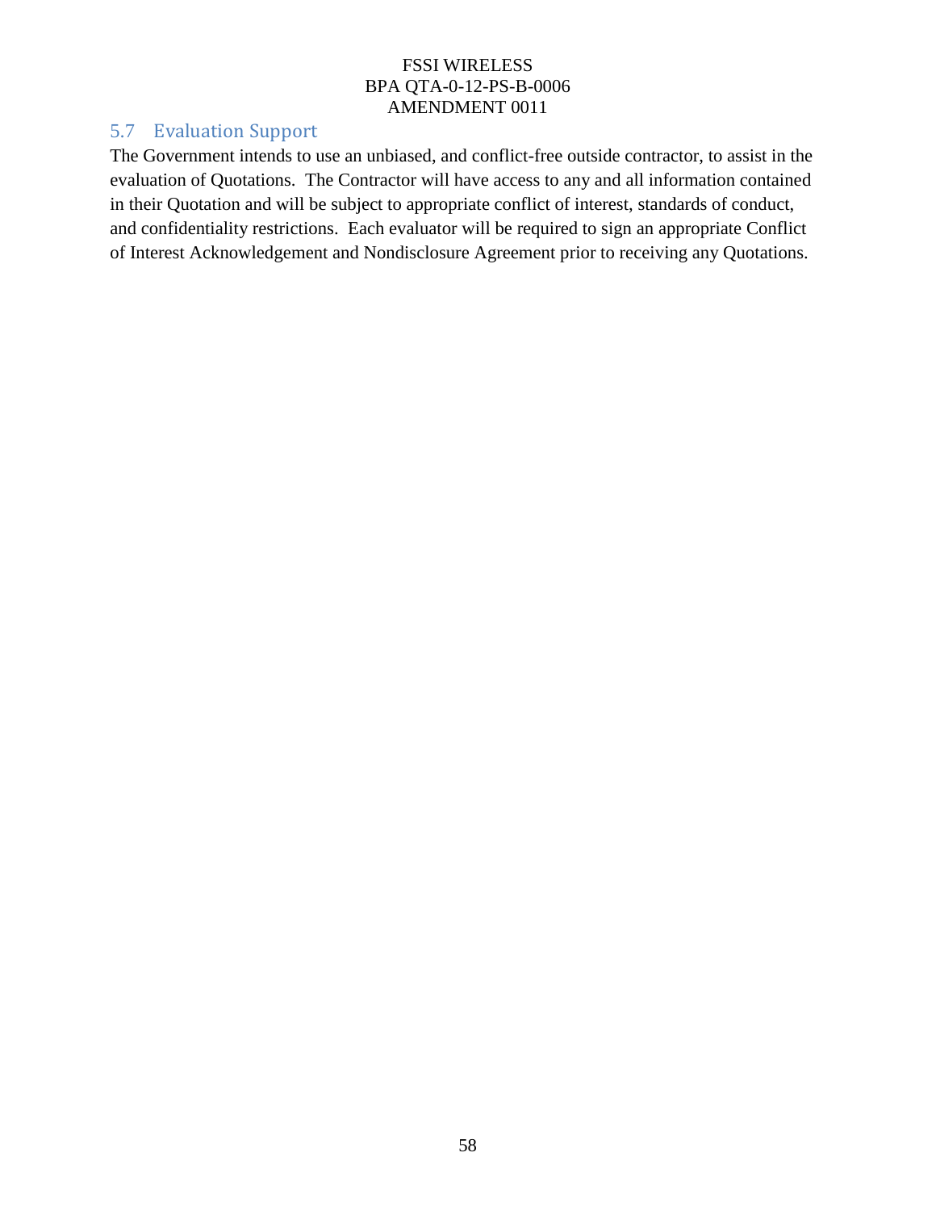## 5.7 Evaluation Support

The Government intends to use an unbiased, and conflict-free outside contractor, to assist in the evaluation of Quotations. The Contractor will have access to any and all information contained in their Quotation and will be subject to appropriate conflict of interest, standards of conduct, and confidentiality restrictions. Each evaluator will be required to sign an appropriate Conflict of Interest Acknowledgement and Nondisclosure Agreement prior to receiving any Quotations.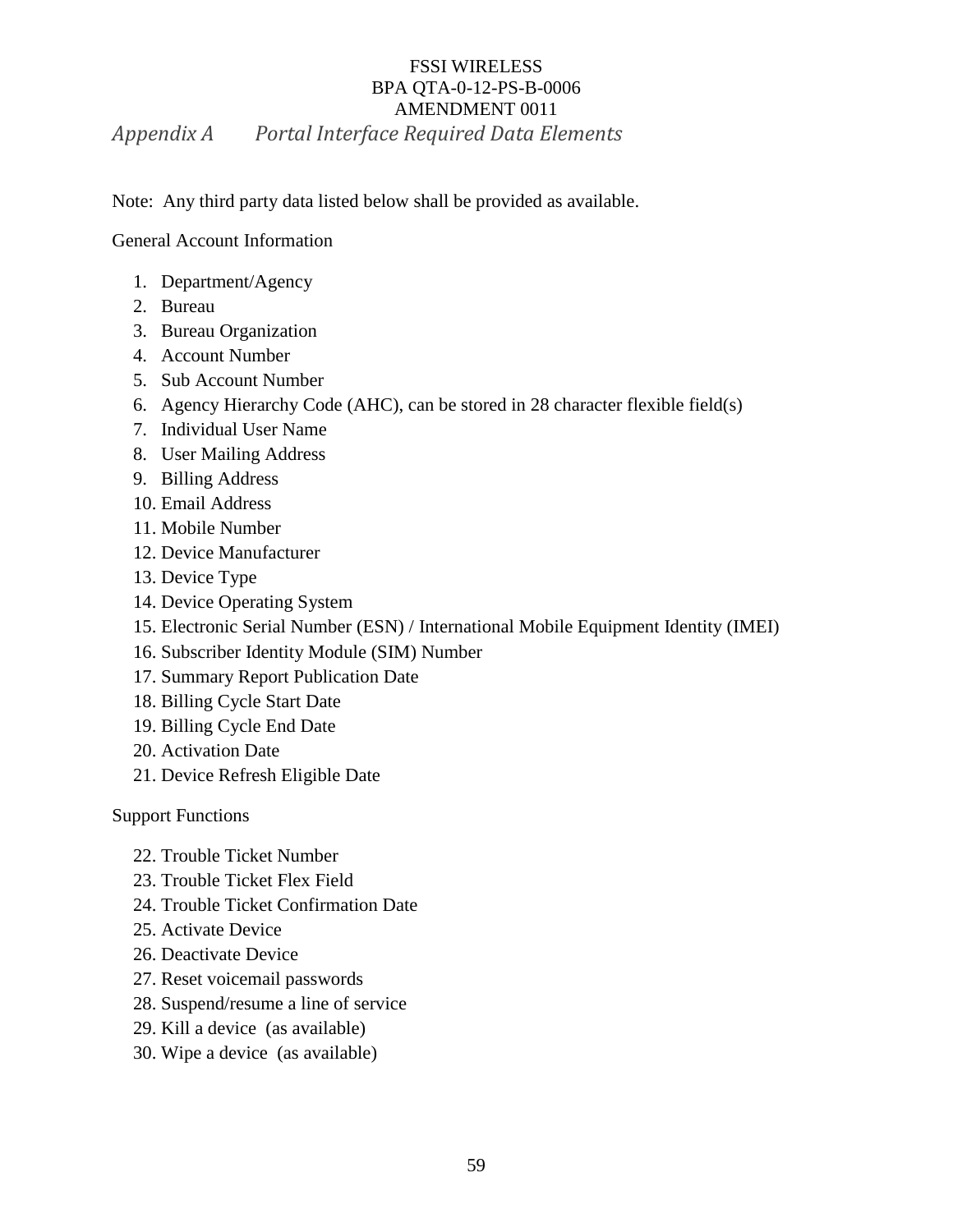## Appendix A Portal Interface Required Data Elements

Note: Any third party data listed below shall be provided as available.

General Account Information

1. Department/Agency
2. Bureau
3. Bureau Organization
4. Account Number
5. Sub Account Number
6. Agency Hierarchy Code (AHC), can be stored in 28 character flexible field(s)
7. Individual User Name
8. User Mailing Address
9. Billing Address
10. Email Address
11. Mobile Number
12. Device Manufacturer
13. Device Type
14. Device Operating System
15. Electronic Serial Number (ESN) / International Mobile Equipment Identity (IMEI)
16. Subscriber Identity Module (SIM) Number
17. Summary Report Publication Date
18. Billing Cycle Start Date
19. Billing Cycle End Date
20. Activation Date
21. Device Refresh Eligible Date

Support Functions

22. Trouble Ticket Number
23. Trouble Ticket Flex Field
24. Trouble Ticket Confirmation Date
25. Activate Device
26. Deactivate Device
27. Reset voicemail passwords
28. Suspend/resume a line of service
29. Kill a device (as available)
30. Wipe a device (as available)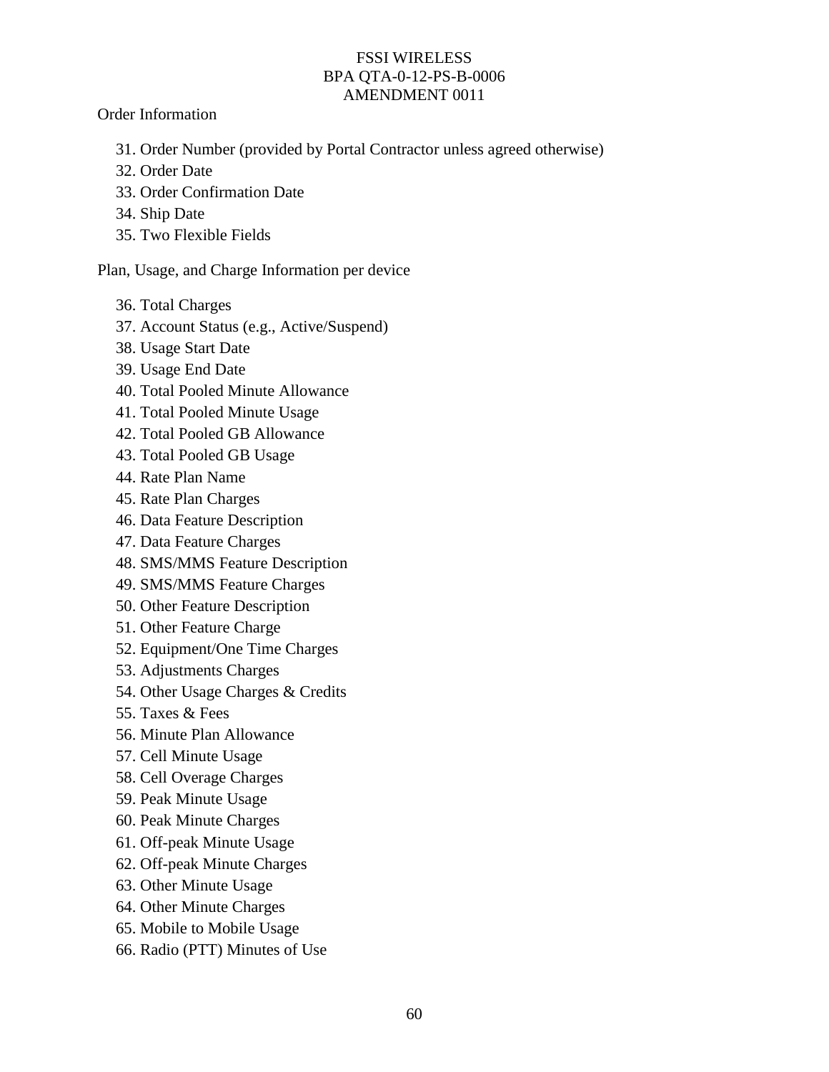Order Information

31. Order Number (provided by Portal Contractor unless agreed otherwise)
32. Order Date
33. Order Confirmation Date
34. Ship Date
35. Two Flexible Fields

Plan, Usage, and Charge Information per device

36. Total Charges
37. Account Status (e.g., Active/Suspend)
38. Usage Start Date
39. Usage End Date
40. Total Pooled Minute Allowance
41. Total Pooled Minute Usage
42. Total Pooled GB Allowance
43. Total Pooled GB Usage
44. Rate Plan Name
45. Rate Plan Charges
46. Data Feature Description
47. Data Feature Charges
48. SMS/MMS Feature Description
49. SMS/MMS Feature Charges
50. Other Feature Description
51. Other Feature Charge
52. Equipment/One Time Charges
53. Adjustments Charges
54. Other Usage Charges & Credits
55. Taxes & Fees
56. Minute Plan Allowance
57. Cell Minute Usage
58. Cell Overage Charges
59. Peak Minute Usage
60. Peak Minute Charges
61. Off-peak Minute Usage
62. Off-peak Minute Charges
63. Other Minute Usage
64. Other Minute Charges
65. Mobile to Mobile Usage
66. Radio (PTT) Minutes of Use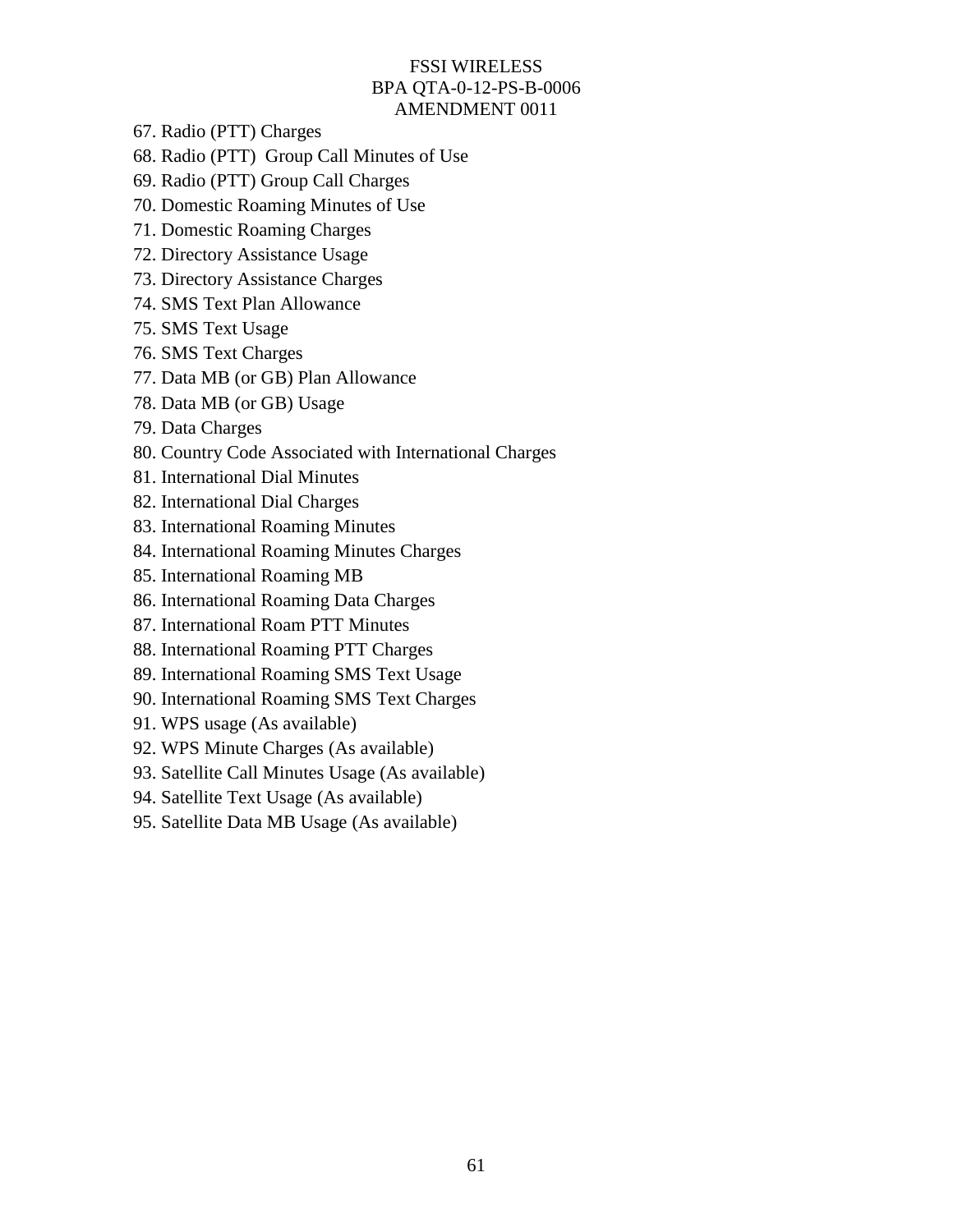67. Radio (PTT) Charges
68. Radio (PTT) Group Call Minutes of Use
69. Radio (PTT) Group Call Charges
70. Domestic Roaming Minutes of Use
71. Domestic Roaming Charges
72. Directory Assistance Usage
73. Directory Assistance Charges
74. SMS Text Plan Allowance
75. SMS Text Usage
76. SMS Text Charges
77. Data MB (or GB) Plan Allowance
78. Data MB (or GB) Usage
79. Data Charges
80. Country Code Associated with International Charges
81. International Dial Minutes
82. International Dial Charges
83. International Roaming Minutes
84. International Roaming Minutes Charges
85. International Roaming MB
86. International Roaming Data Charges
87. International Roam PTT Minutes
88. International Roaming PTT Charges
89. International Roaming SMS Text Usage
90. International Roaming SMS Text Charges
91. WPS usage (As available)
92. WPS Minute Charges (As available)
93. Satellite Call Minutes Usage (As available)
94. Satellite Text Usage (As available)
95. Satellite Data MB Usage (As available)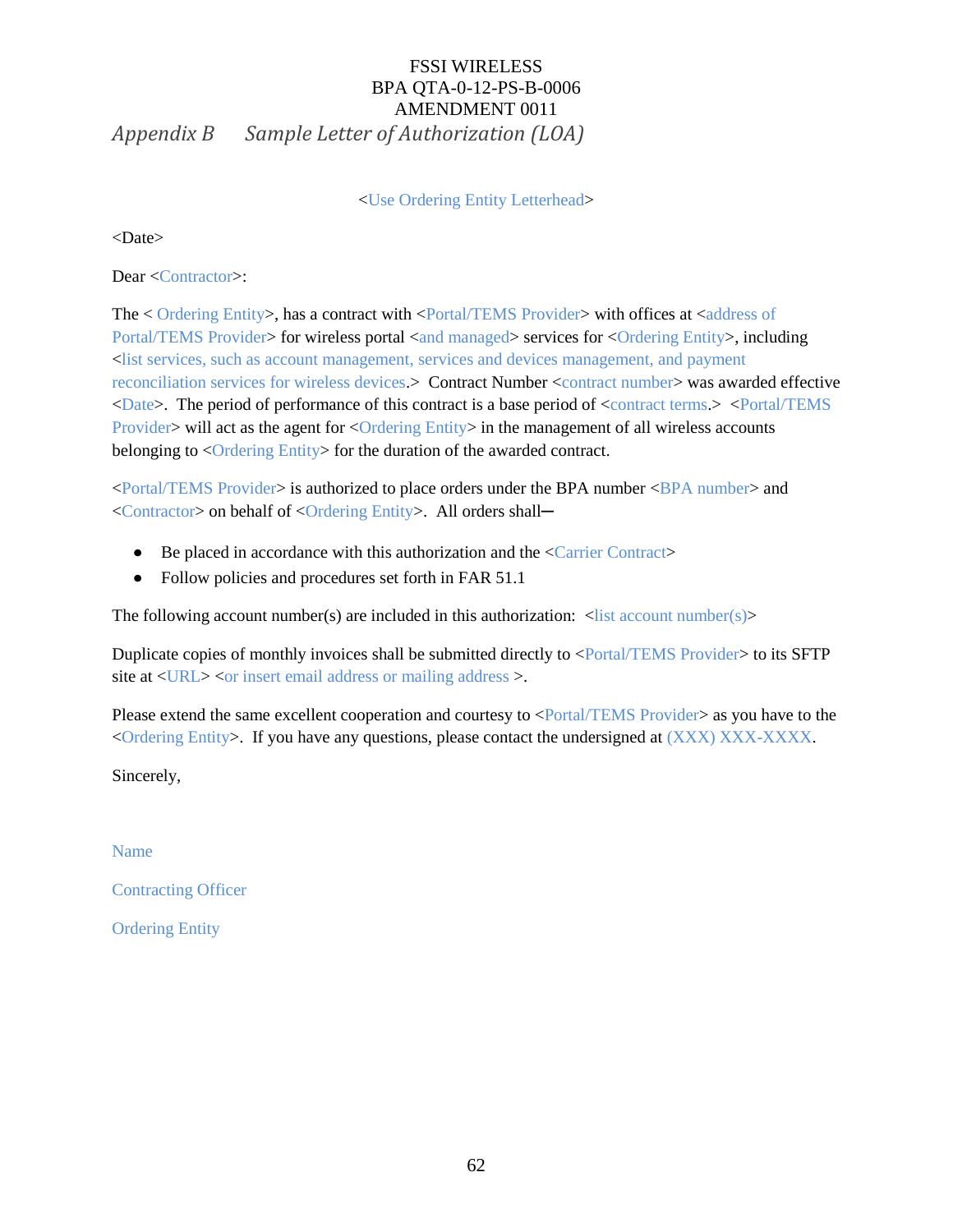FSSI WIRELESS
BPA QTA-0-12-PS-B-0006
AMENDMENT 0011

## *Appendix B Sample Letter of Authorization (LOA)*

<Use Ordering Entity Letterhead>

<Date>

Dear <Contractor>:

The < Ordering Entity>, has a contract with <Portal/TEMS Provider> with offices at <address of Portal/TEMS Provider> for wireless portal <and managed> services for <Ordering Entity>, including <list services, such as account management, services and devices management, and payment reconciliation services for wireless devices.> Contract Number <contract number> was awarded effective <Date>. The period of performance of this contract is a base period of <contract terms.> <Portal/TEMS Provider> will act as the agent for <Ordering Entity> in the management of all wireless accounts belonging to <Ordering Entity> for the duration of the awarded contract.

<Portal/TEMS Provider> is authorized to place orders under the BPA number <BPA number> and <Contractor> on behalf of <Ordering Entity>. All orders shall─

- Be placed in accordance with this authorization and the <Carrier Contract>
- Follow policies and procedures set forth in FAR 51.1

The following account number(s) are included in this authorization: <list account number(s)>

Duplicate copies of monthly invoices shall be submitted directly to <Portal/TEMS Provider> to its SFTP site at <URL> <or insert email address or mailing address >.

Please extend the same excellent cooperation and courtesy to <Portal/TEMS Provider> as you have to the <Ordering Entity>. If you have any questions, please contact the undersigned at (XXX) XXX-XXXX.

Sincerely,

Name

Contracting Officer

Ordering Entity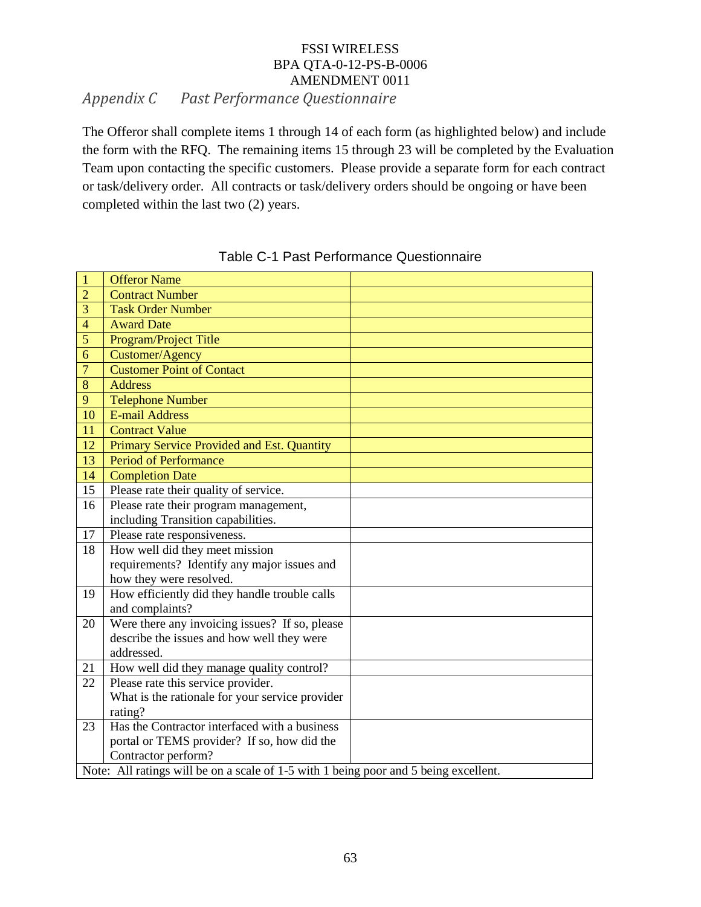FSSI WIRELESS
BPA QTA-0-12-PS-B-0006
AMENDMENT 0011

## *Appendix C Past Performance Questionnaire*

The Offeror shall complete items 1 through 14 of each form (as highlighted below) and include the form with the RFQ. The remaining items 15 through 23 will be completed by the Evaluation Team upon contacting the specific customers. Please provide a separate form for each contract or task/delivery order. All contracts or task/delivery orders should be ongoing or have been completed within the last two (2) years.

Table C-1 Past Performance Questionnaire

| | | |
|---|---|---|
| 1 | Offeror Name | |
| 2 | Contract Number | |
| 3 | Task Order Number | |
| 4 | Award Date | |
| 5 | Program/Project Title | |
| 6 | Customer/Agency | |
| 7 | Customer Point of Contact | |
| 8 | Address | |
| 9 | Telephone Number | |
| 10 | E-mail Address | |
| 11 | Contract Value | |
| 12 | Primary Service Provided and Est. Quantity | |
| 13 | Period of Performance | |
| 14 | Completion Date | |
| 15 | Please rate their quality of service. | |
| 16 | Please rate their program management, including Transition capabilities. | |
| 17 | Please rate responsiveness. | |
| 18 | How well did they meet mission requirements? Identify any major issues and how they were resolved. | |
| 19 | How efficiently did they handle trouble calls and complaints? | |
| 20 | Were there any invoicing issues? If so, please describe the issues and how well they were addressed. | |
| 21 | How well did they manage quality control? | |
| 22 | Please rate this service provider. What is the rationale for your service provider rating? | |
| 23 | Has the Contractor interfaced with a business portal or TEMS provider? If so, how did the Contractor perform? | |
| Note: All ratings will be on a scale of 1-5 with 1 being poor and 5 being excellent. | | |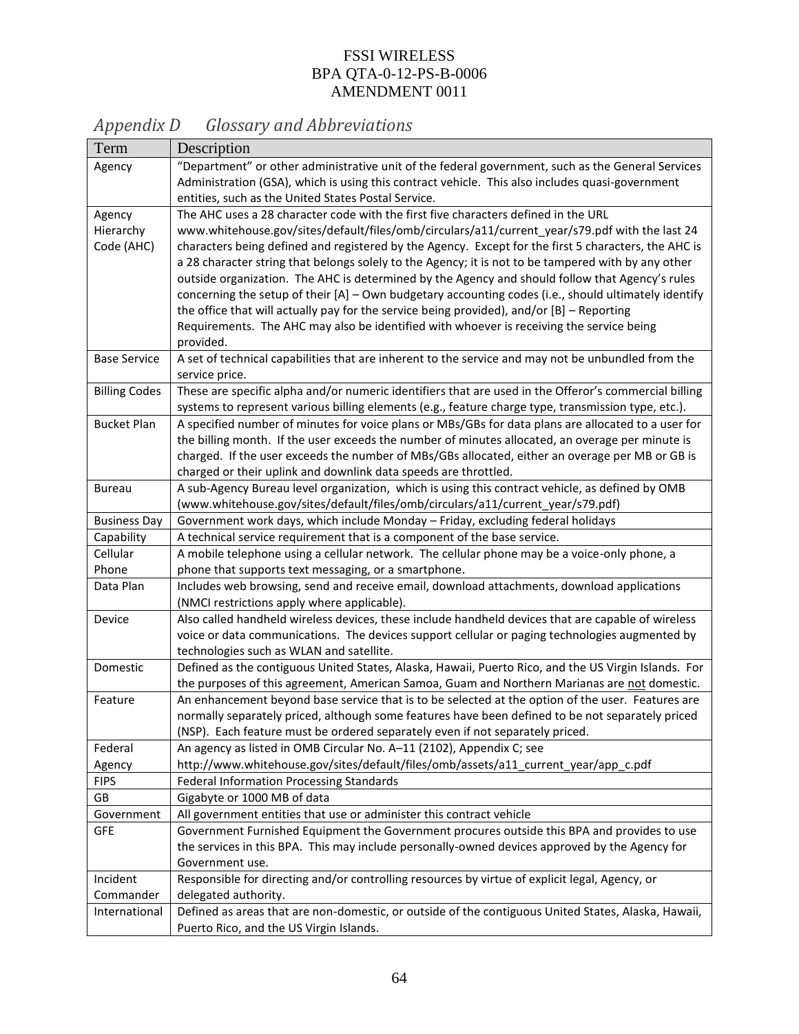FSSI WIRELESS
BPA QTA-0-12-PS-B-0006
AMENDMENT 0011

## *Appendix D Glossary and Abbreviations*

| Term | Description |
|---|---|
| Agency | "Department" or other administrative unit of the federal government, such as the General Services Administration (GSA), which is using this contract vehicle. This also includes quasi-government entities, such as the United States Postal Service. |
| Agency Hierarchy Code (AHC) | The AHC uses a 28 character code with the first five characters defined in the URL www.whitehouse.gov/sites/default/files/omb/circulars/a11/current_year/s79.pdf with the last 24 characters being defined and registered by the Agency. Except for the first 5 characters, the AHC is a 28 character string that belongs solely to the Agency; it is not to be tampered with by any other outside organization. The AHC is determined by the Agency and should follow that Agency's rules concerning the setup of their [A] – Own budgetary accounting codes (i.e., should ultimately identify the office that will actually pay for the service being provided), and/or [B] – Reporting Requirements. The AHC may also be identified with whoever is receiving the service being provided. |
| Base Service | A set of technical capabilities that are inherent to the service and may not be unbundled from the service price. |
| Billing Codes | These are specific alpha and/or numeric identifiers that are used in the Offeror's commercial billing systems to represent various billing elements (e.g., feature charge type, transmission type, etc.). |
| Bucket Plan | A specified number of minutes for voice plans or MBs/GBs for data plans are allocated to a user for the billing month. If the user exceeds the number of minutes allocated, an overage per minute is charged. If the user exceeds the number of MBs/GBs allocated, either an overage per MB or GB is charged or their uplink and downlink data speeds are throttled. |
| Bureau | A sub-Agency Bureau level organization, which is using this contract vehicle, as defined by OMB (www.whitehouse.gov/sites/default/files/omb/circulars/a11/current_year/s79.pdf) |
| Business Day | Government work days, which include Monday – Friday, excluding federal holidays |
| Capability | A technical service requirement that is a component of the base service. |
| Cellular Phone | A mobile telephone using a cellular network. The cellular phone may be a voice-only phone, a phone that supports text messaging, or a smartphone. |
| Data Plan | Includes web browsing, send and receive email, download attachments, download applications (NMCI restrictions apply where applicable). |
| Device | Also called handheld wireless devices, these include handheld devices that are capable of wireless voice or data communications. The devices support cellular or paging technologies augmented by technologies such as WLAN and satellite. |
| Domestic | Defined as the contiguous United States, Alaska, Hawaii, Puerto Rico, and the US Virgin Islands. For the purposes of this agreement, American Samoa, Guam and Northern Marianas are <u>not</u> domestic. |
| Feature | An enhancement beyond base service that is to be selected at the option of the user. Features are normally separately priced, although some features have been defined to be not separately priced (NSP). Each feature must be ordered separately even if not separately priced. |
| Federal Agency | An agency as listed in OMB Circular No. A–11 (2102), Appendix C; see http://www.whitehouse.gov/sites/default/files/omb/assets/a11_current_year/app_c.pdf |
| FIPS | Federal Information Processing Standards |
| GB | Gigabyte or 1000 MB of data |
| Government | All government entities that use or administer this contract vehicle |
| GFE | Government Furnished Equipment the Government procures outside this BPA and provides to use the services in this BPA. This may include personally-owned devices approved by the Agency for Government use. |
| Incident Commander | Responsible for directing and/or controlling resources by virtue of explicit legal, Agency, or delegated authority. |
| International | Defined as areas that are non-domestic, or outside of the contiguous United States, Alaska, Hawaii, Puerto Rico, and the US Virgin Islands. |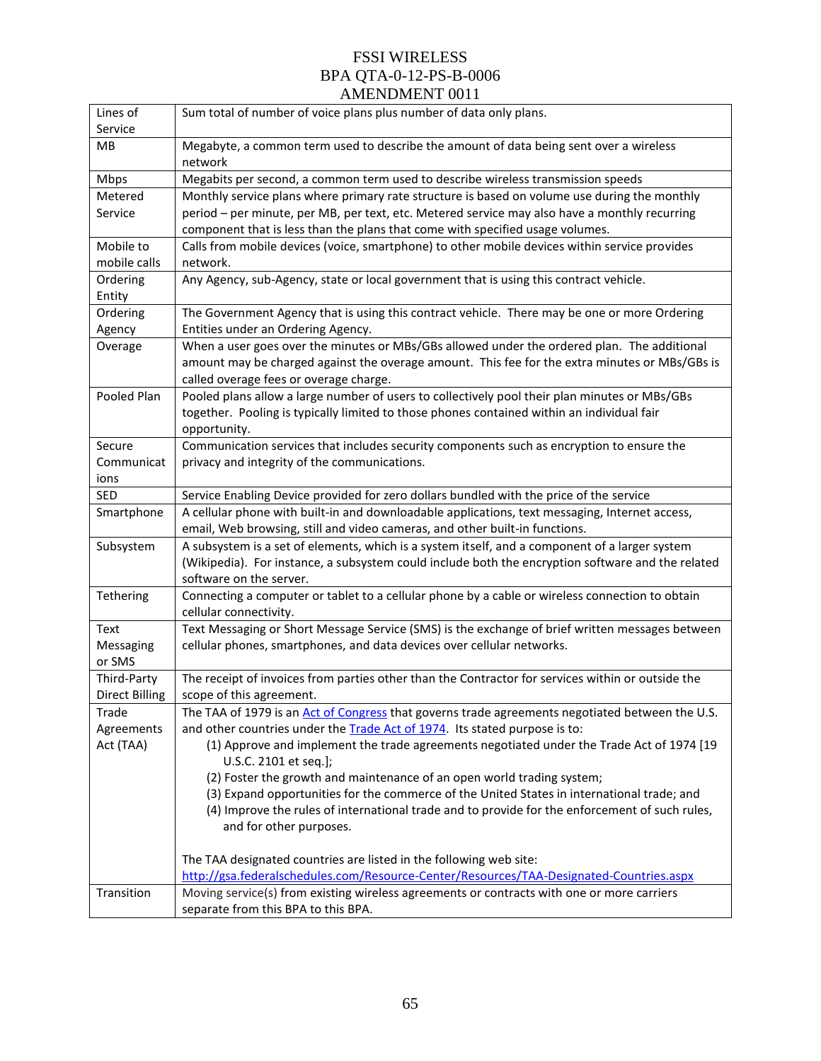| Lines of Service | Sum total of number of voice plans plus number of data only plans. |
|---|---|
| MB | Megabyte, a common term used to describe the amount of data being sent over a wireless network |
| Mbps | Megabits per second, a common term used to describe wireless transmission speeds |
| Metered Service | Monthly service plans where primary rate structure is based on volume use during the monthly period – per minute, per MB, per text, etc. Metered service may also have a monthly recurring component that is less than the plans that come with specified usage volumes. |
| Mobile to mobile calls | Calls from mobile devices (voice, smartphone) to other mobile devices within service provides network. |
| Ordering Entity | Any Agency, sub-Agency, state or local government that is using this contract vehicle. |
| Ordering Agency | The Government Agency that is using this contract vehicle. There may be one or more Ordering Entities under an Ordering Agency. |
| Overage | When a user goes over the minutes or MBs/GBs allowed under the ordered plan. The additional amount may be charged against the overage amount. This fee for the extra minutes or MBs/GBs is called overage fees or overage charge. |
| Pooled Plan | Pooled plans allow a large number of users to collectively pool their plan minutes or MBs/GBs together. Pooling is typically limited to those phones contained within an individual fair opportunity. |
| Secure Communications | Communication services that includes security components such as encryption to ensure the privacy and integrity of the communications. |
| SED | Service Enabling Device provided for zero dollars bundled with the price of the service |
| Smartphone | A cellular phone with built-in and downloadable applications, text messaging, Internet access, email, Web browsing, still and video cameras, and other built-in functions. |
| Subsystem | A subsystem is a set of elements, which is a system itself, and a component of a larger system (Wikipedia). For instance, a subsystem could include both the encryption software and the related software on the server. |
| Tethering | Connecting a computer or tablet to a cellular phone by a cable or wireless connection to obtain cellular connectivity. |
| Text Messaging or SMS | Text Messaging or Short Message Service (SMS) is the exchange of brief written messages between cellular phones, smartphones, and data devices over cellular networks. |
| Third-Party Direct Billing | The receipt of invoices from parties other than the Contractor for services within or outside the scope of this agreement. |
| Trade Agreements Act (TAA) | The TAA of 1979 is an Act of Congress that governs trade agreements negotiated between the U.S. and other countries under the Trade Act of 1974. Its stated purpose is to:<br>(1) Approve and implement the trade agreements negotiated under the Trade Act of 1974 [19 U.S.C. 2101 et seq.];<br>(2) Foster the growth and maintenance of an open world trading system;<br>(3) Expand opportunities for the commerce of the United States in international trade; and<br>(4) Improve the rules of international trade and to provide for the enforcement of such rules, and for other purposes.<br><br>The TAA designated countries are listed in the following web site:<br>http://gsa.federalschedules.com/Resource-Center/Resources/TAA-Designated-Countries.aspx |
| Transition | Moving service(s) from existing wireless agreements or contracts with one or more carriers separate from this BPA to this BPA. |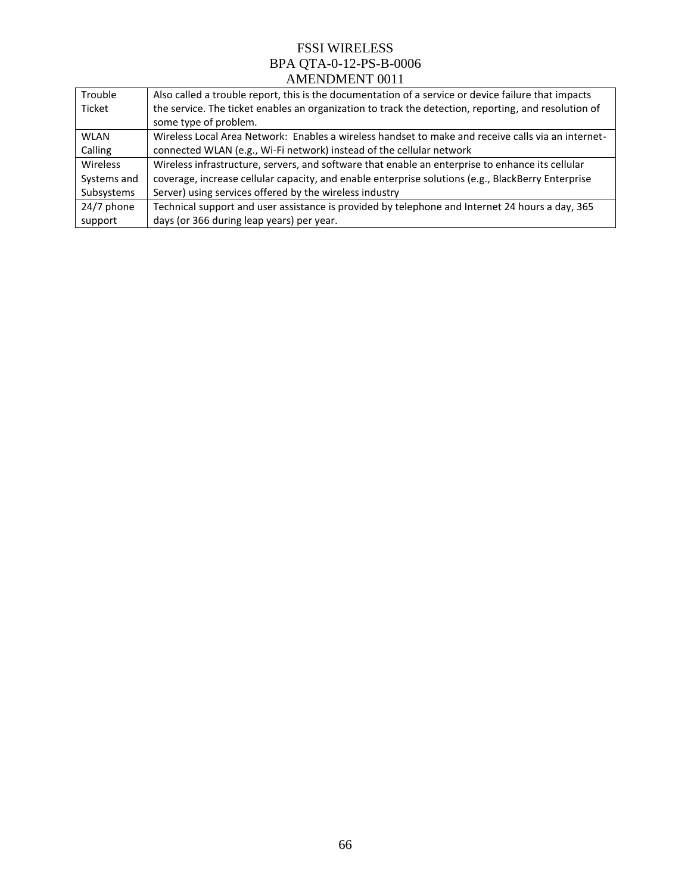| | |
|---|---|
| Trouble Ticket | Also called a trouble report, this is the documentation of a service or device failure that impacts the service. The ticket enables an organization to track the detection, reporting, and resolution of some type of problem. |
| WLAN Calling | Wireless Local Area Network: Enables a wireless handset to make and receive calls via an internet-connected WLAN (e.g., Wi-Fi network) instead of the cellular network |
| Wireless Systems and Subsystems | Wireless infrastructure, servers, and software that enable an enterprise to enhance its cellular coverage, increase cellular capacity, and enable enterprise solutions (e.g., BlackBerry Enterprise Server) using services offered by the wireless industry |
| 24/7 phone support | Technical support and user assistance is provided by telephone and Internet 24 hours a day, 365 days (or 366 during leap years) per year. |